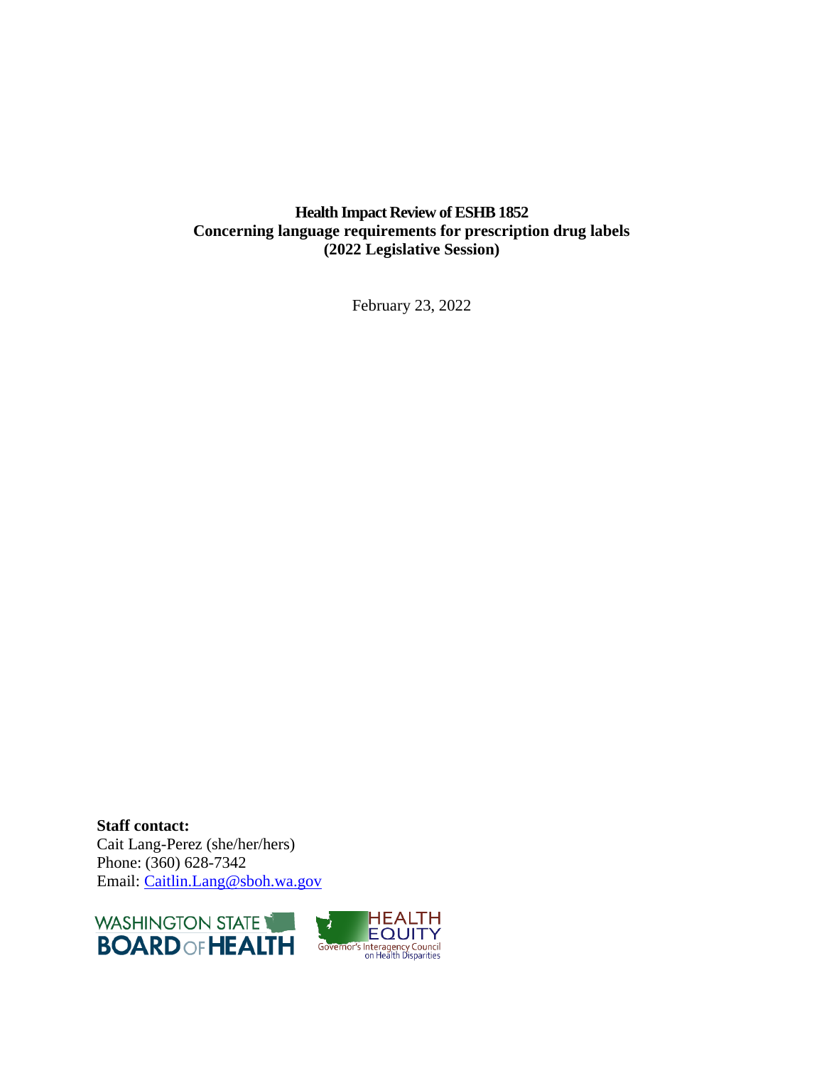**Health Impact Review of ESHB 1852**
**Concerning language requirements for prescription drug labels**
**(2022 Legislative Session)**

February 23, 2022

**Staff contact:**
Cait Lang-Perez (she/her/hers)
Phone: (360) 628-7342
Email: [Caitlin.Lang@sboh.wa.gov](mailto:Caitlin.Lang@sboh.wa.gov)

WASHINGTON STATE BOARD OF HEALTH

HEALTH EQUITY
Governor's Interagency Council on Health Disparities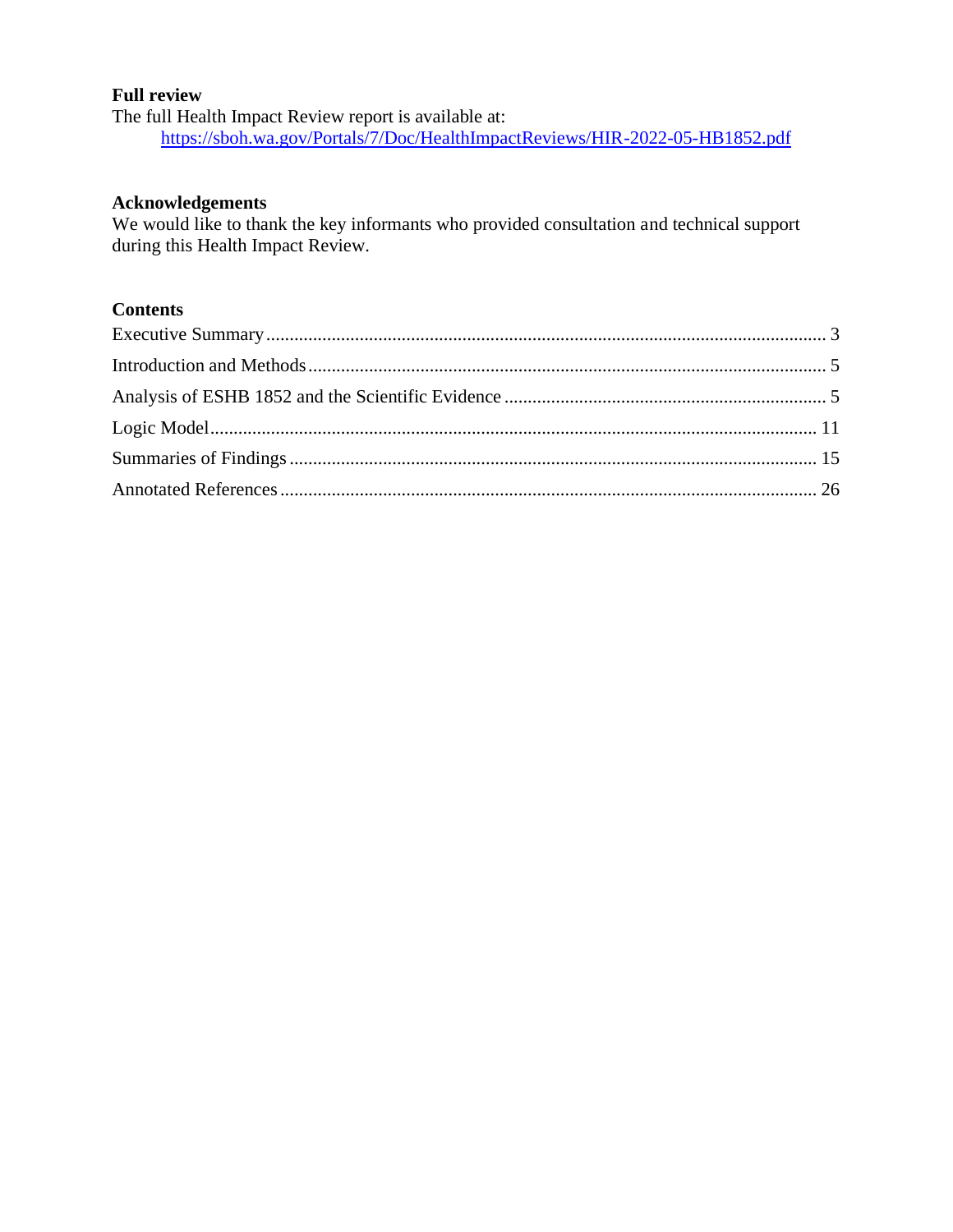**Full review**

The full Health Impact Review report is available at:

https://sboh.wa.gov/Portals/7/Doc/HealthImpactReviews/HIR-2022-05-HB1852.pdf

**Acknowledgements**

We would like to thank the key informants who provided consultation and technical support during this Health Impact Review.

**Contents**

Executive Summary ........................................................................ 3

Introduction and Methods ............................................................... 5

Analysis of ESHB 1852 and the Scientific Evidence ....................... 5

Logic Model .................................................................................. 11

Summaries of Findings ................................................................. 15

Annotated References ................................................................... 26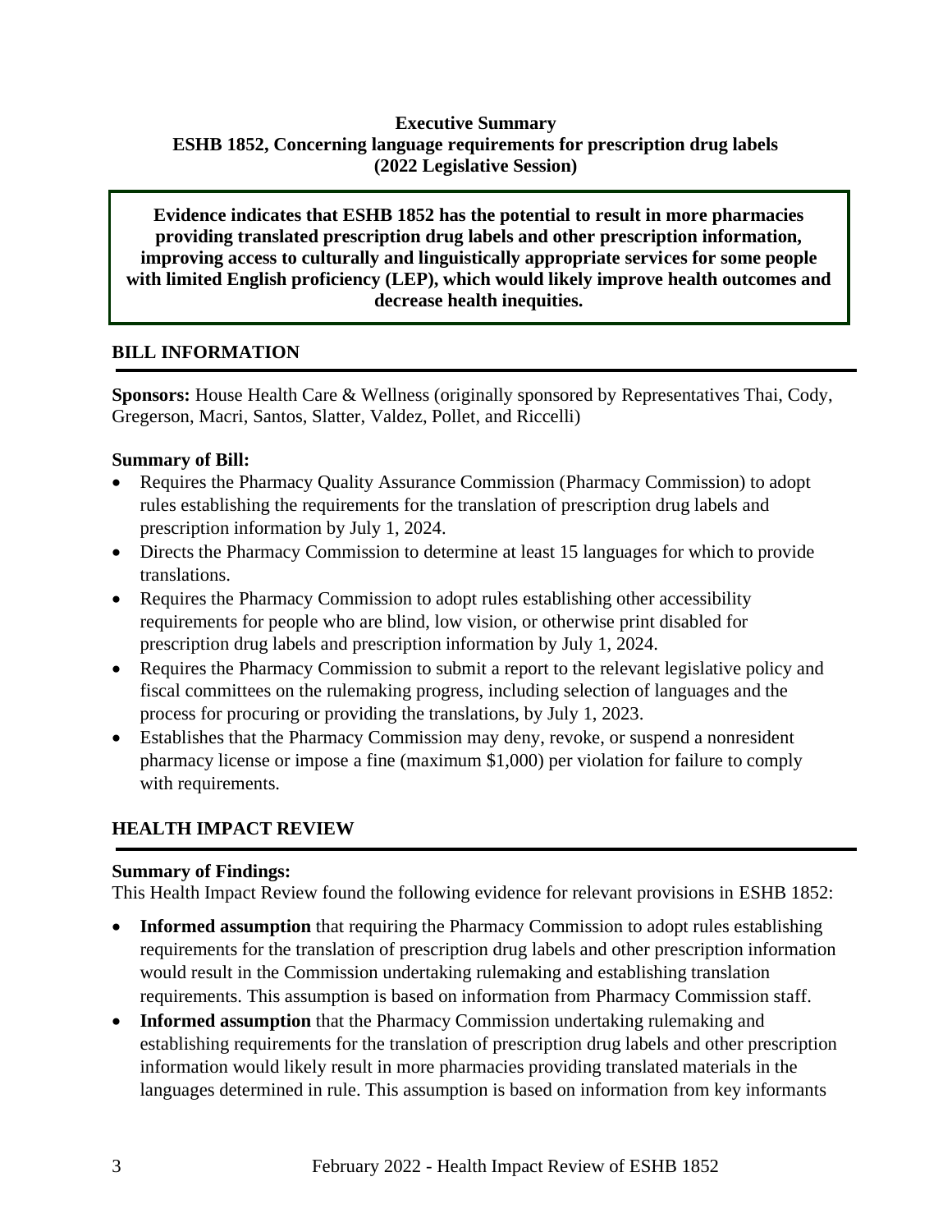**Executive Summary**
**ESHB 1852, Concerning language requirements for prescription drug labels**
**(2022 Legislative Session)**

**Evidence indicates that ESHB 1852 has the potential to result in more pharmacies providing translated prescription drug labels and other prescription information, improving access to culturally and linguistically appropriate services for some people with limited English proficiency (LEP), which would likely improve health outcomes and decrease health inequities.**

## BILL INFORMATION

**Sponsors:** House Health Care & Wellness (originally sponsored by Representatives Thai, Cody, Gregerson, Macri, Santos, Slatter, Valdez, Pollet, and Riccelli)

**Summary of Bill:**

- Requires the Pharmacy Quality Assurance Commission (Pharmacy Commission) to adopt rules establishing the requirements for the translation of prescription drug labels and prescription information by July 1, 2024.
- Directs the Pharmacy Commission to determine at least 15 languages for which to provide translations.
- Requires the Pharmacy Commission to adopt rules establishing other accessibility requirements for people who are blind, low vision, or otherwise print disabled for prescription drug labels and prescription information by July 1, 2024.
- Requires the Pharmacy Commission to submit a report to the relevant legislative policy and fiscal committees on the rulemaking progress, including selection of languages and the process for procuring or providing the translations, by July 1, 2023.
- Establishes that the Pharmacy Commission may deny, revoke, or suspend a nonresident pharmacy license or impose a fine (maximum $1,000) per violation for failure to comply with requirements.

## HEALTH IMPACT REVIEW

**Summary of Findings:**

This Health Impact Review found the following evidence for relevant provisions in ESHB 1852:

- **Informed assumption** that requiring the Pharmacy Commission to adopt rules establishing requirements for the translation of prescription drug labels and other prescription information would result in the Commission undertaking rulemaking and establishing translation requirements. This assumption is based on information from Pharmacy Commission staff.
- **Informed assumption** that the Pharmacy Commission undertaking rulemaking and establishing requirements for the translation of prescription drug labels and other prescription information would likely result in more pharmacies providing translated materials in the languages determined in rule. This assumption is based on information from key informants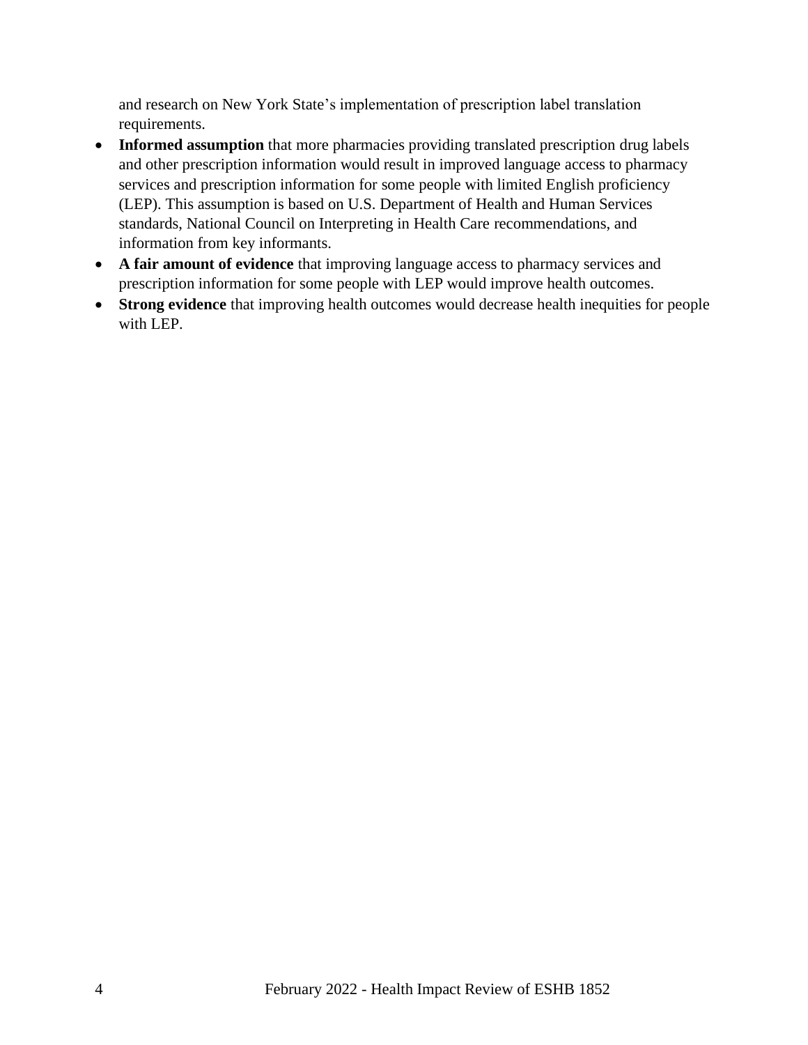and research on New York State's implementation of prescription label translation requirements.

- **Informed assumption** that more pharmacies providing translated prescription drug labels and other prescription information would result in improved language access to pharmacy services and prescription information for some people with limited English proficiency (LEP). This assumption is based on U.S. Department of Health and Human Services standards, National Council on Interpreting in Health Care recommendations, and information from key informants.
- **A fair amount of evidence** that improving language access to pharmacy services and prescription information for some people with LEP would improve health outcomes.
- **Strong evidence** that improving health outcomes would decrease health inequities for people with LEP.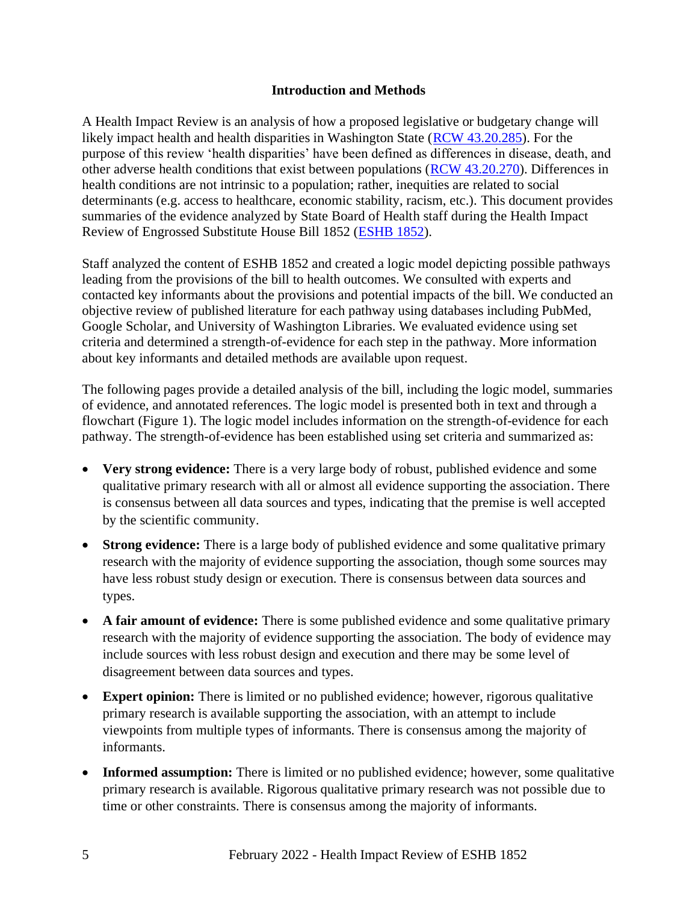## Introduction and Methods

A Health Impact Review is an analysis of how a proposed legislative or budgetary change will likely impact health and health disparities in Washington State (RCW 43.20.285). For the purpose of this review 'health disparities' have been defined as differences in disease, death, and other adverse health conditions that exist between populations (RCW 43.20.270). Differences in health conditions are not intrinsic to a population; rather, inequities are related to social determinants (e.g. access to healthcare, economic stability, racism, etc.). This document provides summaries of the evidence analyzed by State Board of Health staff during the Health Impact Review of Engrossed Substitute House Bill 1852 (ESHB 1852).

Staff analyzed the content of ESHB 1852 and created a logic model depicting possible pathways leading from the provisions of the bill to health outcomes. We consulted with experts and contacted key informants about the provisions and potential impacts of the bill. We conducted an objective review of published literature for each pathway using databases including PubMed, Google Scholar, and University of Washington Libraries. We evaluated evidence using set criteria and determined a strength-of-evidence for each step in the pathway. More information about key informants and detailed methods are available upon request.

The following pages provide a detailed analysis of the bill, including the logic model, summaries of evidence, and annotated references. The logic model is presented both in text and through a flowchart (Figure 1). The logic model includes information on the strength-of-evidence for each pathway. The strength-of-evidence has been established using set criteria and summarized as:

- **Very strong evidence:** There is a very large body of robust, published evidence and some qualitative primary research with all or almost all evidence supporting the association. There is consensus between all data sources and types, indicating that the premise is well accepted by the scientific community.
- **Strong evidence:** There is a large body of published evidence and some qualitative primary research with the majority of evidence supporting the association, though some sources may have less robust study design or execution. There is consensus between data sources and types.
- **A fair amount of evidence:** There is some published evidence and some qualitative primary research with the majority of evidence supporting the association. The body of evidence may include sources with less robust design and execution and there may be some level of disagreement between data sources and types.
- **Expert opinion:** There is limited or no published evidence; however, rigorous qualitative primary research is available supporting the association, with an attempt to include viewpoints from multiple types of informants. There is consensus among the majority of informants.
- **Informed assumption:** There is limited or no published evidence; however, some qualitative primary research is available. Rigorous qualitative primary research was not possible due to time or other constraints. There is consensus among the majority of informants.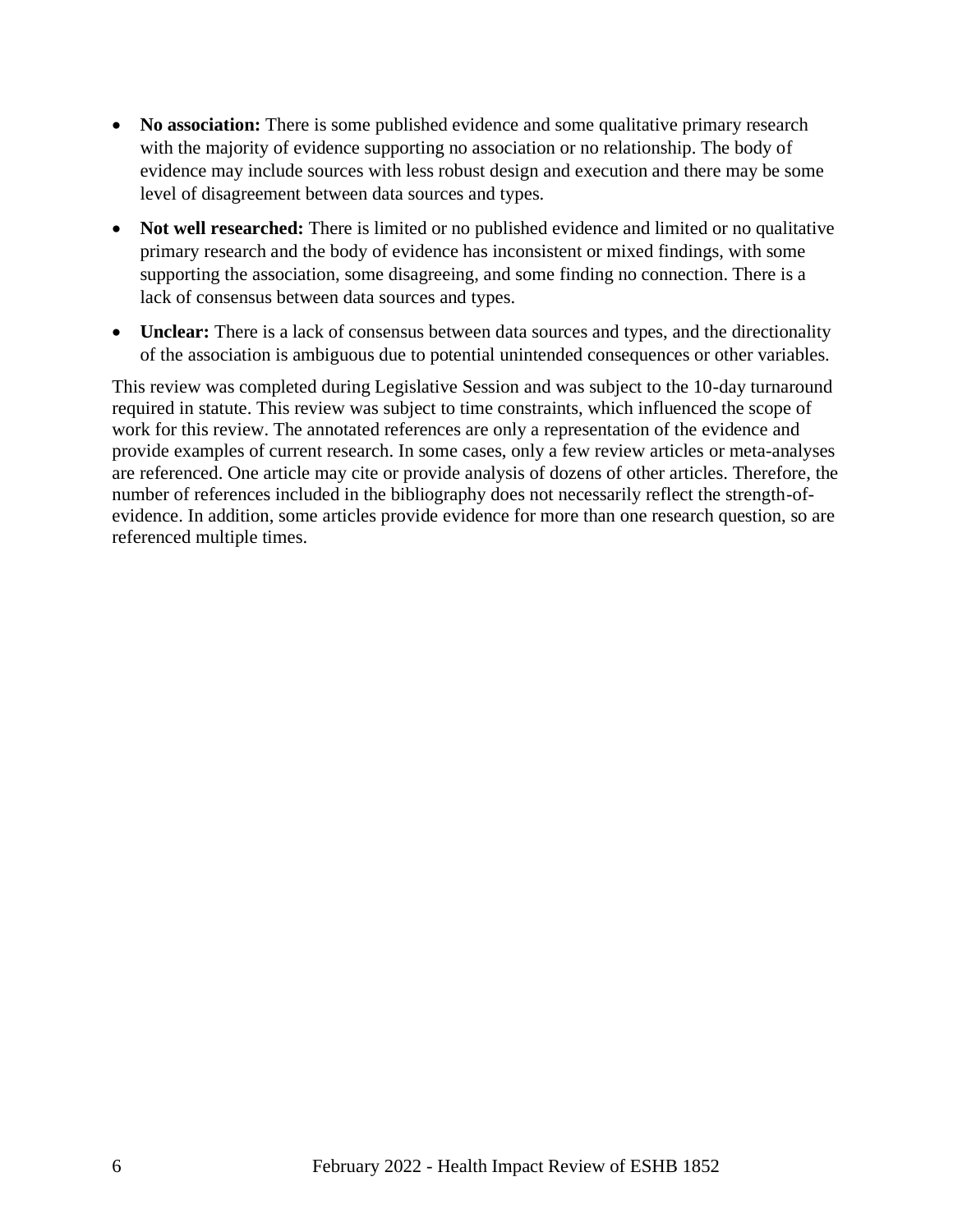- **No association:** There is some published evidence and some qualitative primary research with the majority of evidence supporting no association or no relationship. The body of evidence may include sources with less robust design and execution and there may be some level of disagreement between data sources and types.
- **Not well researched:** There is limited or no published evidence and limited or no qualitative primary research and the body of evidence has inconsistent or mixed findings, with some supporting the association, some disagreeing, and some finding no connection. There is a lack of consensus between data sources and types.
- **Unclear:** There is a lack of consensus between data sources and types, and the directionality of the association is ambiguous due to potential unintended consequences or other variables.

This review was completed during Legislative Session and was subject to the 10-day turnaround required in statute. This review was subject to time constraints, which influenced the scope of work for this review. The annotated references are only a representation of the evidence and provide examples of current research. In some cases, only a few review articles or meta-analyses are referenced. One article may cite or provide analysis of dozens of other articles. Therefore, the number of references included in the bibliography does not necessarily reflect the strength-of-evidence. In addition, some articles provide evidence for more than one research question, so are referenced multiple times.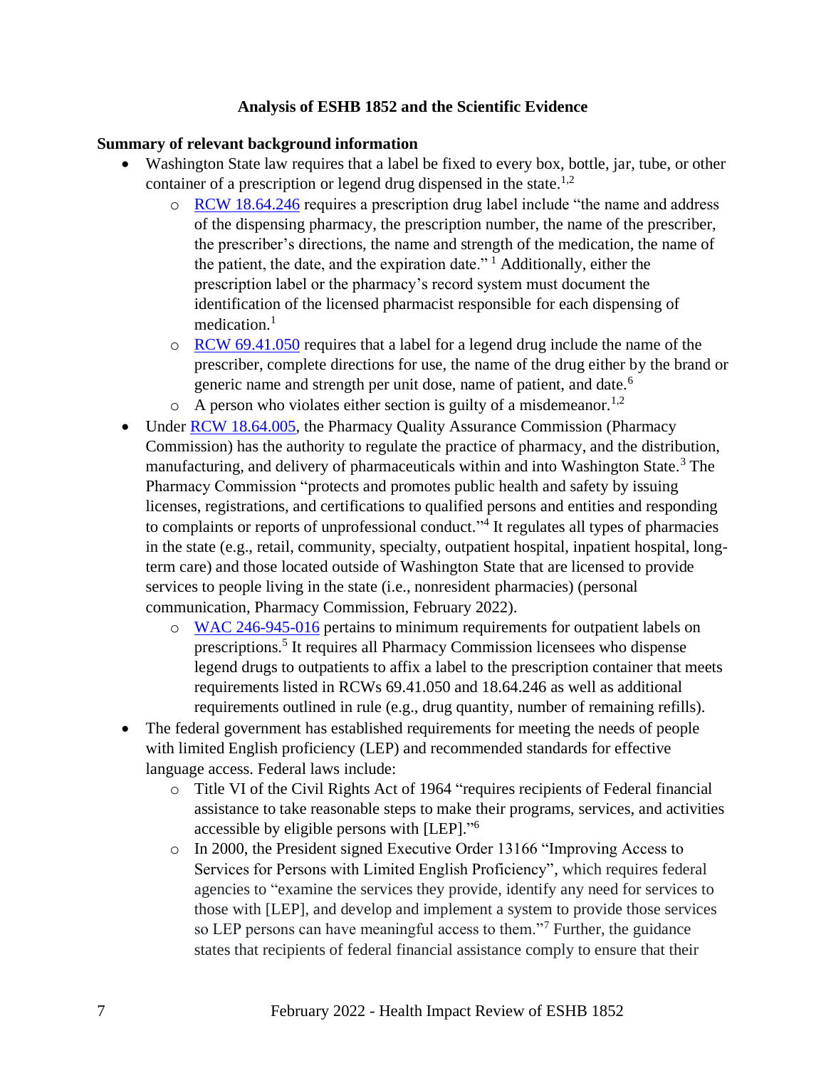## Analysis of ESHB 1852 and the Scientific Evidence

**Summary of relevant background information**

- Washington State law requires that a label be fixed to every box, bottle, jar, tube, or other container of a prescription or legend drug dispensed in the state.[1,2]
  - RCW 18.64.246 requires a prescription drug label include "the name and address of the dispensing pharmacy, the prescription number, the name of the prescriber, the prescriber's directions, the name and strength of the medication, the name of the patient, the date, and the expiration date."[1] Additionally, either the prescription label or the pharmacy's record system must document the identification of the licensed pharmacist responsible for each dispensing of medication.[1]
  - RCW 69.41.050 requires that a label for a legend drug include the name of the prescriber, complete directions for use, the name of the drug either by the brand or generic name and strength per unit dose, name of patient, and date.[6]
  - A person who violates either section is guilty of a misdemeanor.[1,2]
- Under RCW 18.64.005, the Pharmacy Quality Assurance Commission (Pharmacy Commission) has the authority to regulate the practice of pharmacy, and the distribution, manufacturing, and delivery of pharmaceuticals within and into Washington State.[3] The Pharmacy Commission "protects and promotes public health and safety by issuing licenses, registrations, and certifications to qualified persons and entities and responding to complaints or reports of unprofessional conduct."[4] It regulates all types of pharmacies in the state (e.g., retail, community, specialty, outpatient hospital, inpatient hospital, long-term care) and those located outside of Washington State that are licensed to provide services to people living in the state (i.e., nonresident pharmacies) (personal communication, Pharmacy Commission, February 2022).
  - WAC 246-945-016 pertains to minimum requirements for outpatient labels on prescriptions.[5] It requires all Pharmacy Commission licensees who dispense legend drugs to outpatients to affix a label to the prescription container that meets requirements listed in RCWs 69.41.050 and 18.64.246 as well as additional requirements outlined in rule (e.g., drug quantity, number of remaining refills).
- The federal government has established requirements for meeting the needs of people with limited English proficiency (LEP) and recommended standards for effective language access. Federal laws include:
  - Title VI of the Civil Rights Act of 1964 "requires recipients of Federal financial assistance to take reasonable steps to make their programs, services, and activities accessible by eligible persons with [LEP]."[6]
  - In 2000, the President signed Executive Order 13166 "Improving Access to Services for Persons with Limited English Proficiency", which requires federal agencies to "examine the services they provide, identify any need for services to those with [LEP], and develop and implement a system to provide those services so LEP persons can have meaningful access to them."[7] Further, the guidance states that recipients of federal financial assistance comply to ensure that their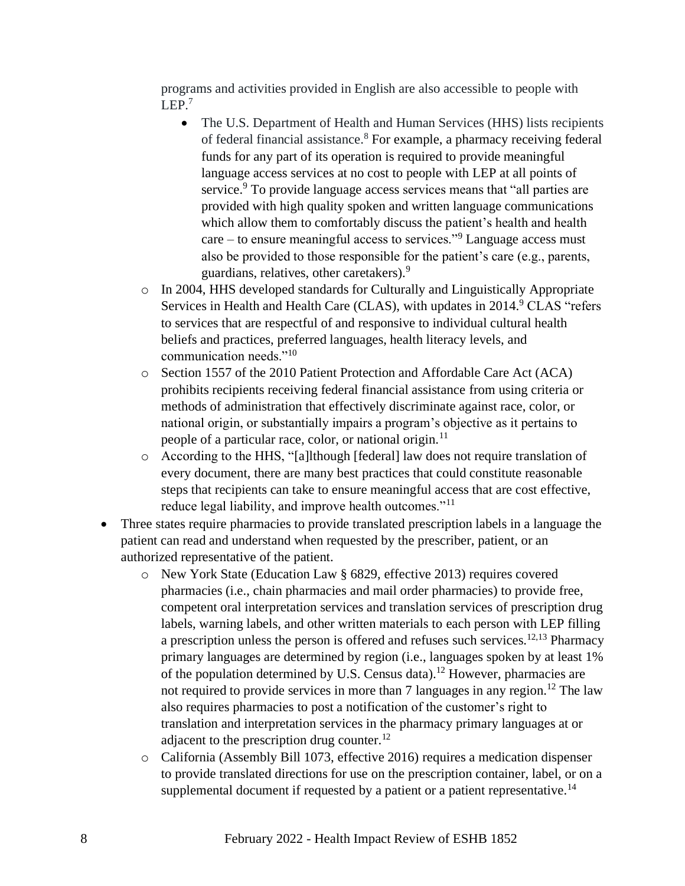programs and activities provided in English are also accessible to people with LEP.[7]

    - The U.S. Department of Health and Human Services (HHS) lists recipients of federal financial assistance.[8] For example, a pharmacy receiving federal funds for any part of its operation is required to provide meaningful language access services at no cost to people with LEP at all points of service.[9] To provide language access services means that "all parties are provided with high quality spoken and written language communications which allow them to comfortably discuss the patient's health and health care – to ensure meaningful access to services."[9] Language access must also be provided to those responsible for the patient's care (e.g., parents, guardians, relatives, other caretakers).[9]

  - In 2004, HHS developed standards for Culturally and Linguistically Appropriate Services in Health and Health Care (CLAS), with updates in 2014.[9] CLAS "refers to services that are respectful of and responsive to individual cultural health beliefs and practices, preferred languages, health literacy levels, and communication needs."[10]
  - Section 1557 of the 2010 Patient Protection and Affordable Care Act (ACA) prohibits recipients receiving federal financial assistance from using criteria or methods of administration that effectively discriminate against race, color, or national origin, or substantially impairs a program's objective as it pertains to people of a particular race, color, or national origin.[11]
  - According to the HHS, "[a]lthough [federal] law does not require translation of every document, there are many best practices that could constitute reasonable steps that recipients can take to ensure meaningful access that are cost effective, reduce legal liability, and improve health outcomes."[11]

- Three states require pharmacies to provide translated prescription labels in a language the patient can read and understand when requested by the prescriber, patient, or an authorized representative of the patient.
  - New York State (Education Law § 6829, effective 2013) requires covered pharmacies (i.e., chain pharmacies and mail order pharmacies) to provide free, competent oral interpretation services and translation services of prescription drug labels, warning labels, and other written materials to each person with LEP filling a prescription unless the person is offered and refuses such services.[12,13] Pharmacy primary languages are determined by region (i.e., languages spoken by at least 1% of the population determined by U.S. Census data).[12] However, pharmacies are not required to provide services in more than 7 languages in any region.[12] The law also requires pharmacies to post a notification of the customer's right to translation and interpretation services in the pharmacy primary languages at or adjacent to the prescription drug counter.[12]
  - California (Assembly Bill 1073, effective 2016) requires a medication dispenser to provide translated directions for use on the prescription container, label, or on a supplemental document if requested by a patient or a patient representative.[14]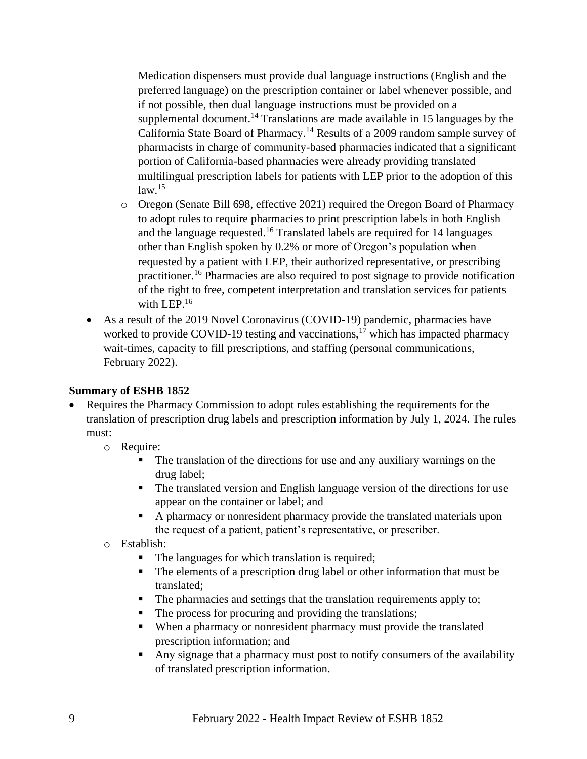Medication dispensers must provide dual language instructions (English and the preferred language) on the prescription container or label whenever possible, and if not possible, then dual language instructions must be provided on a supplemental document.[14] Translations are made available in 15 languages by the California State Board of Pharmacy.[14] Results of a 2009 random sample survey of pharmacists in charge of community-based pharmacies indicated that a significant portion of California-based pharmacies were already providing translated multilingual prescription labels for patients with LEP prior to the adoption of this law.[15]

- Oregon (Senate Bill 698, effective 2021) required the Oregon Board of Pharmacy to adopt rules to require pharmacies to print prescription labels in both English and the language requested.[16] Translated labels are required for 14 languages other than English spoken by 0.2% or more of Oregon's population when requested by a patient with LEP, their authorized representative, or prescribing practitioner.[16] Pharmacies are also required to post signage to provide notification of the right to free, competent interpretation and translation services for patients with LEP.[16]

- As a result of the 2019 Novel Coronavirus (COVID-19) pandemic, pharmacies have worked to provide COVID-19 testing and vaccinations,[17] which has impacted pharmacy wait-times, capacity to fill prescriptions, and staffing (personal communications, February 2022).

**Summary of ESHB 1852**

- Requires the Pharmacy Commission to adopt rules establishing the requirements for the translation of prescription drug labels and prescription information by July 1, 2024. The rules must:
  - Require:
    - The translation of the directions for use and any auxiliary warnings on the drug label;
    - The translated version and English language version of the directions for use appear on the container or label; and
    - A pharmacy or nonresident pharmacy provide the translated materials upon the request of a patient, patient's representative, or prescriber.
  - Establish:
    - The languages for which translation is required;
    - The elements of a prescription drug label or other information that must be translated;
    - The pharmacies and settings that the translation requirements apply to;
    - The process for procuring and providing the translations;
    - When a pharmacy or nonresident pharmacy must provide the translated prescription information; and
    - Any signage that a pharmacy must post to notify consumers of the availability of translated prescription information.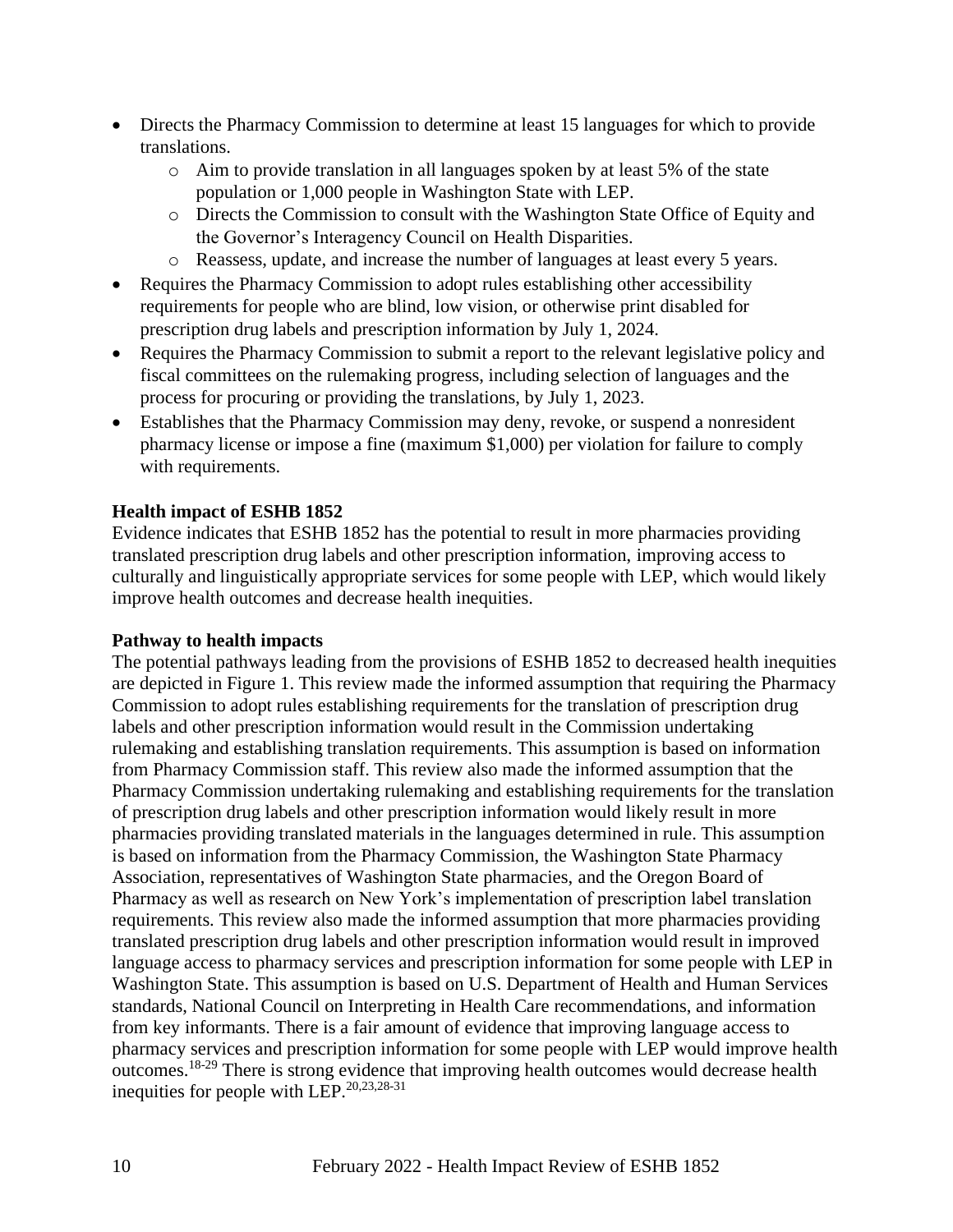- Directs the Pharmacy Commission to determine at least 15 languages for which to provide translations.
  - Aim to provide translation in all languages spoken by at least 5% of the state population or 1,000 people in Washington State with LEP.
  - Directs the Commission to consult with the Washington State Office of Equity and the Governor's Interagency Council on Health Disparities.
  - Reassess, update, and increase the number of languages at least every 5 years.
- Requires the Pharmacy Commission to adopt rules establishing other accessibility requirements for people who are blind, low vision, or otherwise print disabled for prescription drug labels and prescription information by July 1, 2024.
- Requires the Pharmacy Commission to submit a report to the relevant legislative policy and fiscal committees on the rulemaking progress, including selection of languages and the process for procuring or providing the translations, by July 1, 2023.
- Establishes that the Pharmacy Commission may deny, revoke, or suspend a nonresident pharmacy license or impose a fine (maximum $1,000) per violation for failure to comply with requirements.

**Health impact of ESHB 1852**

Evidence indicates that ESHB 1852 has the potential to result in more pharmacies providing translated prescription drug labels and other prescription information, improving access to culturally and linguistically appropriate services for some people with LEP, which would likely improve health outcomes and decrease health inequities.

**Pathway to health impacts**

The potential pathways leading from the provisions of ESHB 1852 to decreased health inequities are depicted in Figure 1. This review made the informed assumption that requiring the Pharmacy Commission to adopt rules establishing requirements for the translation of prescription drug labels and other prescription information would result in the Commission undertaking rulemaking and establishing translation requirements. This assumption is based on information from Pharmacy Commission staff. This review also made the informed assumption that the Pharmacy Commission undertaking rulemaking and establishing requirements for the translation of prescription drug labels and other prescription information would likely result in more pharmacies providing translated materials in the languages determined in rule. This assumption is based on information from the Pharmacy Commission, the Washington State Pharmacy Association, representatives of Washington State pharmacies, and the Oregon Board of Pharmacy as well as research on New York's implementation of prescription label translation requirements. This review also made the informed assumption that more pharmacies providing translated prescription drug labels and other prescription information would result in improved language access to pharmacy services and prescription information for some people with LEP in Washington State. This assumption is based on U.S. Department of Health and Human Services standards, National Council on Interpreting in Health Care recommendations, and information from key informants. There is a fair amount of evidence that improving language access to pharmacy services and prescription information for some people with LEP would improve health outcomes.[18-29] There is strong evidence that improving health outcomes would decrease health inequities for people with LEP.[20,23,28-31]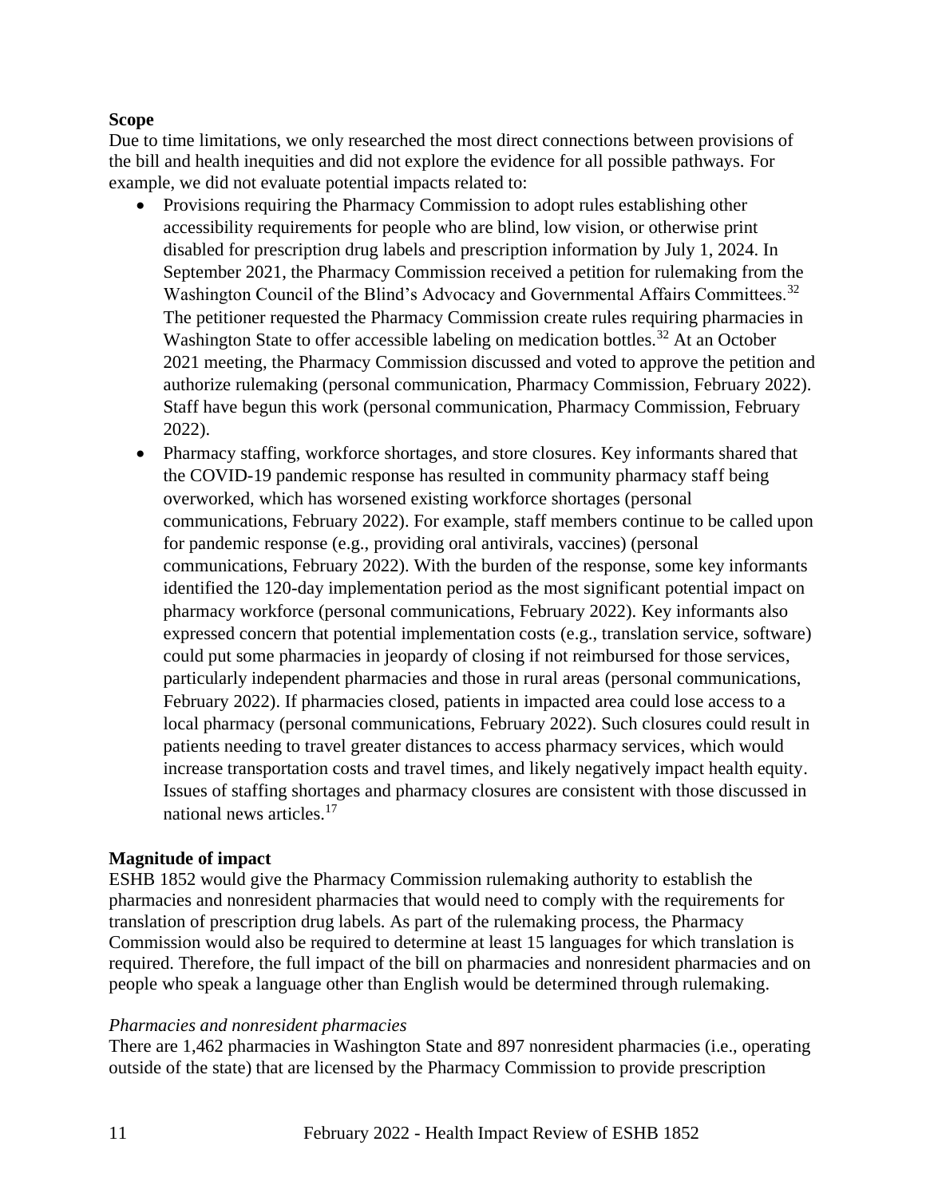**Scope**

Due to time limitations, we only researched the most direct connections between provisions of the bill and health inequities and did not explore the evidence for all possible pathways. For example, we did not evaluate potential impacts related to:

- Provisions requiring the Pharmacy Commission to adopt rules establishing other accessibility requirements for people who are blind, low vision, or otherwise print disabled for prescription drug labels and prescription information by July 1, 2024. In September 2021, the Pharmacy Commission received a petition for rulemaking from the Washington Council of the Blind's Advocacy and Governmental Affairs Committees.[32] The petitioner requested the Pharmacy Commission create rules requiring pharmacies in Washington State to offer accessible labeling on medication bottles.[32] At an October 2021 meeting, the Pharmacy Commission discussed and voted to approve the petition and authorize rulemaking (personal communication, Pharmacy Commission, February 2022). Staff have begun this work (personal communication, Pharmacy Commission, February 2022).
- Pharmacy staffing, workforce shortages, and store closures. Key informants shared that the COVID-19 pandemic response has resulted in community pharmacy staff being overworked, which has worsened existing workforce shortages (personal communications, February 2022). For example, staff members continue to be called upon for pandemic response (e.g., providing oral antivirals, vaccines) (personal communications, February 2022). With the burden of the response, some key informants identified the 120-day implementation period as the most significant potential impact on pharmacy workforce (personal communications, February 2022). Key informants also expressed concern that potential implementation costs (e.g., translation service, software) could put some pharmacies in jeopardy of closing if not reimbursed for those services, particularly independent pharmacies and those in rural areas (personal communications, February 2022). If pharmacies closed, patients in impacted area could lose access to a local pharmacy (personal communications, February 2022). Such closures could result in patients needing to travel greater distances to access pharmacy services, which would increase transportation costs and travel times, and likely negatively impact health equity. Issues of staffing shortages and pharmacy closures are consistent with those discussed in national news articles.[17]

**Magnitude of impact**

ESHB 1852 would give the Pharmacy Commission rulemaking authority to establish the pharmacies and nonresident pharmacies that would need to comply with the requirements for translation of prescription drug labels. As part of the rulemaking process, the Pharmacy Commission would also be required to determine at least 15 languages for which translation is required. Therefore, the full impact of the bill on pharmacies and nonresident pharmacies and on people who speak a language other than English would be determined through rulemaking.

*Pharmacies and nonresident pharmacies*

There are 1,462 pharmacies in Washington State and 897 nonresident pharmacies (i.e., operating outside of the state) that are licensed by the Pharmacy Commission to provide prescription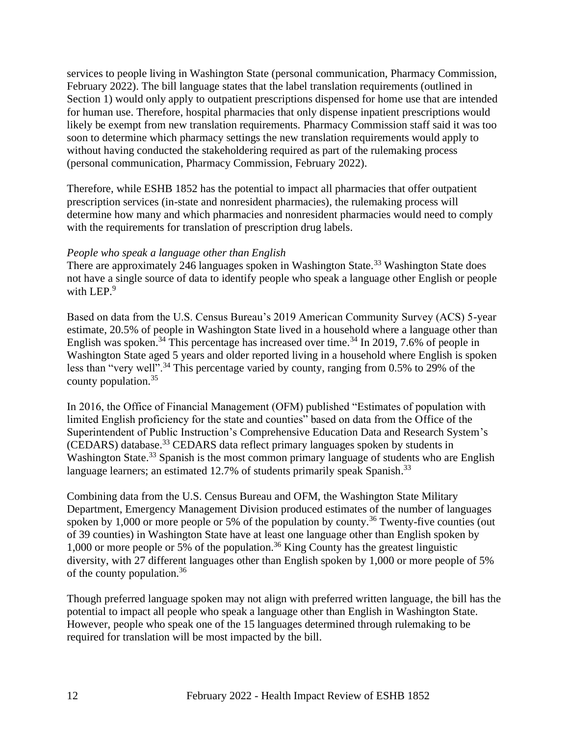services to people living in Washington State (personal communication, Pharmacy Commission, February 2022). The bill language states that the label translation requirements (outlined in Section 1) would only apply to outpatient prescriptions dispensed for home use that are intended for human use. Therefore, hospital pharmacies that only dispense inpatient prescriptions would likely be exempt from new translation requirements. Pharmacy Commission staff said it was too soon to determine which pharmacy settings the new translation requirements would apply to without having conducted the stakeholdering required as part of the rulemaking process (personal communication, Pharmacy Commission, February 2022).

Therefore, while ESHB 1852 has the potential to impact all pharmacies that offer outpatient prescription services (in-state and nonresident pharmacies), the rulemaking process will determine how many and which pharmacies and nonresident pharmacies would need to comply with the requirements for translation of prescription drug labels.

*People who speak a language other than English*

There are approximately 246 languages spoken in Washington State.[33] Washington State does not have a single source of data to identify people who speak a language other English or people with LEP.[9]

Based on data from the U.S. Census Bureau's 2019 American Community Survey (ACS) 5-year estimate, 20.5% of people in Washington State lived in a household where a language other than English was spoken.[34] This percentage has increased over time.[34] In 2019, 7.6% of people in Washington State aged 5 years and older reported living in a household where English is spoken less than "very well".[34] This percentage varied by county, ranging from 0.5% to 29% of the county population.[35]

In 2016, the Office of Financial Management (OFM) published "Estimates of population with limited English proficiency for the state and counties" based on data from the Office of the Superintendent of Public Instruction's Comprehensive Education Data and Research System's (CEDARS) database.[33] CEDARS data reflect primary languages spoken by students in Washington State.[33] Spanish is the most common primary language of students who are English language learners; an estimated 12.7% of students primarily speak Spanish.[33]

Combining data from the U.S. Census Bureau and OFM, the Washington State Military Department, Emergency Management Division produced estimates of the number of languages spoken by 1,000 or more people or 5% of the population by county.[36] Twenty-five counties (out of 39 counties) in Washington State have at least one language other than English spoken by 1,000 or more people or 5% of the population.[36] King County has the greatest linguistic diversity, with 27 different languages other than English spoken by 1,000 or more people of 5% of the county population.[36]

Though preferred language spoken may not align with preferred written language, the bill has the potential to impact all people who speak a language other than English in Washington State. However, people who speak one of the 15 languages determined through rulemaking to be required for translation will be most impacted by the bill.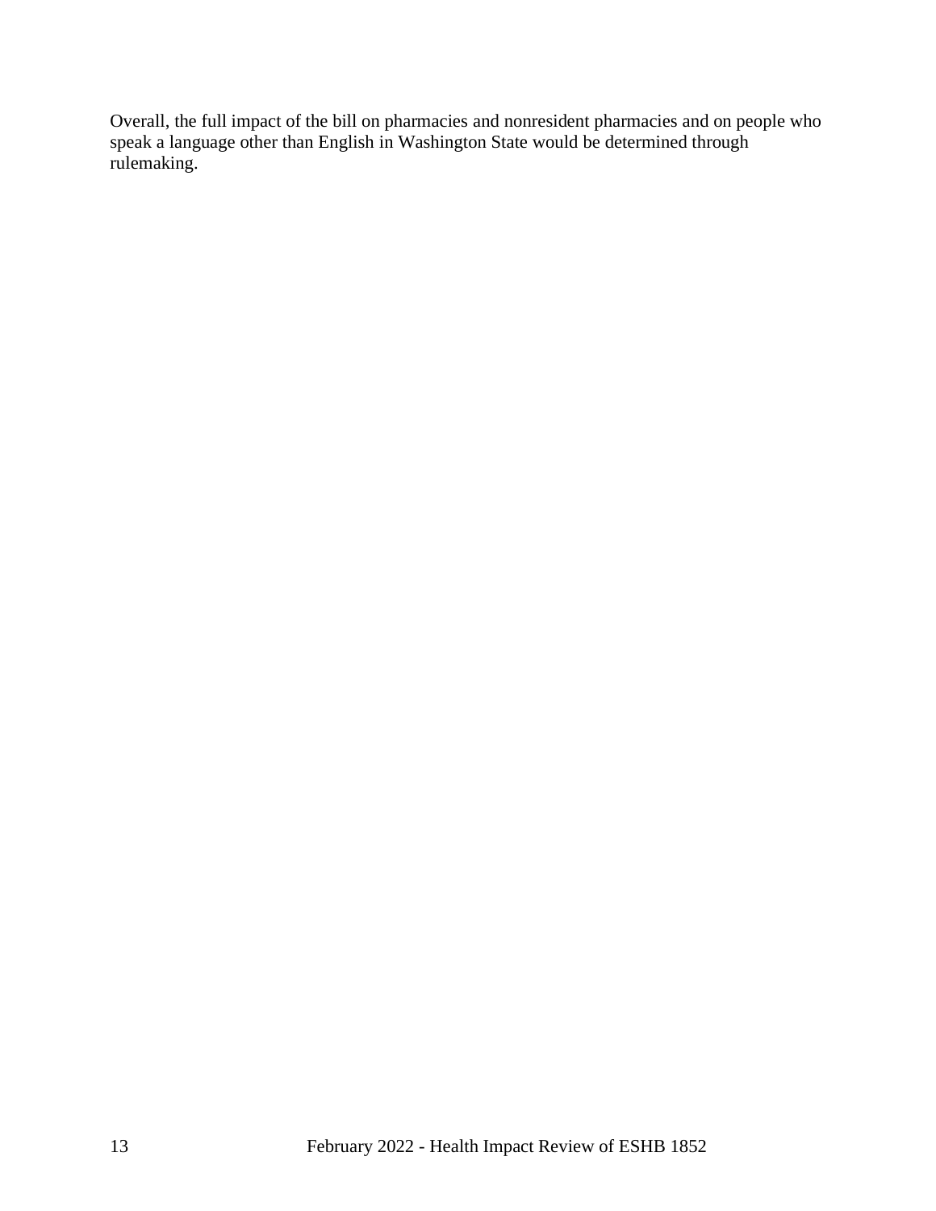Overall, the full impact of the bill on pharmacies and nonresident pharmacies and on people who speak a language other than English in Washington State would be determined through rulemaking.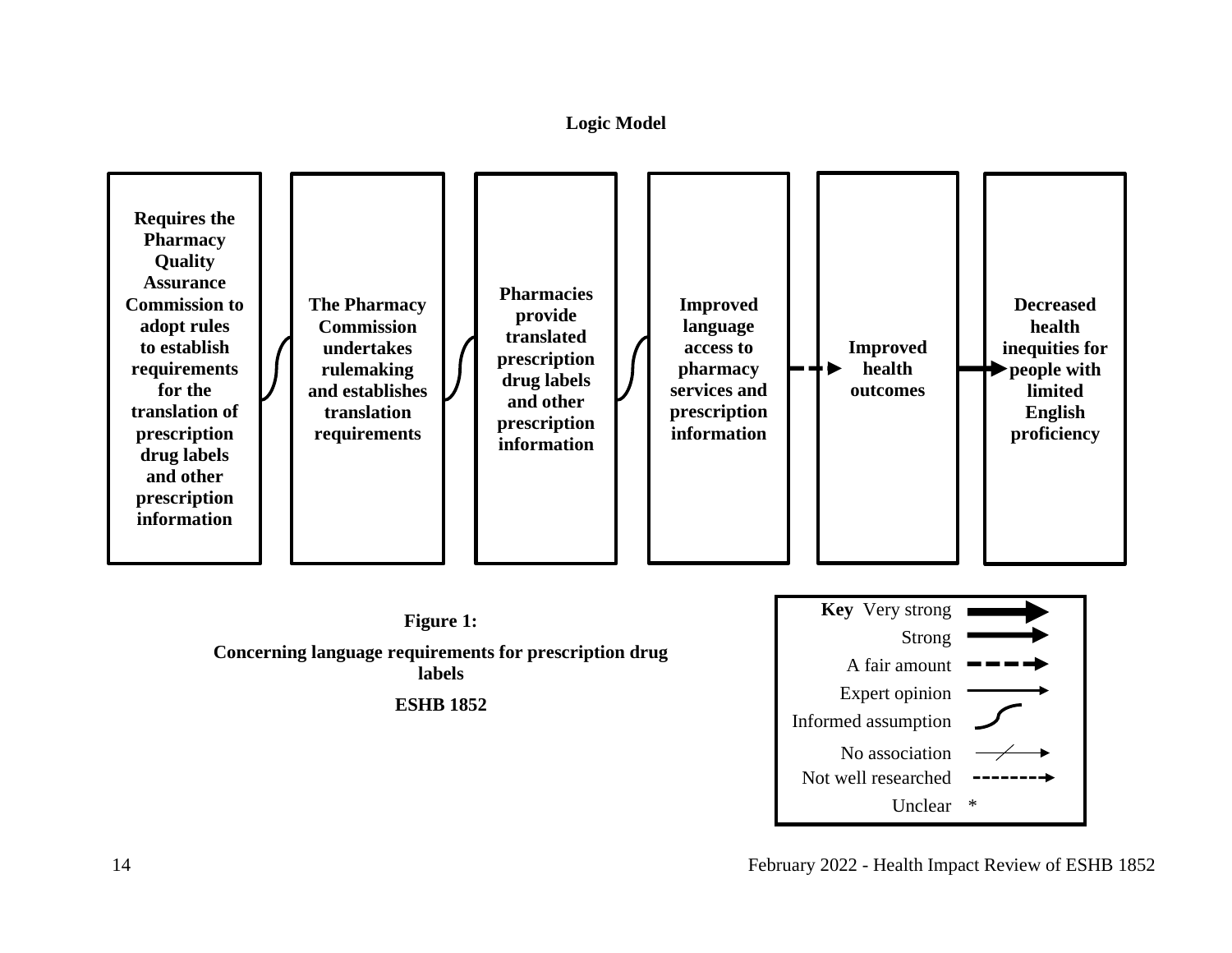**Logic Model**

Requires the Pharmacy Quality Assurance Commission to adopt rules to establish requirements for the translation of prescription drug labels and other prescription information

The Pharmacy Commission undertakes rulemaking and establishes translation requirements

Pharmacies provide translated prescription drug labels and other prescription information

Improved language access to pharmacy services and prescription information

Improved health outcomes

Decreased health inequities for people with limited English proficiency

**Figure 1:**

**Concerning language requirements for prescription drug labels**

**ESHB 1852**

**Key**

- Very strong
- Strong
- A fair amount
- Expert opinion
- Informed assumption
- No association
- Not well researched
- Unclear *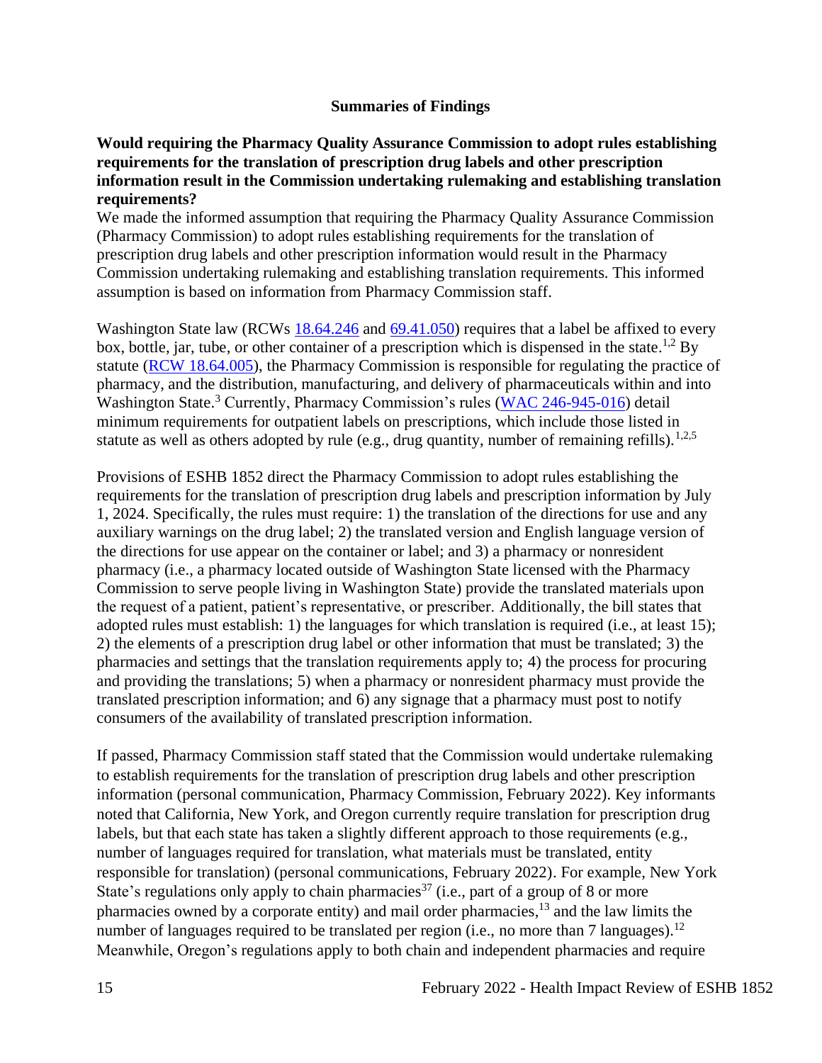## Summaries of Findings

**Would requiring the Pharmacy Quality Assurance Commission to adopt rules establishing requirements for the translation of prescription drug labels and other prescription information result in the Commission undertaking rulemaking and establishing translation requirements?**

We made the informed assumption that requiring the Pharmacy Quality Assurance Commission (Pharmacy Commission) to adopt rules establishing requirements for the translation of prescription drug labels and other prescription information would result in the Pharmacy Commission undertaking rulemaking and establishing translation requirements. This informed assumption is based on information from Pharmacy Commission staff.

Washington State law (RCWs [18.64.246](18.64.246) and [69.41.050](69.41.050)) requires that a label be affixed to every box, bottle, jar, tube, or other container of a prescription which is dispensed in the state.[1,2] By statute ([RCW 18.64.005](RCW 18.64.005)), the Pharmacy Commission is responsible for regulating the practice of pharmacy, and the distribution, manufacturing, and delivery of pharmaceuticals within and into Washington State.[3] Currently, Pharmacy Commission's rules ([WAC 246-945-016](WAC 246-945-016)) detail minimum requirements for outpatient labels on prescriptions, which include those listed in statute as well as others adopted by rule (e.g., drug quantity, number of remaining refills).[1,2,5]

Provisions of ESHB 1852 direct the Pharmacy Commission to adopt rules establishing the requirements for the translation of prescription drug labels and prescription information by July 1, 2024. Specifically, the rules must require: 1) the translation of the directions for use and any auxiliary warnings on the drug label; 2) the translated version and English language version of the directions for use appear on the container or label; and 3) a pharmacy or nonresident pharmacy (i.e., a pharmacy located outside of Washington State licensed with the Pharmacy Commission to serve people living in Washington State) provide the translated materials upon the request of a patient, patient's representative, or prescriber. Additionally, the bill states that adopted rules must establish: 1) the languages for which translation is required (i.e., at least 15); 2) the elements of a prescription drug label or other information that must be translated; 3) the pharmacies and settings that the translation requirements apply to; 4) the process for procuring and providing the translations; 5) when a pharmacy or nonresident pharmacy must provide the translated prescription information; and 6) any signage that a pharmacy must post to notify consumers of the availability of translated prescription information.

If passed, Pharmacy Commission staff stated that the Commission would undertake rulemaking to establish requirements for the translation of prescription drug labels and other prescription information (personal communication, Pharmacy Commission, February 2022). Key informants noted that California, New York, and Oregon currently require translation for prescription drug labels, but that each state has taken a slightly different approach to those requirements (e.g., number of languages required for translation, what materials must be translated, entity responsible for translation) (personal communications, February 2022). For example, New York State's regulations only apply to chain pharmacies[37] (i.e., part of a group of 8 or more pharmacies owned by a corporate entity) and mail order pharmacies,[13] and the law limits the number of languages required to be translated per region (i.e., no more than 7 languages).[12] Meanwhile, Oregon's regulations apply to both chain and independent pharmacies and require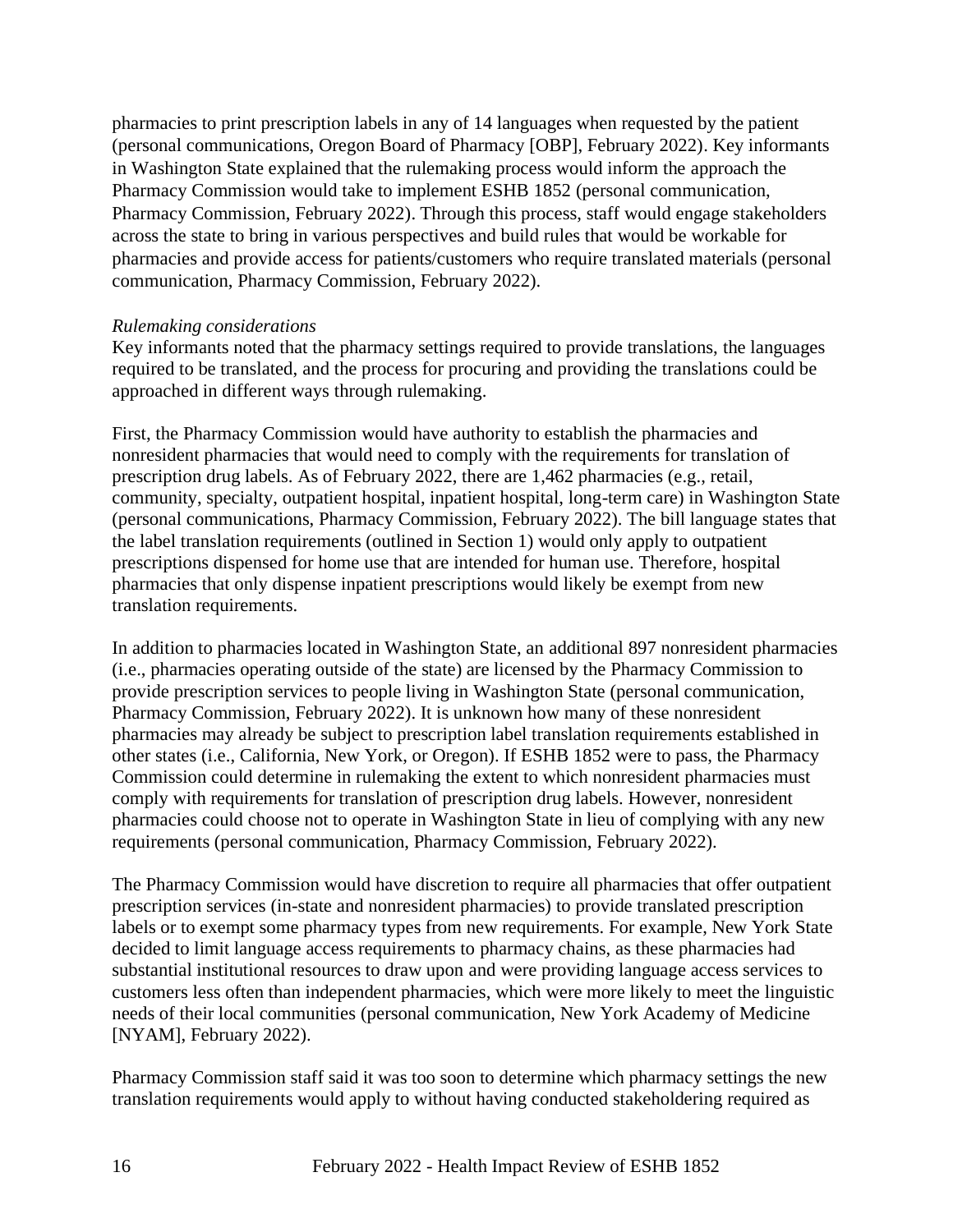pharmacies to print prescription labels in any of 14 languages when requested by the patient (personal communications, Oregon Board of Pharmacy [OBP], February 2022). Key informants in Washington State explained that the rulemaking process would inform the approach the Pharmacy Commission would take to implement ESHB 1852 (personal communication, Pharmacy Commission, February 2022). Through this process, staff would engage stakeholders across the state to bring in various perspectives and build rules that would be workable for pharmacies and provide access for patients/customers who require translated materials (personal communication, Pharmacy Commission, February 2022).

*Rulemaking considerations*
Key informants noted that the pharmacy settings required to provide translations, the languages required to be translated, and the process for procuring and providing the translations could be approached in different ways through rulemaking.

First, the Pharmacy Commission would have authority to establish the pharmacies and nonresident pharmacies that would need to comply with the requirements for translation of prescription drug labels. As of February 2022, there are 1,462 pharmacies (e.g., retail, community, specialty, outpatient hospital, inpatient hospital, long-term care) in Washington State (personal communications, Pharmacy Commission, February 2022). The bill language states that the label translation requirements (outlined in Section 1) would only apply to outpatient prescriptions dispensed for home use that are intended for human use. Therefore, hospital pharmacies that only dispense inpatient prescriptions would likely be exempt from new translation requirements.

In addition to pharmacies located in Washington State, an additional 897 nonresident pharmacies (i.e., pharmacies operating outside of the state) are licensed by the Pharmacy Commission to provide prescription services to people living in Washington State (personal communication, Pharmacy Commission, February 2022). It is unknown how many of these nonresident pharmacies may already be subject to prescription label translation requirements established in other states (i.e., California, New York, or Oregon). If ESHB 1852 were to pass, the Pharmacy Commission could determine in rulemaking the extent to which nonresident pharmacies must comply with requirements for translation of prescription drug labels. However, nonresident pharmacies could choose not to operate in Washington State in lieu of complying with any new requirements (personal communication, Pharmacy Commission, February 2022).

The Pharmacy Commission would have discretion to require all pharmacies that offer outpatient prescription services (in-state and nonresident pharmacies) to provide translated prescription labels or to exempt some pharmacy types from new requirements. For example, New York State decided to limit language access requirements to pharmacy chains, as these pharmacies had substantial institutional resources to draw upon and were providing language access services to customers less often than independent pharmacies, which were more likely to meet the linguistic needs of their local communities (personal communication, New York Academy of Medicine [NYAM], February 2022).

Pharmacy Commission staff said it was too soon to determine which pharmacy settings the new translation requirements would apply to without having conducted stakeholdering required as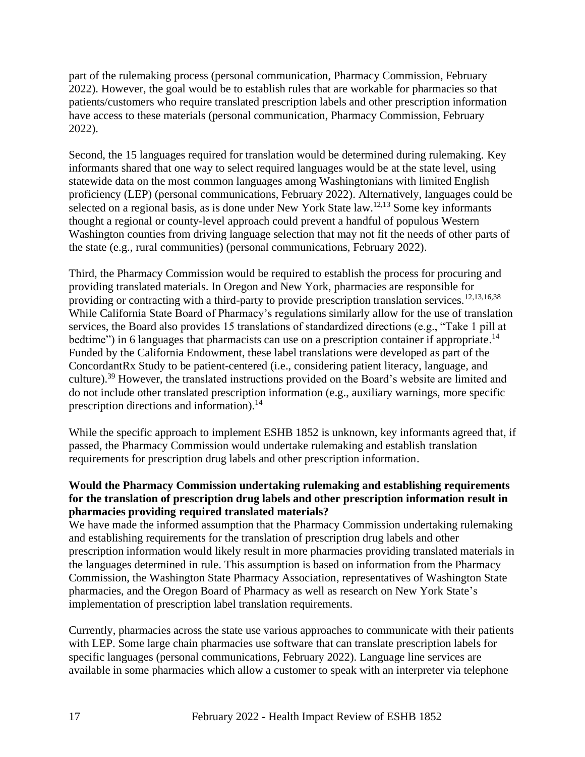part of the rulemaking process (personal communication, Pharmacy Commission, February 2022). However, the goal would be to establish rules that are workable for pharmacies so that patients/customers who require translated prescription labels and other prescription information have access to these materials (personal communication, Pharmacy Commission, February 2022).

Second, the 15 languages required for translation would be determined during rulemaking. Key informants shared that one way to select required languages would be at the state level, using statewide data on the most common languages among Washingtonians with limited English proficiency (LEP) (personal communications, February 2022). Alternatively, languages could be selected on a regional basis, as is done under New York State law.[12,13] Some key informants thought a regional or county-level approach could prevent a handful of populous Western Washington counties from driving language selection that may not fit the needs of other parts of the state (e.g., rural communities) (personal communications, February 2022).

Third, the Pharmacy Commission would be required to establish the process for procuring and providing translated materials. In Oregon and New York, pharmacies are responsible for providing or contracting with a third-party to provide prescription translation services.[12,13,16,38] While California State Board of Pharmacy's regulations similarly allow for the use of translation services, the Board also provides 15 translations of standardized directions (e.g., "Take 1 pill at bedtime") in 6 languages that pharmacists can use on a prescription container if appropriate.[14] Funded by the California Endowment, these label translations were developed as part of the ConcordantRx Study to be patient-centered (i.e., considering patient literacy, language, and culture).[39] However, the translated instructions provided on the Board's website are limited and do not include other translated prescription information (e.g., auxiliary warnings, more specific prescription directions and information).[14]

While the specific approach to implement ESHB 1852 is unknown, key informants agreed that, if passed, the Pharmacy Commission would undertake rulemaking and establish translation requirements for prescription drug labels and other prescription information.

**Would the Pharmacy Commission undertaking rulemaking and establishing requirements for the translation of prescription drug labels and other prescription information result in pharmacies providing required translated materials?**

We have made the informed assumption that the Pharmacy Commission undertaking rulemaking and establishing requirements for the translation of prescription drug labels and other prescription information would likely result in more pharmacies providing translated materials in the languages determined in rule. This assumption is based on information from the Pharmacy Commission, the Washington State Pharmacy Association, representatives of Washington State pharmacies, and the Oregon Board of Pharmacy as well as research on New York State's implementation of prescription label translation requirements.

Currently, pharmacies across the state use various approaches to communicate with their patients with LEP. Some large chain pharmacies use software that can translate prescription labels for specific languages (personal communications, February 2022). Language line services are available in some pharmacies which allow a customer to speak with an interpreter via telephone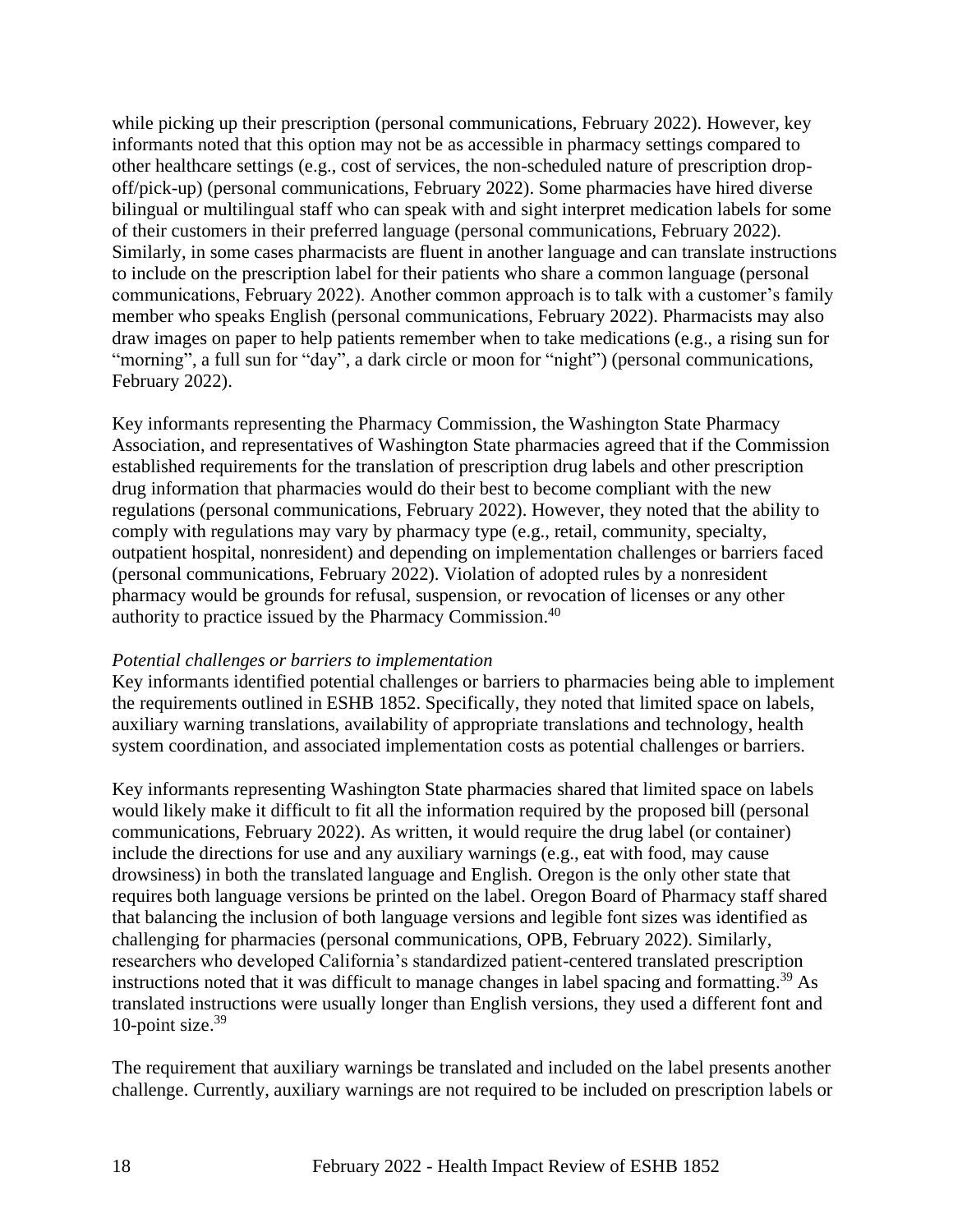while picking up their prescription (personal communications, February 2022). However, key informants noted that this option may not be as accessible in pharmacy settings compared to other healthcare settings (e.g., cost of services, the non-scheduled nature of prescription drop-off/pick-up) (personal communications, February 2022). Some pharmacies have hired diverse bilingual or multilingual staff who can speak with and sight interpret medication labels for some of their customers in their preferred language (personal communications, February 2022). Similarly, in some cases pharmacists are fluent in another language and can translate instructions to include on the prescription label for their patients who share a common language (personal communications, February 2022). Another common approach is to talk with a customer's family member who speaks English (personal communications, February 2022). Pharmacists may also draw images on paper to help patients remember when to take medications (e.g., a rising sun for "morning", a full sun for "day", a dark circle or moon for "night") (personal communications, February 2022).

Key informants representing the Pharmacy Commission, the Washington State Pharmacy Association, and representatives of Washington State pharmacies agreed that if the Commission established requirements for the translation of prescription drug labels and other prescription drug information that pharmacies would do their best to become compliant with the new regulations (personal communications, February 2022). However, they noted that the ability to comply with regulations may vary by pharmacy type (e.g., retail, community, specialty, outpatient hospital, nonresident) and depending on implementation challenges or barriers faced (personal communications, February 2022). Violation of adopted rules by a nonresident pharmacy would be grounds for refusal, suspension, or revocation of licenses or any other authority to practice issued by the Pharmacy Commission.[40]

*Potential challenges or barriers to implementation*

Key informants identified potential challenges or barriers to pharmacies being able to implement the requirements outlined in ESHB 1852. Specifically, they noted that limited space on labels, auxiliary warning translations, availability of appropriate translations and technology, health system coordination, and associated implementation costs as potential challenges or barriers.

Key informants representing Washington State pharmacies shared that limited space on labels would likely make it difficult to fit all the information required by the proposed bill (personal communications, February 2022). As written, it would require the drug label (or container) include the directions for use and any auxiliary warnings (e.g., eat with food, may cause drowsiness) in both the translated language and English. Oregon is the only other state that requires both language versions be printed on the label. Oregon Board of Pharmacy staff shared that balancing the inclusion of both language versions and legible font sizes was identified as challenging for pharmacies (personal communications, OPB, February 2022). Similarly, researchers who developed California's standardized patient-centered translated prescription instructions noted that it was difficult to manage changes in label spacing and formatting.[39] As translated instructions were usually longer than English versions, they used a different font and 10-point size.[39]

The requirement that auxiliary warnings be translated and included on the label presents another challenge. Currently, auxiliary warnings are not required to be included on prescription labels or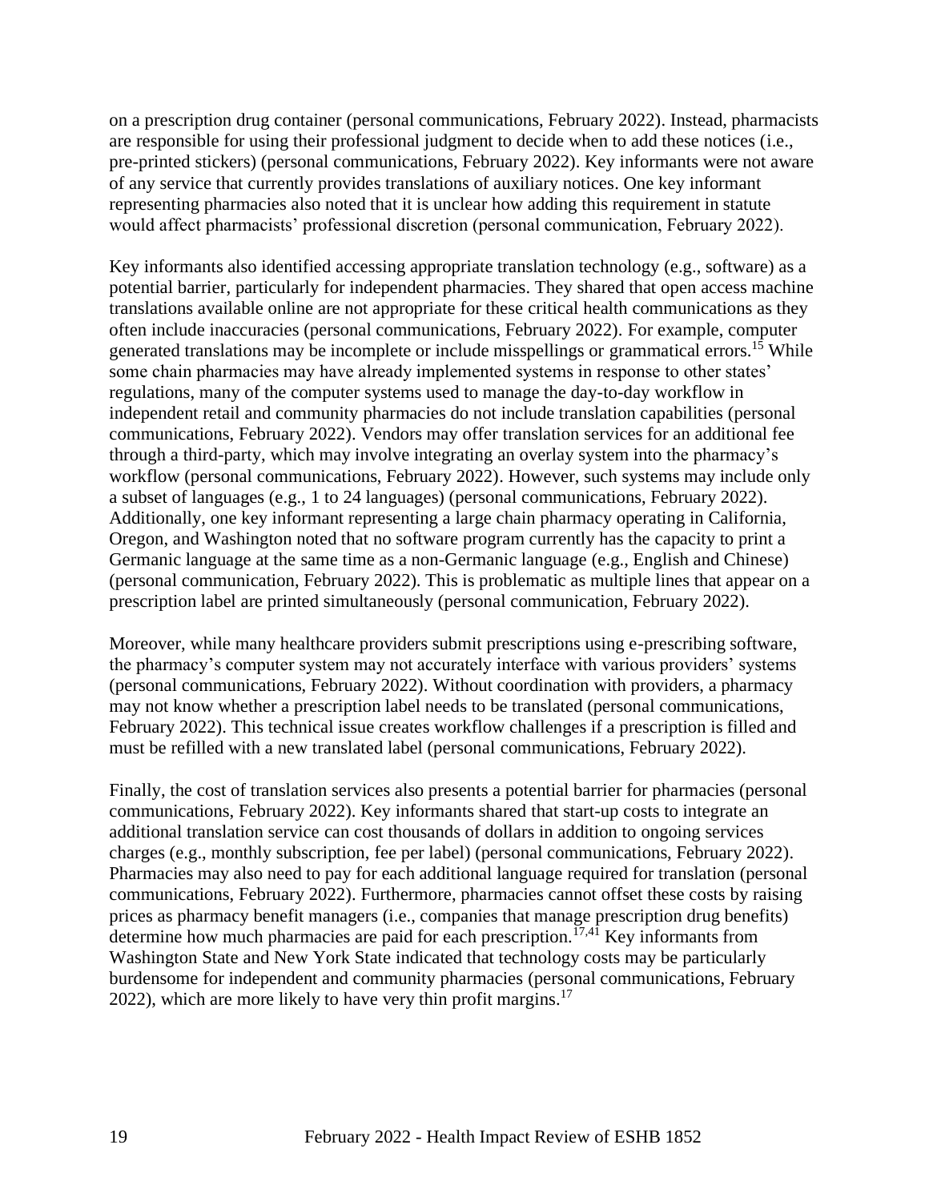on a prescription drug container (personal communications, February 2022). Instead, pharmacists are responsible for using their professional judgment to decide when to add these notices (i.e., pre-printed stickers) (personal communications, February 2022). Key informants were not aware of any service that currently provides translations of auxiliary notices. One key informant representing pharmacies also noted that it is unclear how adding this requirement in statute would affect pharmacists' professional discretion (personal communication, February 2022).

Key informants also identified accessing appropriate translation technology (e.g., software) as a potential barrier, particularly for independent pharmacies. They shared that open access machine translations available online are not appropriate for these critical health communications as they often include inaccuracies (personal communications, February 2022). For example, computer generated translations may be incomplete or include misspellings or grammatical errors.[15] While some chain pharmacies may have already implemented systems in response to other states' regulations, many of the computer systems used to manage the day-to-day workflow in independent retail and community pharmacies do not include translation capabilities (personal communications, February 2022). Vendors may offer translation services for an additional fee through a third-party, which may involve integrating an overlay system into the pharmacy's workflow (personal communications, February 2022). However, such systems may include only a subset of languages (e.g., 1 to 24 languages) (personal communications, February 2022). Additionally, one key informant representing a large chain pharmacy operating in California, Oregon, and Washington noted that no software program currently has the capacity to print a Germanic language at the same time as a non-Germanic language (e.g., English and Chinese) (personal communication, February 2022). This is problematic as multiple lines that appear on a prescription label are printed simultaneously (personal communication, February 2022).

Moreover, while many healthcare providers submit prescriptions using e-prescribing software, the pharmacy's computer system may not accurately interface with various providers' systems (personal communications, February 2022). Without coordination with providers, a pharmacy may not know whether a prescription label needs to be translated (personal communications, February 2022). This technical issue creates workflow challenges if a prescription is filled and must be refilled with a new translated label (personal communications, February 2022).

Finally, the cost of translation services also presents a potential barrier for pharmacies (personal communications, February 2022). Key informants shared that start-up costs to integrate an additional translation service can cost thousands of dollars in addition to ongoing services charges (e.g., monthly subscription, fee per label) (personal communications, February 2022). Pharmacies may also need to pay for each additional language required for translation (personal communications, February 2022). Furthermore, pharmacies cannot offset these costs by raising prices as pharmacy benefit managers (i.e., companies that manage prescription drug benefits) determine how much pharmacies are paid for each prescription.[17,41] Key informants from Washington State and New York State indicated that technology costs may be particularly burdensome for independent and community pharmacies (personal communications, February 2022), which are more likely to have very thin profit margins.[17]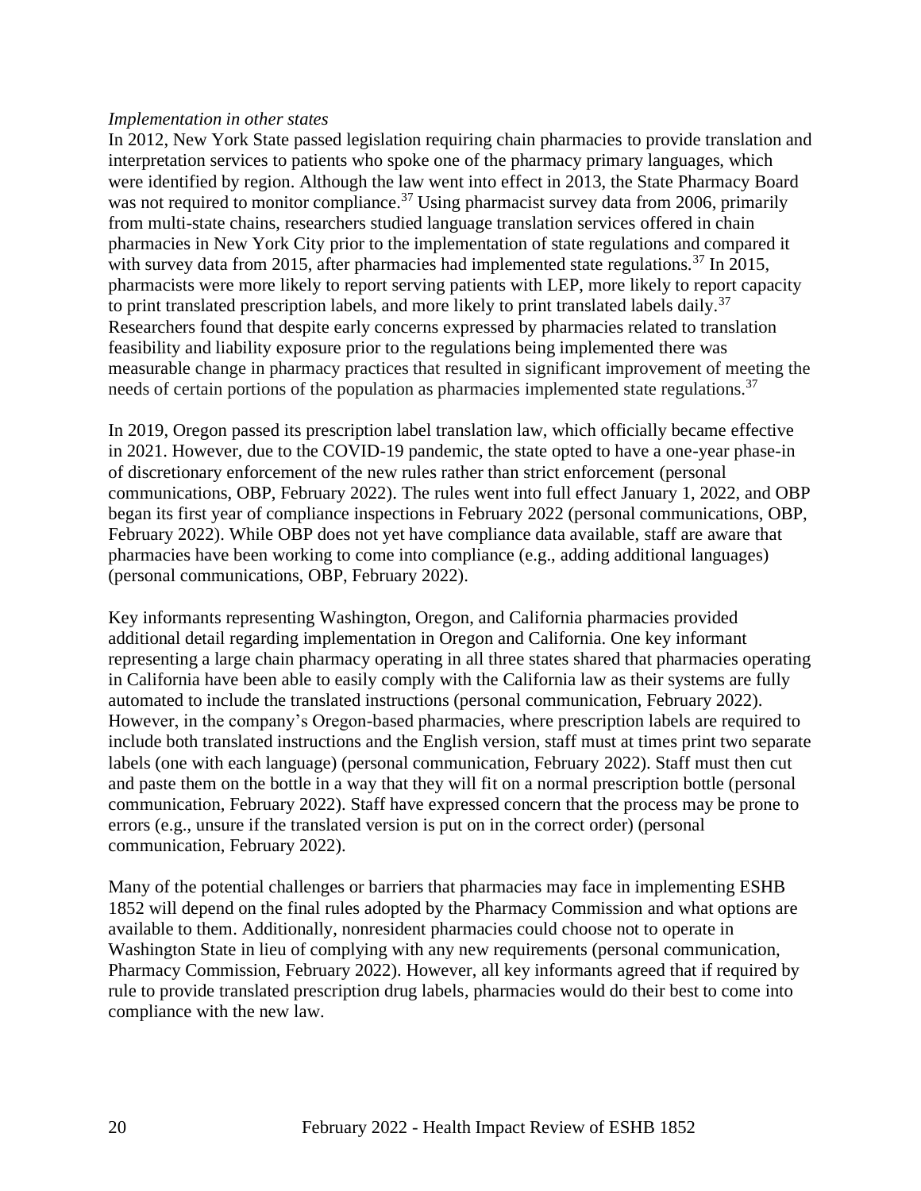*Implementation in other states*

In 2012, New York State passed legislation requiring chain pharmacies to provide translation and interpretation services to patients who spoke one of the pharmacy primary languages, which were identified by region. Although the law went into effect in 2013, the State Pharmacy Board was not required to monitor compliance.[37] Using pharmacist survey data from 2006, primarily from multi-state chains, researchers studied language translation services offered in chain pharmacies in New York City prior to the implementation of state regulations and compared it with survey data from 2015, after pharmacies had implemented state regulations.[37] In 2015, pharmacists were more likely to report serving patients with LEP, more likely to report capacity to print translated prescription labels, and more likely to print translated labels daily.[37] Researchers found that despite early concerns expressed by pharmacies related to translation feasibility and liability exposure prior to the regulations being implemented there was measurable change in pharmacy practices that resulted in significant improvement of meeting the needs of certain portions of the population as pharmacies implemented state regulations.[37]

In 2019, Oregon passed its prescription label translation law, which officially became effective in 2021. However, due to the COVID-19 pandemic, the state opted to have a one-year phase-in of discretionary enforcement of the new rules rather than strict enforcement (personal communications, OBP, February 2022). The rules went into full effect January 1, 2022, and OBP began its first year of compliance inspections in February 2022 (personal communications, OBP, February 2022). While OBP does not yet have compliance data available, staff are aware that pharmacies have been working to come into compliance (e.g., adding additional languages) (personal communications, OBP, February 2022).

Key informants representing Washington, Oregon, and California pharmacies provided additional detail regarding implementation in Oregon and California. One key informant representing a large chain pharmacy operating in all three states shared that pharmacies operating in California have been able to easily comply with the California law as their systems are fully automated to include the translated instructions (personal communication, February 2022). However, in the company's Oregon-based pharmacies, where prescription labels are required to include both translated instructions and the English version, staff must at times print two separate labels (one with each language) (personal communication, February 2022). Staff must then cut and paste them on the bottle in a way that they will fit on a normal prescription bottle (personal communication, February 2022). Staff have expressed concern that the process may be prone to errors (e.g., unsure if the translated version is put on in the correct order) (personal communication, February 2022).

Many of the potential challenges or barriers that pharmacies may face in implementing ESHB 1852 will depend on the final rules adopted by the Pharmacy Commission and what options are available to them. Additionally, nonresident pharmacies could choose not to operate in Washington State in lieu of complying with any new requirements (personal communication, Pharmacy Commission, February 2022). However, all key informants agreed that if required by rule to provide translated prescription drug labels, pharmacies would do their best to come into compliance with the new law.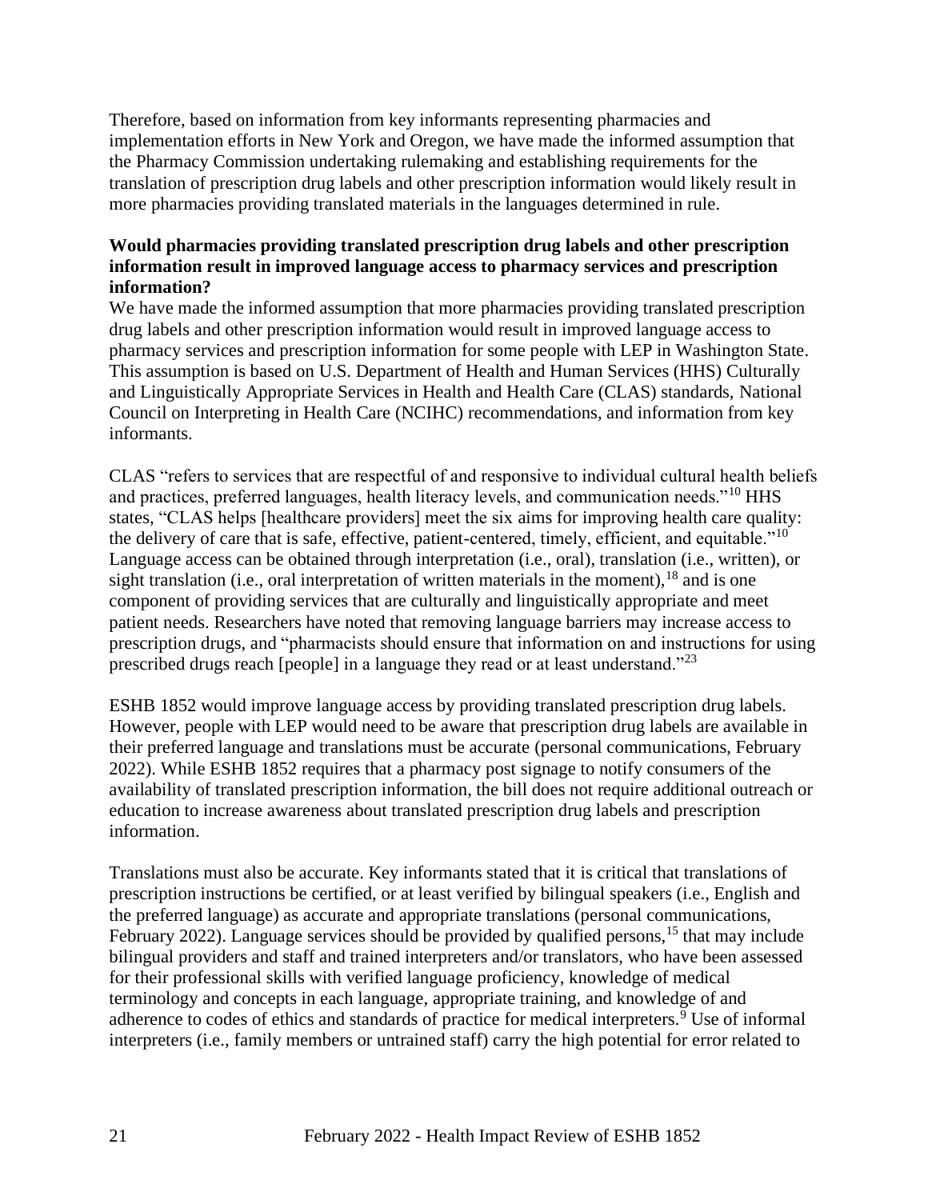Therefore, based on information from key informants representing pharmacies and implementation efforts in New York and Oregon, we have made the informed assumption that the Pharmacy Commission undertaking rulemaking and establishing requirements for the translation of prescription drug labels and other prescription information would likely result in more pharmacies providing translated materials in the languages determined in rule.

**Would pharmacies providing translated prescription drug labels and other prescription information result in improved language access to pharmacy services and prescription information?**

We have made the informed assumption that more pharmacies providing translated prescription drug labels and other prescription information would result in improved language access to pharmacy services and prescription information for some people with LEP in Washington State. This assumption is based on U.S. Department of Health and Human Services (HHS) Culturally and Linguistically Appropriate Services in Health and Health Care (CLAS) standards, National Council on Interpreting in Health Care (NCIHC) recommendations, and information from key informants.

CLAS "refers to services that are respectful of and responsive to individual cultural health beliefs and practices, preferred languages, health literacy levels, and communication needs."[10] HHS states, "CLAS helps [healthcare providers] meet the six aims for improving health care quality: the delivery of care that is safe, effective, patient-centered, timely, efficient, and equitable."[10] Language access can be obtained through interpretation (i.e., oral), translation (i.e., written), or sight translation (i.e., oral interpretation of written materials in the moment),[18] and is one component of providing services that are culturally and linguistically appropriate and meet patient needs. Researchers have noted that removing language barriers may increase access to prescription drugs, and "pharmacists should ensure that information on and instructions for using prescribed drugs reach [people] in a language they read or at least understand."[23]

ESHB 1852 would improve language access by providing translated prescription drug labels. However, people with LEP would need to be aware that prescription drug labels are available in their preferred language and translations must be accurate (personal communications, February 2022). While ESHB 1852 requires that a pharmacy post signage to notify consumers of the availability of translated prescription information, the bill does not require additional outreach or education to increase awareness about translated prescription drug labels and prescription information.

Translations must also be accurate. Key informants stated that it is critical that translations of prescription instructions be certified, or at least verified by bilingual speakers (i.e., English and the preferred language) as accurate and appropriate translations (personal communications, February 2022). Language services should be provided by qualified persons,[15] that may include bilingual providers and staff and trained interpreters and/or translators, who have been assessed for their professional skills with verified language proficiency, knowledge of medical terminology and concepts in each language, appropriate training, and knowledge of and adherence to codes of ethics and standards of practice for medical interpreters.[9] Use of informal interpreters (i.e., family members or untrained staff) carry the high potential for error related to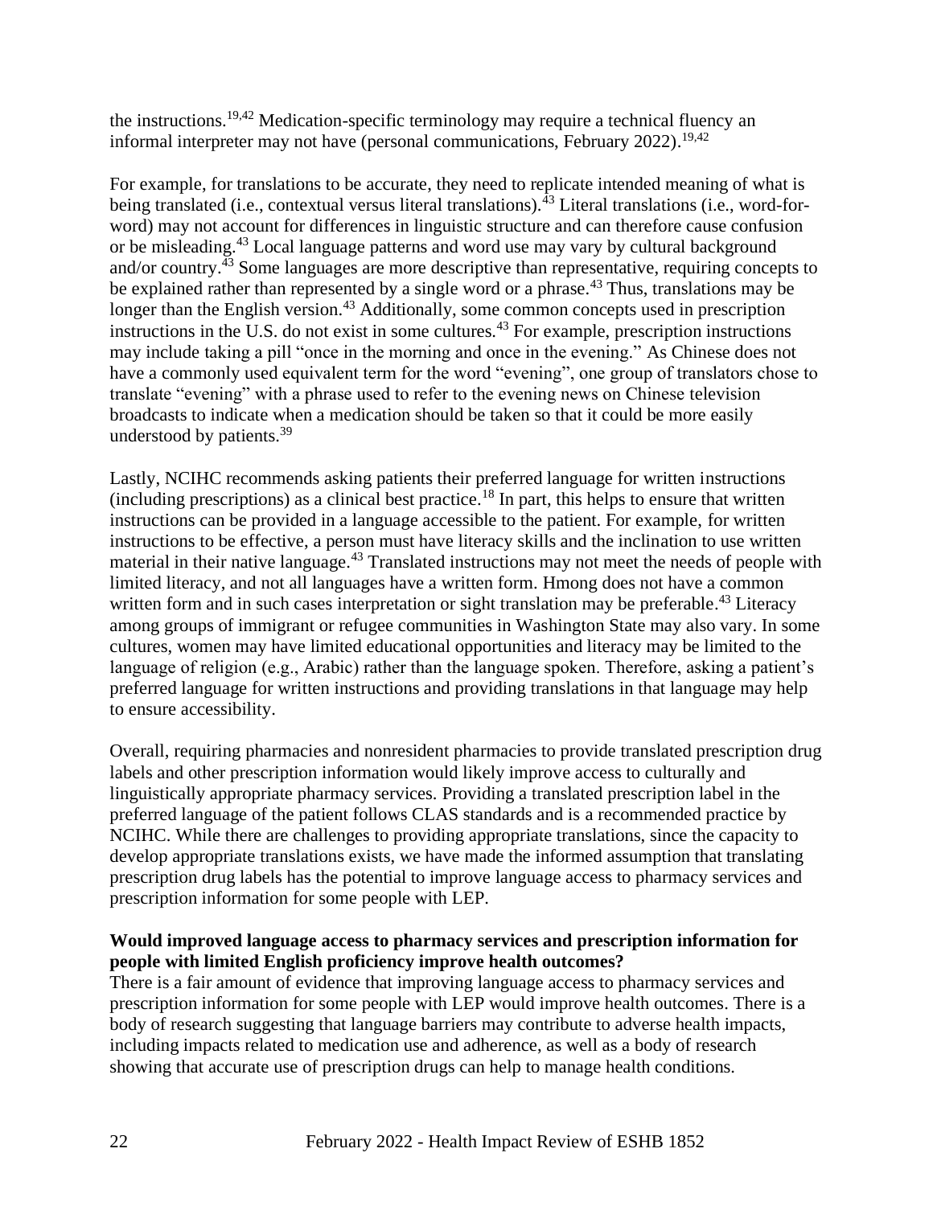the instructions.[19,42] Medication-specific terminology may require a technical fluency an informal interpreter may not have (personal communications, February 2022).[19,42]

For example, for translations to be accurate, they need to replicate intended meaning of what is being translated (i.e., contextual versus literal translations).[43] Literal translations (i.e., word-for-word) may not account for differences in linguistic structure and can therefore cause confusion or be misleading.[43] Local language patterns and word use may vary by cultural background and/or country.[43] Some languages are more descriptive than representative, requiring concepts to be explained rather than represented by a single word or a phrase.[43] Thus, translations may be longer than the English version.[43] Additionally, some common concepts used in prescription instructions in the U.S. do not exist in some cultures.[43] For example, prescription instructions may include taking a pill "once in the morning and once in the evening." As Chinese does not have a commonly used equivalent term for the word "evening", one group of translators chose to translate "evening" with a phrase used to refer to the evening news on Chinese television broadcasts to indicate when a medication should be taken so that it could be more easily understood by patients.[39]

Lastly, NCIHC recommends asking patients their preferred language for written instructions (including prescriptions) as a clinical best practice.[18] In part, this helps to ensure that written instructions can be provided in a language accessible to the patient. For example, for written instructions to be effective, a person must have literacy skills and the inclination to use written material in their native language.[43] Translated instructions may not meet the needs of people with limited literacy, and not all languages have a written form. Hmong does not have a common written form and in such cases interpretation or sight translation may be preferable.[43] Literacy among groups of immigrant or refugee communities in Washington State may also vary. In some cultures, women may have limited educational opportunities and literacy may be limited to the language of religion (e.g., Arabic) rather than the language spoken. Therefore, asking a patient's preferred language for written instructions and providing translations in that language may help to ensure accessibility.

Overall, requiring pharmacies and nonresident pharmacies to provide translated prescription drug labels and other prescription information would likely improve access to culturally and linguistically appropriate pharmacy services. Providing a translated prescription label in the preferred language of the patient follows CLAS standards and is a recommended practice by NCIHC. While there are challenges to providing appropriate translations, since the capacity to develop appropriate translations exists, we have made the informed assumption that translating prescription drug labels has the potential to improve language access to pharmacy services and prescription information for some people with LEP.

**Would improved language access to pharmacy services and prescription information for people with limited English proficiency improve health outcomes?**

There is a fair amount of evidence that improving language access to pharmacy services and prescription information for some people with LEP would improve health outcomes. There is a body of research suggesting that language barriers may contribute to adverse health impacts, including impacts related to medication use and adherence, as well as a body of research showing that accurate use of prescription drugs can help to manage health conditions.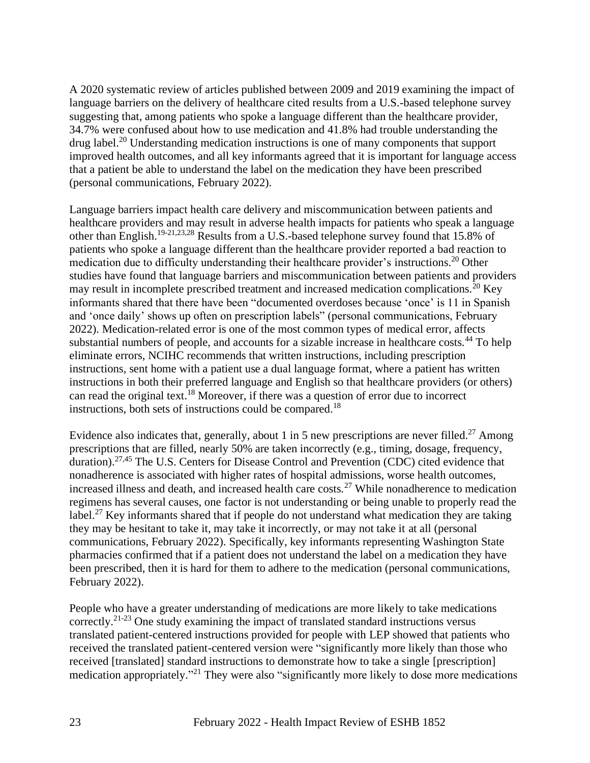A 2020 systematic review of articles published between 2009 and 2019 examining the impact of language barriers on the delivery of healthcare cited results from a U.S.-based telephone survey suggesting that, among patients who spoke a language different than the healthcare provider, 34.7% were confused about how to use medication and 41.8% had trouble understanding the drug label.[20] Understanding medication instructions is one of many components that support improved health outcomes, and all key informants agreed that it is important for language access that a patient be able to understand the label on the medication they have been prescribed (personal communications, February 2022).

Language barriers impact health care delivery and miscommunication between patients and healthcare providers and may result in adverse health impacts for patients who speak a language other than English.[19-21,23,28] Results from a U.S.-based telephone survey found that 15.8% of patients who spoke a language different than the healthcare provider reported a bad reaction to medication due to difficulty understanding their healthcare provider's instructions.[20] Other studies have found that language barriers and miscommunication between patients and providers may result in incomplete prescribed treatment and increased medication complications.[20] Key informants shared that there have been "documented overdoses because 'once' is 11 in Spanish and 'once daily' shows up often on prescription labels" (personal communications, February 2022). Medication-related error is one of the most common types of medical error, affects substantial numbers of people, and accounts for a sizable increase in healthcare costs.[44] To help eliminate errors, NCIHC recommends that written instructions, including prescription instructions, sent home with a patient use a dual language format, where a patient has written instructions in both their preferred language and English so that healthcare providers (or others) can read the original text.[18] Moreover, if there was a question of error due to incorrect instructions, both sets of instructions could be compared.[18]

Evidence also indicates that, generally, about 1 in 5 new prescriptions are never filled.[27] Among prescriptions that are filled, nearly 50% are taken incorrectly (e.g., timing, dosage, frequency, duration).[27,45] The U.S. Centers for Disease Control and Prevention (CDC) cited evidence that nonadherence is associated with higher rates of hospital admissions, worse health outcomes, increased illness and death, and increased health care costs.[27] While nonadherence to medication regimens has several causes, one factor is not understanding or being unable to properly read the label.[27] Key informants shared that if people do not understand what medication they are taking they may be hesitant to take it, may take it incorrectly, or may not take it at all (personal communications, February 2022). Specifically, key informants representing Washington State pharmacies confirmed that if a patient does not understand the label on a medication they have been prescribed, then it is hard for them to adhere to the medication (personal communications, February 2022).

People who have a greater understanding of medications are more likely to take medications correctly.[21-23] One study examining the impact of translated standard instructions versus translated patient-centered instructions provided for people with LEP showed that patients who received the translated patient-centered version were "significantly more likely than those who received [translated] standard instructions to demonstrate how to take a single [prescription] medication appropriately."[21] They were also "significantly more likely to dose more medications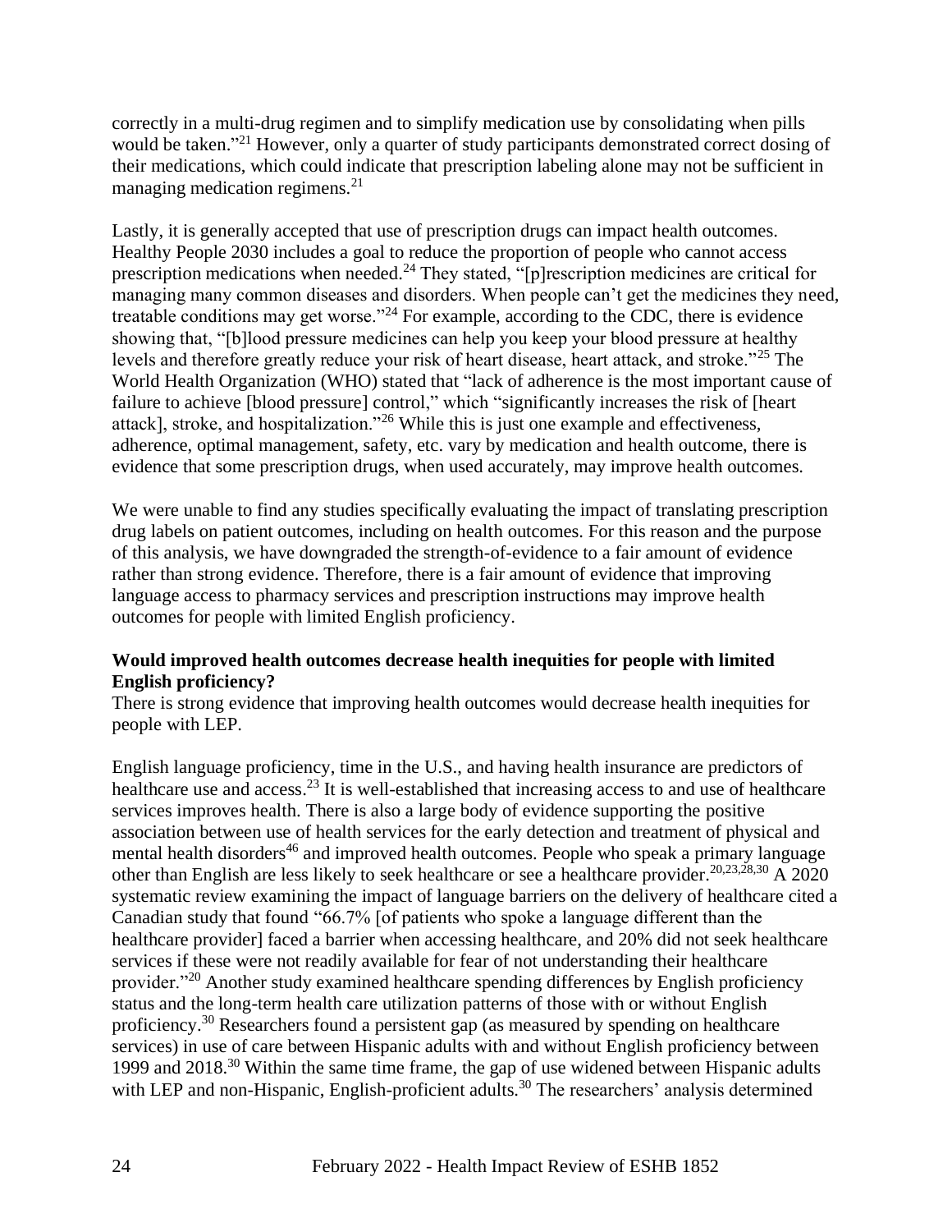correctly in a multi-drug regimen and to simplify medication use by consolidating when pills would be taken."[21] However, only a quarter of study participants demonstrated correct dosing of their medications, which could indicate that prescription labeling alone may not be sufficient in managing medication regimens.[21]

Lastly, it is generally accepted that use of prescription drugs can impact health outcomes. Healthy People 2030 includes a goal to reduce the proportion of people who cannot access prescription medications when needed.[24] They stated, "[p]rescription medicines are critical for managing many common diseases and disorders. When people can't get the medicines they need, treatable conditions may get worse."[24] For example, according to the CDC, there is evidence showing that, "[b]lood pressure medicines can help you keep your blood pressure at healthy levels and therefore greatly reduce your risk of heart disease, heart attack, and stroke."[25] The World Health Organization (WHO) stated that "lack of adherence is the most important cause of failure to achieve [blood pressure] control," which "significantly increases the risk of [heart attack], stroke, and hospitalization."[26] While this is just one example and effectiveness, adherence, optimal management, safety, etc. vary by medication and health outcome, there is evidence that some prescription drugs, when used accurately, may improve health outcomes.

We were unable to find any studies specifically evaluating the impact of translating prescription drug labels on patient outcomes, including on health outcomes. For this reason and the purpose of this analysis, we have downgraded the strength-of-evidence to a fair amount of evidence rather than strong evidence. Therefore, there is a fair amount of evidence that improving language access to pharmacy services and prescription instructions may improve health outcomes for people with limited English proficiency.

**Would improved health outcomes decrease health inequities for people with limited English proficiency?**

There is strong evidence that improving health outcomes would decrease health inequities for people with LEP.

English language proficiency, time in the U.S., and having health insurance are predictors of healthcare use and access.[23] It is well-established that increasing access to and use of healthcare services improves health. There is also a large body of evidence supporting the positive association between use of health services for the early detection and treatment of physical and mental health disorders[46] and improved health outcomes. People who speak a primary language other than English are less likely to seek healthcare or see a healthcare provider.[20,23,28,30] A 2020 systematic review examining the impact of language barriers on the delivery of healthcare cited a Canadian study that found "66.7% [of patients who spoke a language different than the healthcare provider] faced a barrier when accessing healthcare, and 20% did not seek healthcare services if these were not readily available for fear of not understanding their healthcare provider."[20] Another study examined healthcare spending differences by English proficiency status and the long-term health care utilization patterns of those with or without English proficiency.[30] Researchers found a persistent gap (as measured by spending on healthcare services) in use of care between Hispanic adults with and without English proficiency between 1999 and 2018.[30] Within the same time frame, the gap of use widened between Hispanic adults with LEP and non-Hispanic, English-proficient adults.[30] The researchers' analysis determined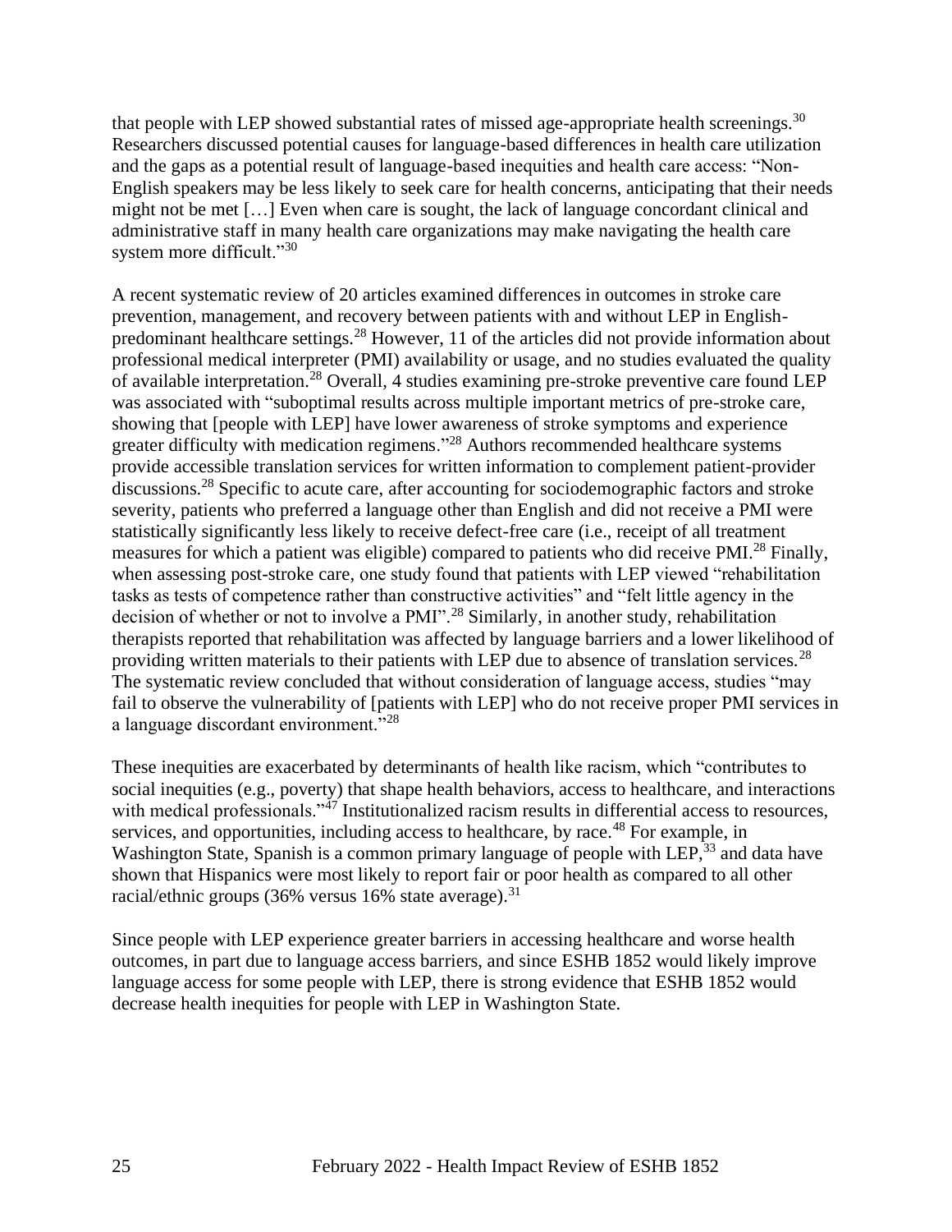that people with LEP showed substantial rates of missed age-appropriate health screenings.[30] Researchers discussed potential causes for language-based differences in health care utilization and the gaps as a potential result of language-based inequities and health care access: "Non-English speakers may be less likely to seek care for health concerns, anticipating that their needs might not be met […] Even when care is sought, the lack of language concordant clinical and administrative staff in many health care organizations may make navigating the health care system more difficult."[30]

A recent systematic review of 20 articles examined differences in outcomes in stroke care prevention, management, and recovery between patients with and without LEP in English-predominant healthcare settings.[28] However, 11 of the articles did not provide information about professional medical interpreter (PMI) availability or usage, and no studies evaluated the quality of available interpretation.[28] Overall, 4 studies examining pre-stroke preventive care found LEP was associated with "suboptimal results across multiple important metrics of pre-stroke care, showing that [people with LEP] have lower awareness of stroke symptoms and experience greater difficulty with medication regimens."[28] Authors recommended healthcare systems provide accessible translation services for written information to complement patient-provider discussions.[28] Specific to acute care, after accounting for sociodemographic factors and stroke severity, patients who preferred a language other than English and did not receive a PMI were statistically significantly less likely to receive defect-free care (i.e., receipt of all treatment measures for which a patient was eligible) compared to patients who did receive PMI.[28] Finally, when assessing post-stroke care, one study found that patients with LEP viewed "rehabilitation tasks as tests of competence rather than constructive activities" and "felt little agency in the decision of whether or not to involve a PMI".[28] Similarly, in another study, rehabilitation therapists reported that rehabilitation was affected by language barriers and a lower likelihood of providing written materials to their patients with LEP due to absence of translation services.[28] The systematic review concluded that without consideration of language access, studies "may fail to observe the vulnerability of [patients with LEP] who do not receive proper PMI services in a language discordant environment."[28]

These inequities are exacerbated by determinants of health like racism, which "contributes to social inequities (e.g., poverty) that shape health behaviors, access to healthcare, and interactions with medical professionals."[47] Institutionalized racism results in differential access to resources, services, and opportunities, including access to healthcare, by race.[48] For example, in Washington State, Spanish is a common primary language of people with LEP,[33] and data have shown that Hispanics were most likely to report fair or poor health as compared to all other racial/ethnic groups (36% versus 16% state average).[31]

Since people with LEP experience greater barriers in accessing healthcare and worse health outcomes, in part due to language access barriers, and since ESHB 1852 would likely improve language access for some people with LEP, there is strong evidence that ESHB 1852 would decrease health inequities for people with LEP in Washington State.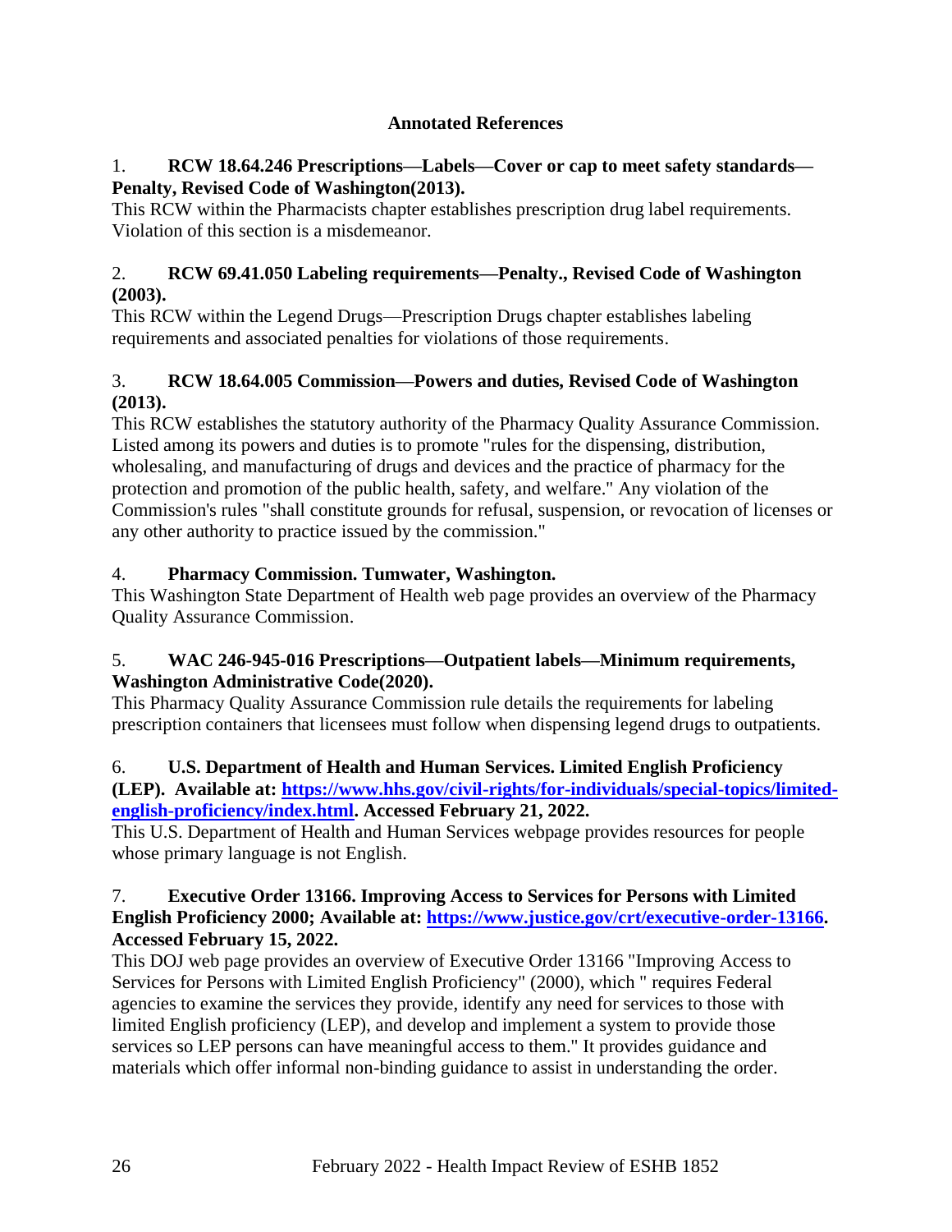## Annotated References

1. **RCW 18.64.246 Prescriptions—Labels—Cover or cap to meet safety standards—Penalty, Revised Code of Washington(2013).**
This RCW within the Pharmacists chapter establishes prescription drug label requirements. Violation of this section is a misdemeanor.

2. **RCW 69.41.050 Labeling requirements—Penalty., Revised Code of Washington (2003).**
This RCW within the Legend Drugs—Prescription Drugs chapter establishes labeling requirements and associated penalties for violations of those requirements.

3. **RCW 18.64.005 Commission—Powers and duties, Revised Code of Washington (2013).**
This RCW establishes the statutory authority of the Pharmacy Quality Assurance Commission. Listed among its powers and duties is to promote "rules for the dispensing, distribution, wholesaling, and manufacturing of drugs and devices and the practice of pharmacy for the protection and promotion of the public health, safety, and welfare." Any violation of the Commission's rules "shall constitute grounds for refusal, suspension, or revocation of licenses or any other authority to practice issued by the commission."

4. **Pharmacy Commission. Tumwater, Washington.**
This Washington State Department of Health web page provides an overview of the Pharmacy Quality Assurance Commission.

5. **WAC 246-945-016 Prescriptions—Outpatient labels—Minimum requirements, Washington Administrative Code(2020).**
This Pharmacy Quality Assurance Commission rule details the requirements for labeling prescription containers that licensees must follow when dispensing legend drugs to outpatients.

6. **U.S. Department of Health and Human Services. Limited English Proficiency (LEP). Available at: [https://www.hhs.gov/civil-rights/for-individuals/special-topics/limited-english-proficiency/index.html](https://www.hhs.gov/civil-rights/for-individuals/special-topics/limited-english-proficiency/index.html). Accessed February 21, 2022.**
This U.S. Department of Health and Human Services webpage provides resources for people whose primary language is not English.

7. **Executive Order 13166. Improving Access to Services for Persons with Limited English Proficiency 2000; Available at: [https://www.justice.gov/crt/executive-order-13166](https://www.justice.gov/crt/executive-order-13166). Accessed February 15, 2022.**
This DOJ web page provides an overview of Executive Order 13166 "Improving Access to Services for Persons with Limited English Proficiency" (2000), which " requires Federal agencies to examine the services they provide, identify any need for services to those with limited English proficiency (LEP), and develop and implement a system to provide those services so LEP persons can have meaningful access to them." It provides guidance and materials which offer informal non-binding guidance to assist in understanding the order.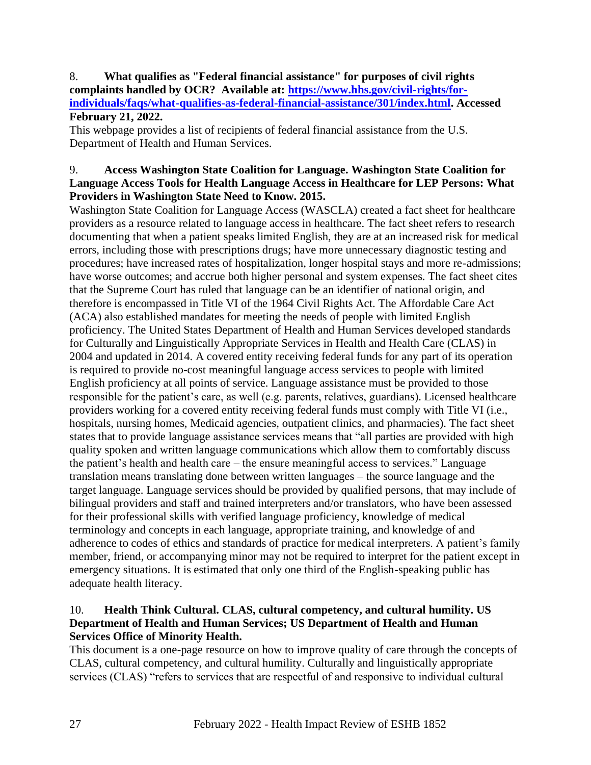8. **What qualifies as "Federal financial assistance" for purposes of civil rights complaints handled by OCR? Available at: [https://www.hhs.gov/civil-rights/for-individuals/faqs/what-qualifies-as-federal-financial-assistance/301/index.html](https://www.hhs.gov/civil-rights/for-individuals/faqs/what-qualifies-as-federal-financial-assistance/301/index.html). Accessed February 21, 2022.**

This webpage provides a list of recipients of federal financial assistance from the U.S. Department of Health and Human Services.

9. **Access Washington State Coalition for Language. Washington State Coalition for Language Access Tools for Health Language Access in Healthcare for LEP Persons: What Providers in Washington State Need to Know. 2015.**

Washington State Coalition for Language Access (WASCLA) created a fact sheet for healthcare providers as a resource related to language access in healthcare. The fact sheet refers to research documenting that when a patient speaks limited English, they are at an increased risk for medical errors, including those with prescriptions drugs; have more unnecessary diagnostic testing and procedures; have increased rates of hospitalization, longer hospital stays and more re-admissions; have worse outcomes; and accrue both higher personal and system expenses. The fact sheet cites that the Supreme Court has ruled that language can be an identifier of national origin, and therefore is encompassed in Title VI of the 1964 Civil Rights Act. The Affordable Care Act (ACA) also established mandates for meeting the needs of people with limited English proficiency. The United States Department of Health and Human Services developed standards for Culturally and Linguistically Appropriate Services in Health and Health Care (CLAS) in 2004 and updated in 2014. A covered entity receiving federal funds for any part of its operation is required to provide no-cost meaningful language access services to people with limited English proficiency at all points of service. Language assistance must be provided to those responsible for the patient's care, as well (e.g. parents, relatives, guardians). Licensed healthcare providers working for a covered entity receiving federal funds must comply with Title VI (i.e., hospitals, nursing homes, Medicaid agencies, outpatient clinics, and pharmacies). The fact sheet states that to provide language assistance services means that "all parties are provided with high quality spoken and written language communications which allow them to comfortably discuss the patient's health and health care – the ensure meaningful access to services." Language translation means translating done between written languages – the source language and the target language. Language services should be provided by qualified persons, that may include of bilingual providers and staff and trained interpreters and/or translators, who have been assessed for their professional skills with verified language proficiency, knowledge of medical terminology and concepts in each language, appropriate training, and knowledge of and adherence to codes of ethics and standards of practice for medical interpreters. A patient's family member, friend, or accompanying minor may not be required to interpret for the patient except in emergency situations. It is estimated that only one third of the English-speaking public has adequate health literacy.

10. **Health Think Cultural. CLAS, cultural competency, and cultural humility. US Department of Health and Human Services; US Department of Health and Human Services Office of Minority Health.**

This document is a one-page resource on how to improve quality of care through the concepts of CLAS, cultural competency, and cultural humility. Culturally and linguistically appropriate services (CLAS) "refers to services that are respectful of and responsive to individual cultural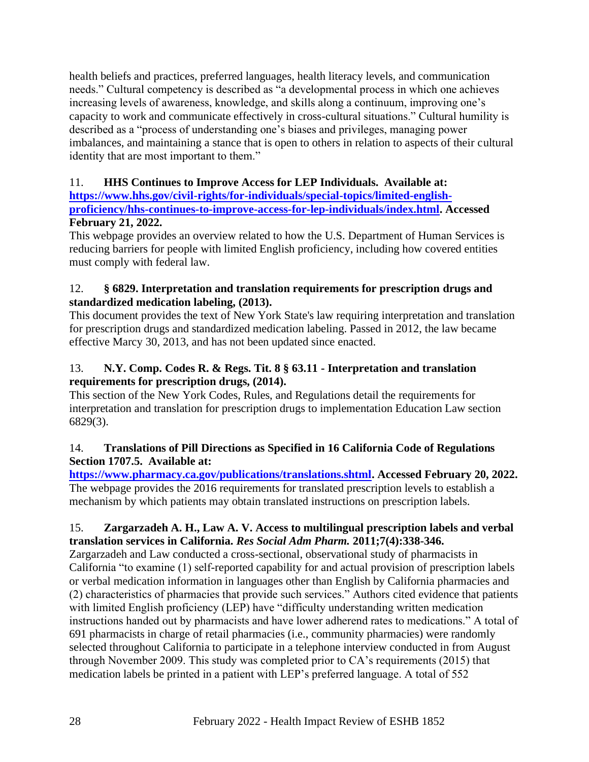health beliefs and practices, preferred languages, health literacy levels, and communication needs." Cultural competency is described as "a developmental process in which one achieves increasing levels of awareness, knowledge, and skills along a continuum, improving one's capacity to work and communicate effectively in cross-cultural situations." Cultural humility is described as a "process of understanding one's biases and privileges, managing power imbalances, and maintaining a stance that is open to others in relation to aspects of their cultural identity that are most important to them."

11. **HHS Continues to Improve Access for LEP Individuals. Available at: [https://www.hhs.gov/civil-rights/for-individuals/special-topics/limited-english-proficiency/hhs-continues-to-improve-access-for-lep-individuals/index.html](https://www.hhs.gov/civil-rights/for-individuals/special-topics/limited-english-proficiency/hhs-continues-to-improve-access-for-lep-individuals/index.html). Accessed February 21, 2022.**

This webpage provides an overview related to how the U.S. Department of Human Services is reducing barriers for people with limited English proficiency, including how covered entities must comply with federal law.

12. **§ 6829. Interpretation and translation requirements for prescription drugs and standardized medication labeling, (2013).**

This document provides the text of New York State's law requiring interpretation and translation for prescription drugs and standardized medication labeling. Passed in 2012, the law became effective Marcy 30, 2013, and has not been updated since enacted.

13. **N.Y. Comp. Codes R. & Regs. Tit. 8 § 63.11 - Interpretation and translation requirements for prescription drugs, (2014).**

This section of the New York Codes, Rules, and Regulations detail the requirements for interpretation and translation for prescription drugs to implementation Education Law section 6829(3).

14. **Translations of Pill Directions as Specified in 16 California Code of Regulations Section 1707.5. Available at: [https://www.pharmacy.ca.gov/publications/translations.shtml](https://www.pharmacy.ca.gov/publications/translations.shtml). Accessed February 20, 2022.**

The webpage provides the 2016 requirements for translated prescription levels to establish a mechanism by which patients may obtain translated instructions on prescription labels.

15. **Zargarzadeh A. H., Law A. V. Access to multilingual prescription labels and verbal translation services in California. *Res Social Adm Pharm.* 2011;7(4):338-346.**

Zargarzadeh and Law conducted a cross-sectional, observational study of pharmacists in California "to examine (1) self-reported capability for and actual provision of prescription labels or verbal medication information in languages other than English by California pharmacies and (2) characteristics of pharmacies that provide such services." Authors cited evidence that patients with limited English proficiency (LEP) have "difficulty understanding written medication instructions handed out by pharmacists and have lower adherend rates to medications." A total of 691 pharmacists in charge of retail pharmacies (i.e., community pharmacies) were randomly selected throughout California to participate in a telephone interview conducted in from August through November 2009. This study was completed prior to CA's requirements (2015) that medication labels be printed in a patient with LEP's preferred language. A total of 552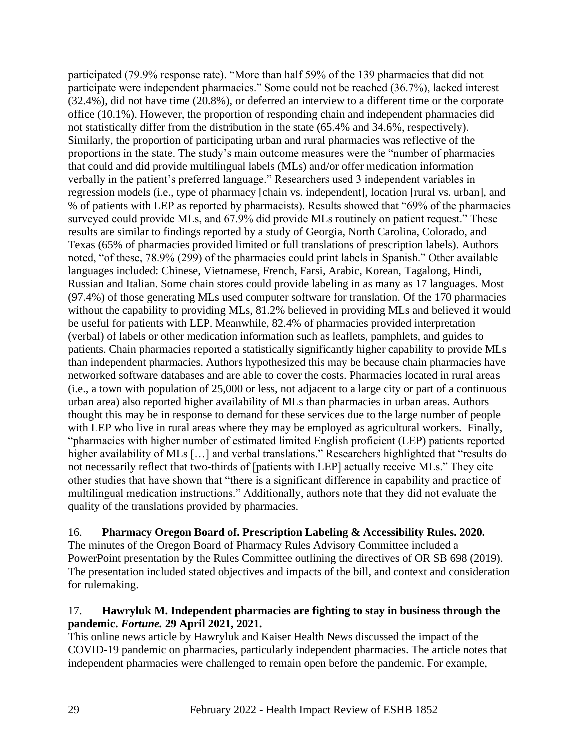participated (79.9% response rate). "More than half 59% of the 139 pharmacies that did not participate were independent pharmacies." Some could not be reached (36.7%), lacked interest (32.4%), did not have time (20.8%), or deferred an interview to a different time or the corporate office (10.1%). However, the proportion of responding chain and independent pharmacies did not statistically differ from the distribution in the state (65.4% and 34.6%, respectively). Similarly, the proportion of participating urban and rural pharmacies was reflective of the proportions in the state. The study's main outcome measures were the "number of pharmacies that could and did provide multilingual labels (MLs) and/or offer medication information verbally in the patient's preferred language." Researchers used 3 independent variables in regression models (i.e., type of pharmacy [chain vs. independent], location [rural vs. urban], and % of patients with LEP as reported by pharmacists). Results showed that "69% of the pharmacies surveyed could provide MLs, and 67.9% did provide MLs routinely on patient request." These results are similar to findings reported by a study of Georgia, North Carolina, Colorado, and Texas (65% of pharmacies provided limited or full translations of prescription labels). Authors noted, "of these, 78.9% (299) of the pharmacies could print labels in Spanish." Other available languages included: Chinese, Vietnamese, French, Farsi, Arabic, Korean, Tagalong, Hindi, Russian and Italian. Some chain stores could provide labeling in as many as 17 languages. Most (97.4%) of those generating MLs used computer software for translation. Of the 170 pharmacies without the capability to providing MLs, 81.2% believed in providing MLs and believed it would be useful for patients with LEP. Meanwhile, 82.4% of pharmacies provided interpretation (verbal) of labels or other medication information such as leaflets, pamphlets, and guides to patients. Chain pharmacies reported a statistically significantly higher capability to provide MLs than independent pharmacies. Authors hypothesized this may be because chain pharmacies have networked software databases and are able to cover the costs. Pharmacies located in rural areas (i.e., a town with population of 25,000 or less, not adjacent to a large city or part of a continuous urban area) also reported higher availability of MLs than pharmacies in urban areas. Authors thought this may be in response to demand for these services due to the large number of people with LEP who live in rural areas where they may be employed as agricultural workers. Finally, "pharmacies with higher number of estimated limited English proficient (LEP) patients reported higher availability of MLs […] and verbal translations." Researchers highlighted that "results do not necessarily reflect that two-thirds of [patients with LEP] actually receive MLs." They cite other studies that have shown that "there is a significant difference in capability and practice of multilingual medication instructions." Additionally, authors note that they did not evaluate the quality of the translations provided by pharmacies.

16. **Pharmacy Oregon Board of. Prescription Labeling & Accessibility Rules. 2020.**
The minutes of the Oregon Board of Pharmacy Rules Advisory Committee included a PowerPoint presentation by the Rules Committee outlining the directives of OR SB 698 (2019). The presentation included stated objectives and impacts of the bill, and context and consideration for rulemaking.

17. **Hawryluk M. Independent pharmacies are fighting to stay in business through the pandemic. *Fortune.* 29 April 2021, 2021.**
This online news article by Hawryluk and Kaiser Health News discussed the impact of the COVID-19 pandemic on pharmacies, particularly independent pharmacies. The article notes that independent pharmacies were challenged to remain open before the pandemic. For example,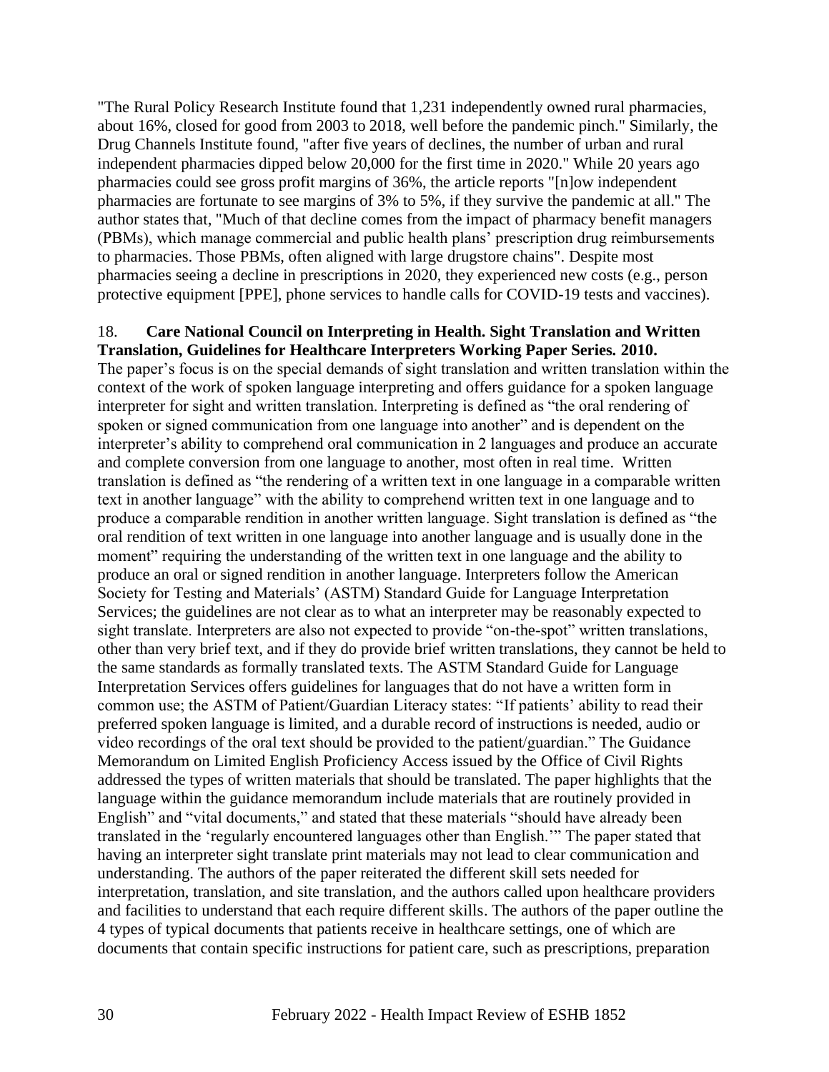"The Rural Policy Research Institute found that 1,231 independently owned rural pharmacies, about 16%, closed for good from 2003 to 2018, well before the pandemic pinch." Similarly, the Drug Channels Institute found, "after five years of declines, the number of urban and rural independent pharmacies dipped below 20,000 for the first time in 2020." While 20 years ago pharmacies could see gross profit margins of 36%, the article reports "[n]ow independent pharmacies are fortunate to see margins of 3% to 5%, if they survive the pandemic at all." The author states that, "Much of that decline comes from the impact of pharmacy benefit managers (PBMs), which manage commercial and public health plans' prescription drug reimbursements to pharmacies. Those PBMs, often aligned with large drugstore chains". Despite most pharmacies seeing a decline in prescriptions in 2020, they experienced new costs (e.g., person protective equipment [PPE], phone services to handle calls for COVID-19 tests and vaccines).

18. **Care National Council on Interpreting in Health. Sight Translation and Written Translation, Guidelines for Healthcare Interpreters Working Paper Series. 2010.**

The paper's focus is on the special demands of sight translation and written translation within the context of the work of spoken language interpreting and offers guidance for a spoken language interpreter for sight and written translation. Interpreting is defined as "the oral rendering of spoken or signed communication from one language into another" and is dependent on the interpreter's ability to comprehend oral communication in 2 languages and produce an accurate and complete conversion from one language to another, most often in real time. Written translation is defined as "the rendering of a written text in one language in a comparable written text in another language" with the ability to comprehend written text in one language and to produce a comparable rendition in another written language. Sight translation is defined as "the oral rendition of text written in one language into another language and is usually done in the moment" requiring the understanding of the written text in one language and the ability to produce an oral or signed rendition in another language. Interpreters follow the American Society for Testing and Materials' (ASTM) Standard Guide for Language Interpretation Services; the guidelines are not clear as to what an interpreter may be reasonably expected to sight translate. Interpreters are also not expected to provide "on-the-spot" written translations, other than very brief text, and if they do provide brief written translations, they cannot be held to the same standards as formally translated texts. The ASTM Standard Guide for Language Interpretation Services offers guidelines for languages that do not have a written form in common use; the ASTM of Patient/Guardian Literacy states: "If patients' ability to read their preferred spoken language is limited, and a durable record of instructions is needed, audio or video recordings of the oral text should be provided to the patient/guardian." The Guidance Memorandum on Limited English Proficiency Access issued by the Office of Civil Rights addressed the types of written materials that should be translated. The paper highlights that the language within the guidance memorandum include materials that are routinely provided in English" and "vital documents," and stated that these materials "should have already been translated in the 'regularly encountered languages other than English.'" The paper stated that having an interpreter sight translate print materials may not lead to clear communication and understanding. The authors of the paper reiterated the different skill sets needed for interpretation, translation, and site translation, and the authors called upon healthcare providers and facilities to understand that each require different skills. The authors of the paper outline the 4 types of typical documents that patients receive in healthcare settings, one of which are documents that contain specific instructions for patient care, such as prescriptions, preparation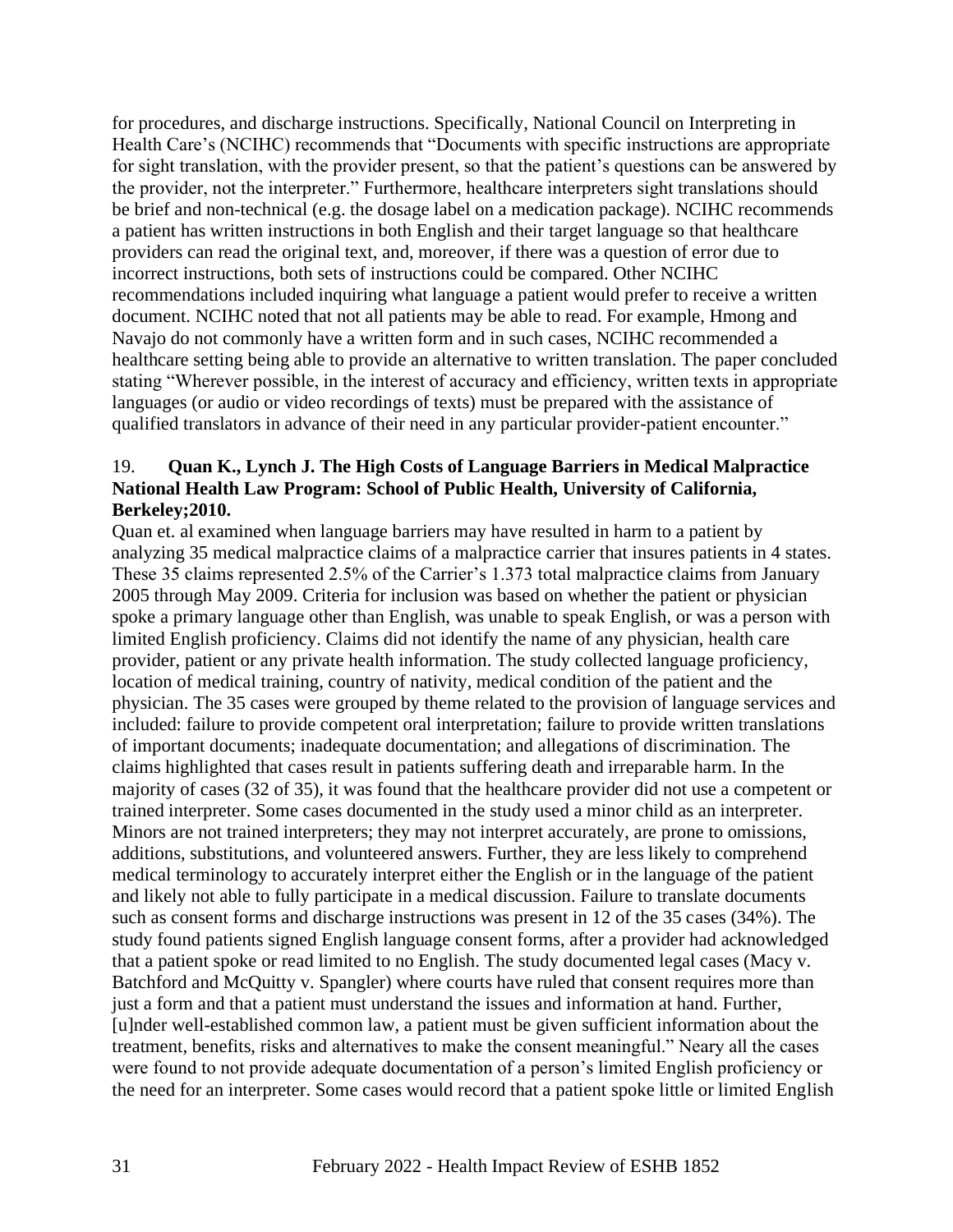for procedures, and discharge instructions. Specifically, National Council on Interpreting in Health Care's (NCIHC) recommends that "Documents with specific instructions are appropriate for sight translation, with the provider present, so that the patient's questions can be answered by the provider, not the interpreter." Furthermore, healthcare interpreters sight translations should be brief and non-technical (e.g. the dosage label on a medication package). NCIHC recommends a patient has written instructions in both English and their target language so that healthcare providers can read the original text, and, moreover, if there was a question of error due to incorrect instructions, both sets of instructions could be compared. Other NCIHC recommendations included inquiring what language a patient would prefer to receive a written document. NCIHC noted that not all patients may be able to read. For example, Hmong and Navajo do not commonly have a written form and in such cases, NCIHC recommended a healthcare setting being able to provide an alternative to written translation. The paper concluded stating "Wherever possible, in the interest of accuracy and efficiency, written texts in appropriate languages (or audio or video recordings of texts) must be prepared with the assistance of qualified translators in advance of their need in any particular provider-patient encounter."

19. **Quan K., Lynch J. The High Costs of Language Barriers in Medical Malpractice National Health Law Program: School of Public Health, University of California, Berkeley;2010.**

Quan et. al examined when language barriers may have resulted in harm to a patient by analyzing 35 medical malpractice claims of a malpractice carrier that insures patients in 4 states. These 35 claims represented 2.5% of the Carrier's 1.373 total malpractice claims from January 2005 through May 2009. Criteria for inclusion was based on whether the patient or physician spoke a primary language other than English, was unable to speak English, or was a person with limited English proficiency. Claims did not identify the name of any physician, health care provider, patient or any private health information. The study collected language proficiency, location of medical training, country of nativity, medical condition of the patient and the physician. The 35 cases were grouped by theme related to the provision of language services and included: failure to provide competent oral interpretation; failure to provide written translations of important documents; inadequate documentation; and allegations of discrimination. The claims highlighted that cases result in patients suffering death and irreparable harm. In the majority of cases (32 of 35), it was found that the healthcare provider did not use a competent or trained interpreter. Some cases documented in the study used a minor child as an interpreter. Minors are not trained interpreters; they may not interpret accurately, are prone to omissions, additions, substitutions, and volunteered answers. Further, they are less likely to comprehend medical terminology to accurately interpret either the English or in the language of the patient and likely not able to fully participate in a medical discussion. Failure to translate documents such as consent forms and discharge instructions was present in 12 of the 35 cases (34%). The study found patients signed English language consent forms, after a provider had acknowledged that a patient spoke or read limited to no English. The study documented legal cases (Macy v. Batchford and McQuitty v. Spangler) where courts have ruled that consent requires more than just a form and that a patient must understand the issues and information at hand. Further, [u]nder well-established common law, a patient must be given sufficient information about the treatment, benefits, risks and alternatives to make the consent meaningful." Neary all the cases were found to not provide adequate documentation of a person's limited English proficiency or the need for an interpreter. Some cases would record that a patient spoke little or limited English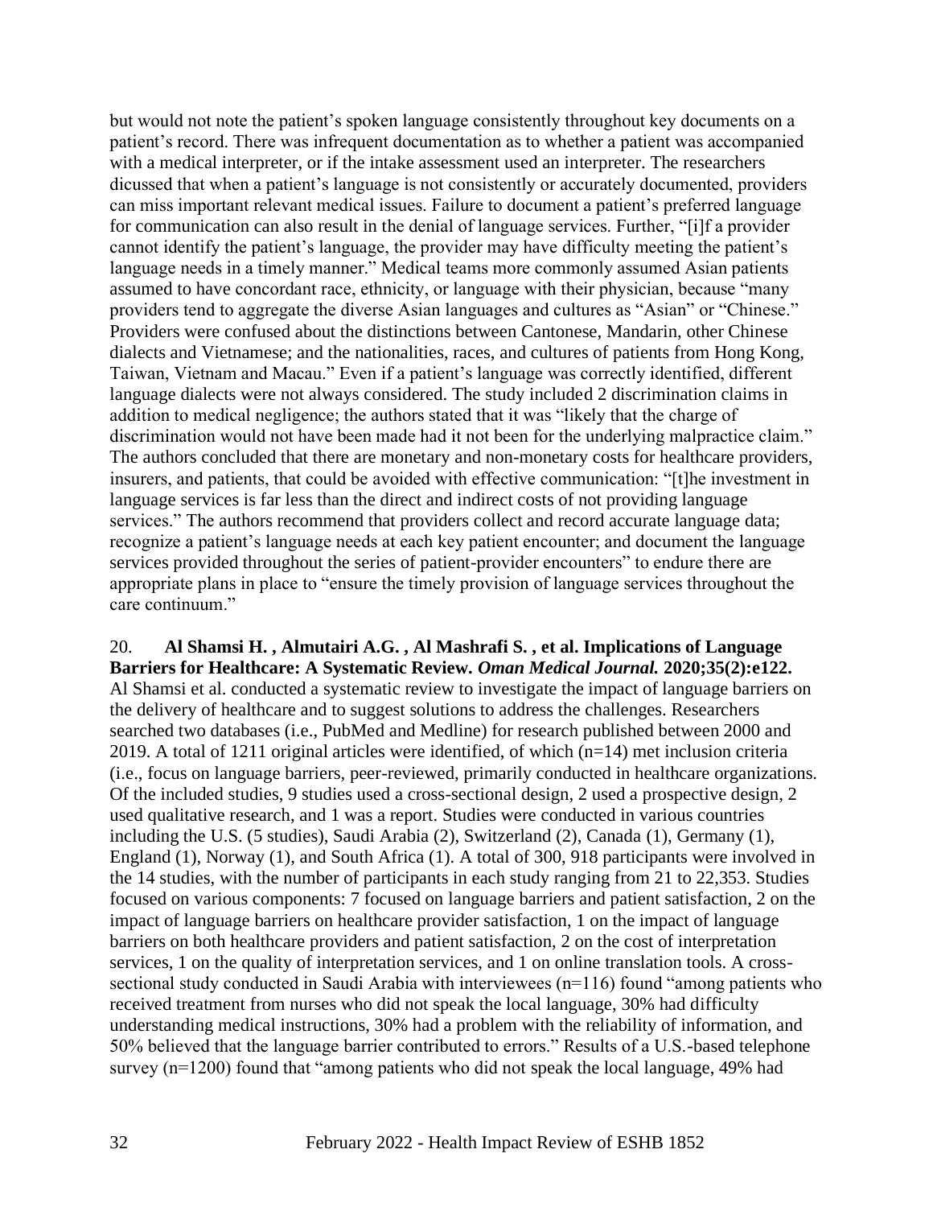but would not note the patient's spoken language consistently throughout key documents on a patient's record. There was infrequent documentation as to whether a patient was accompanied with a medical interpreter, or if the intake assessment used an interpreter. The researchers dicussed that when a patient's language is not consistently or accurately documented, providers can miss important relevant medical issues. Failure to document a patient's preferred language for communication can also result in the denial of language services. Further, "[i]f a provider cannot identify the patient's language, the provider may have difficulty meeting the patient's language needs in a timely manner." Medical teams more commonly assumed Asian patients assumed to have concordant race, ethnicity, or language with their physician, because "many providers tend to aggregate the diverse Asian languages and cultures as "Asian" or "Chinese." Providers were confused about the distinctions between Cantonese, Mandarin, other Chinese dialects and Vietnamese; and the nationalities, races, and cultures of patients from Hong Kong, Taiwan, Vietnam and Macau." Even if a patient's language was correctly identified, different language dialects were not always considered. The study included 2 discrimination claims in addition to medical negligence; the authors stated that it was "likely that the charge of discrimination would not have been made had it not been for the underlying malpractice claim." The authors concluded that there are monetary and non-monetary costs for healthcare providers, insurers, and patients, that could be avoided with effective communication: "[t]he investment in language services is far less than the direct and indirect costs of not providing language services." The authors recommend that providers collect and record accurate language data; recognize a patient's language needs at each key patient encounter; and document the language services provided throughout the series of patient-provider encounters" to endure there are appropriate plans in place to "ensure the timely provision of language services throughout the care continuum."

20. **Al Shamsi H. , Almutairi A.G. , Al Mashrafi S. , et al. Implications of Language Barriers for Healthcare: A Systematic Review.** ***Oman Medical Journal.*** **2020;35(2):e122.** Al Shamsi et al. conducted a systematic review to investigate the impact of language barriers on the delivery of healthcare and to suggest solutions to address the challenges. Researchers searched two databases (i.e., PubMed and Medline) for research published between 2000 and 2019. A total of 1211 original articles were identified, of which (n=14) met inclusion criteria (i.e., focus on language barriers, peer-reviewed, primarily conducted in healthcare organizations. Of the included studies, 9 studies used a cross-sectional design, 2 used a prospective design, 2 used qualitative research, and 1 was a report. Studies were conducted in various countries including the U.S. (5 studies), Saudi Arabia (2), Switzerland (2), Canada (1), Germany (1), England (1), Norway (1), and South Africa (1). A total of 300, 918 participants were involved in the 14 studies, with the number of participants in each study ranging from 21 to 22,353. Studies focused on various components: 7 focused on language barriers and patient satisfaction, 2 on the impact of language barriers on healthcare provider satisfaction, 1 on the impact of language barriers on both healthcare providers and patient satisfaction, 2 on the cost of interpretation services, 1 on the quality of interpretation services, and 1 on online translation tools. A cross-sectional study conducted in Saudi Arabia with interviewees (n=116) found "among patients who received treatment from nurses who did not speak the local language, 30% had difficulty understanding medical instructions, 30% had a problem with the reliability of information, and 50% believed that the language barrier contributed to errors." Results of a U.S.-based telephone survey (n=1200) found that "among patients who did not speak the local language, 49% had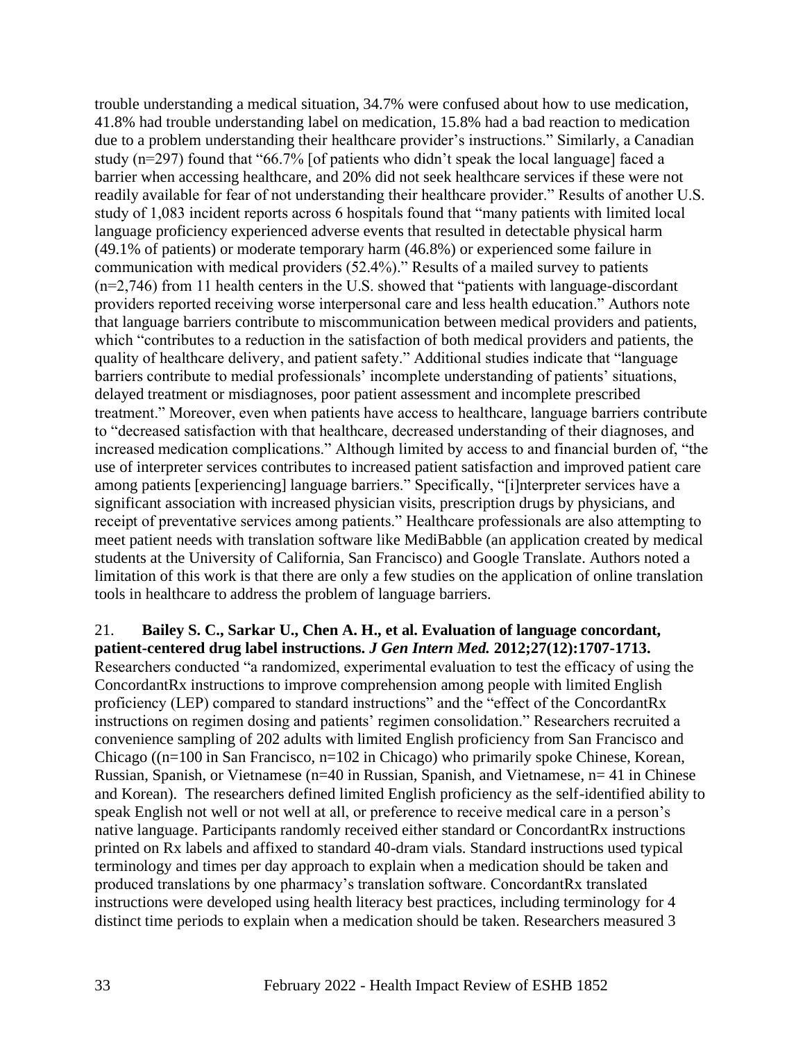trouble understanding a medical situation, 34.7% were confused about how to use medication, 41.8% had trouble understanding label on medication, 15.8% had a bad reaction to medication due to a problem understanding their healthcare provider's instructions." Similarly, a Canadian study (n=297) found that "66.7% [of patients who didn't speak the local language] faced a barrier when accessing healthcare, and 20% did not seek healthcare services if these were not readily available for fear of not understanding their healthcare provider." Results of another U.S. study of 1,083 incident reports across 6 hospitals found that "many patients with limited local language proficiency experienced adverse events that resulted in detectable physical harm (49.1% of patients) or moderate temporary harm (46.8%) or experienced some failure in communication with medical providers (52.4%)." Results of a mailed survey to patients (n=2,746) from 11 health centers in the U.S. showed that "patients with language-discordant providers reported receiving worse interpersonal care and less health education." Authors note that language barriers contribute to miscommunication between medical providers and patients, which "contributes to a reduction in the satisfaction of both medical providers and patients, the quality of healthcare delivery, and patient safety." Additional studies indicate that "language barriers contribute to medial professionals' incomplete understanding of patients' situations, delayed treatment or misdiagnoses, poor patient assessment and incomplete prescribed treatment." Moreover, even when patients have access to healthcare, language barriers contribute to "decreased satisfaction with that healthcare, decreased understanding of their diagnoses, and increased medication complications." Although limited by access to and financial burden of, "the use of interpreter services contributes to increased patient satisfaction and improved patient care among patients [experiencing] language barriers." Specifically, "[i]nterpreter services have a significant association with increased physician visits, prescription drugs by physicians, and receipt of preventative services among patients." Healthcare professionals are also attempting to meet patient needs with translation software like MediBabble (an application created by medical students at the University of California, San Francisco) and Google Translate. Authors noted a limitation of this work is that there are only a few studies on the application of online translation tools in healthcare to address the problem of language barriers.

21. **Bailey S. C., Sarkar U., Chen A. H., et al. Evaluation of language concordant, patient-centered drug label instructions.** ***J Gen Intern Med.*** **2012;27(12):1707-1713.**
Researchers conducted "a randomized, experimental evaluation to test the efficacy of using the ConcordantRx instructions to improve comprehension among people with limited English proficiency (LEP) compared to standard instructions" and the "effect of the ConcordantRx instructions on regimen dosing and patients' regimen consolidation." Researchers recruited a convenience sampling of 202 adults with limited English proficiency from San Francisco and Chicago ((n=100 in San Francisco, n=102 in Chicago) who primarily spoke Chinese, Korean, Russian, Spanish, or Vietnamese (n=40 in Russian, Spanish, and Vietnamese, n= 41 in Chinese and Korean). The researchers defined limited English proficiency as the self-identified ability to speak English not well or not well at all, or preference to receive medical care in a person's native language. Participants randomly received either standard or ConcordantRx instructions printed on Rx labels and affixed to standard 40-dram vials. Standard instructions used typical terminology and times per day approach to explain when a medication should be taken and produced translations by one pharmacy's translation software. ConcordantRx translated instructions were developed using health literacy best practices, including terminology for 4 distinct time periods to explain when a medication should be taken. Researchers measured 3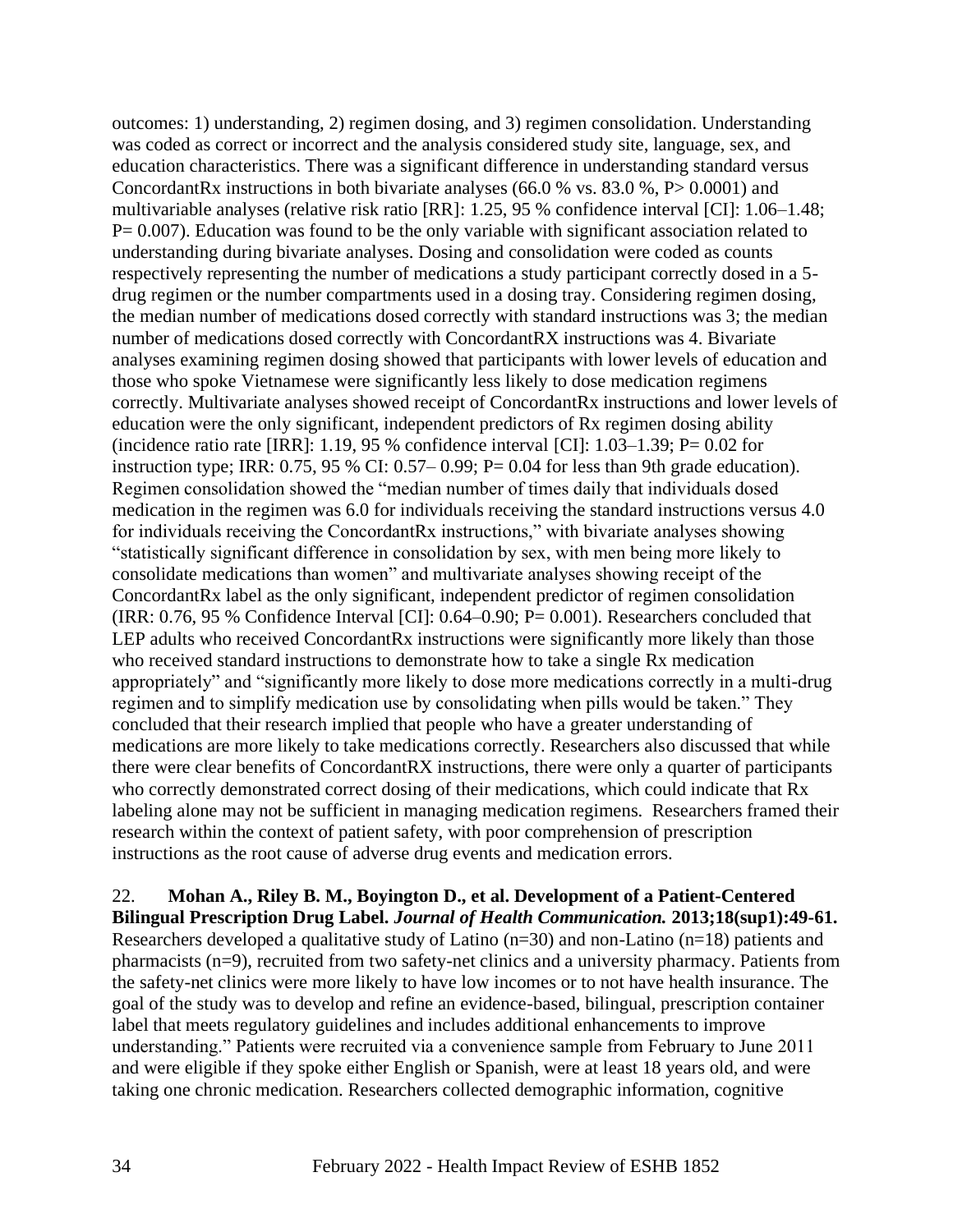outcomes: 1) understanding, 2) regimen dosing, and 3) regimen consolidation. Understanding was coded as correct or incorrect and the analysis considered study site, language, sex, and education characteristics. There was a significant difference in understanding standard versus ConcordantRx instructions in both bivariate analyses (66.0 % vs. 83.0 %, P> 0.0001) and multivariable analyses (relative risk ratio [RR]: 1.25, 95 % confidence interval [CI]: 1.06–1.48; P= 0.007). Education was found to be the only variable with significant association related to understanding during bivariate analyses. Dosing and consolidation were coded as counts respectively representing the number of medications a study participant correctly dosed in a 5-drug regimen or the number compartments used in a dosing tray. Considering regimen dosing, the median number of medications dosed correctly with standard instructions was 3; the median number of medications dosed correctly with ConcordantRX instructions was 4. Bivariate analyses examining regimen dosing showed that participants with lower levels of education and those who spoke Vietnamese were significantly less likely to dose medication regimens correctly. Multivariate analyses showed receipt of ConcordantRx instructions and lower levels of education were the only significant, independent predictors of Rx regimen dosing ability (incidence ratio rate [IRR]: 1.19, 95 % confidence interval [CI]: 1.03–1.39; P= 0.02 for instruction type; IRR: 0.75, 95 % CI: 0.57– 0.99; P= 0.04 for less than 9th grade education). Regimen consolidation showed the "median number of times daily that individuals dosed medication in the regimen was 6.0 for individuals receiving the standard instructions versus 4.0 for individuals receiving the ConcordantRx instructions," with bivariate analyses showing "statistically significant difference in consolidation by sex, with men being more likely to consolidate medications than women" and multivariate analyses showing receipt of the ConcordantRx label as the only significant, independent predictor of regimen consolidation (IRR: 0.76, 95 % Confidence Interval [CI]: 0.64–0.90; P= 0.001). Researchers concluded that LEP adults who received ConcordantRx instructions were significantly more likely than those who received standard instructions to demonstrate how to take a single Rx medication appropriately" and "significantly more likely to dose more medications correctly in a multi-drug regimen and to simplify medication use by consolidating when pills would be taken." They concluded that their research implied that people who have a greater understanding of medications are more likely to take medications correctly. Researchers also discussed that while there were clear benefits of ConcordantRX instructions, there were only a quarter of participants who correctly demonstrated correct dosing of their medications, which could indicate that Rx labeling alone may not be sufficient in managing medication regimens. Researchers framed their research within the context of patient safety, with poor comprehension of prescription instructions as the root cause of adverse drug events and medication errors.

22. **Mohan A., Riley B. M., Boyington D., et al. Development of a Patient-Centered Bilingual Prescription Drug Label. *Journal of Health Communication.* 2013;18(sup1):49-61.** Researchers developed a qualitative study of Latino (n=30) and non-Latino (n=18) patients and pharmacists (n=9), recruited from two safety-net clinics and a university pharmacy. Patients from the safety-net clinics were more likely to have low incomes or to not have health insurance. The goal of the study was to develop and refine an evidence-based, bilingual, prescription container label that meets regulatory guidelines and includes additional enhancements to improve understanding." Patients were recruited via a convenience sample from February to June 2011 and were eligible if they spoke either English or Spanish, were at least 18 years old, and were taking one chronic medication. Researchers collected demographic information, cognitive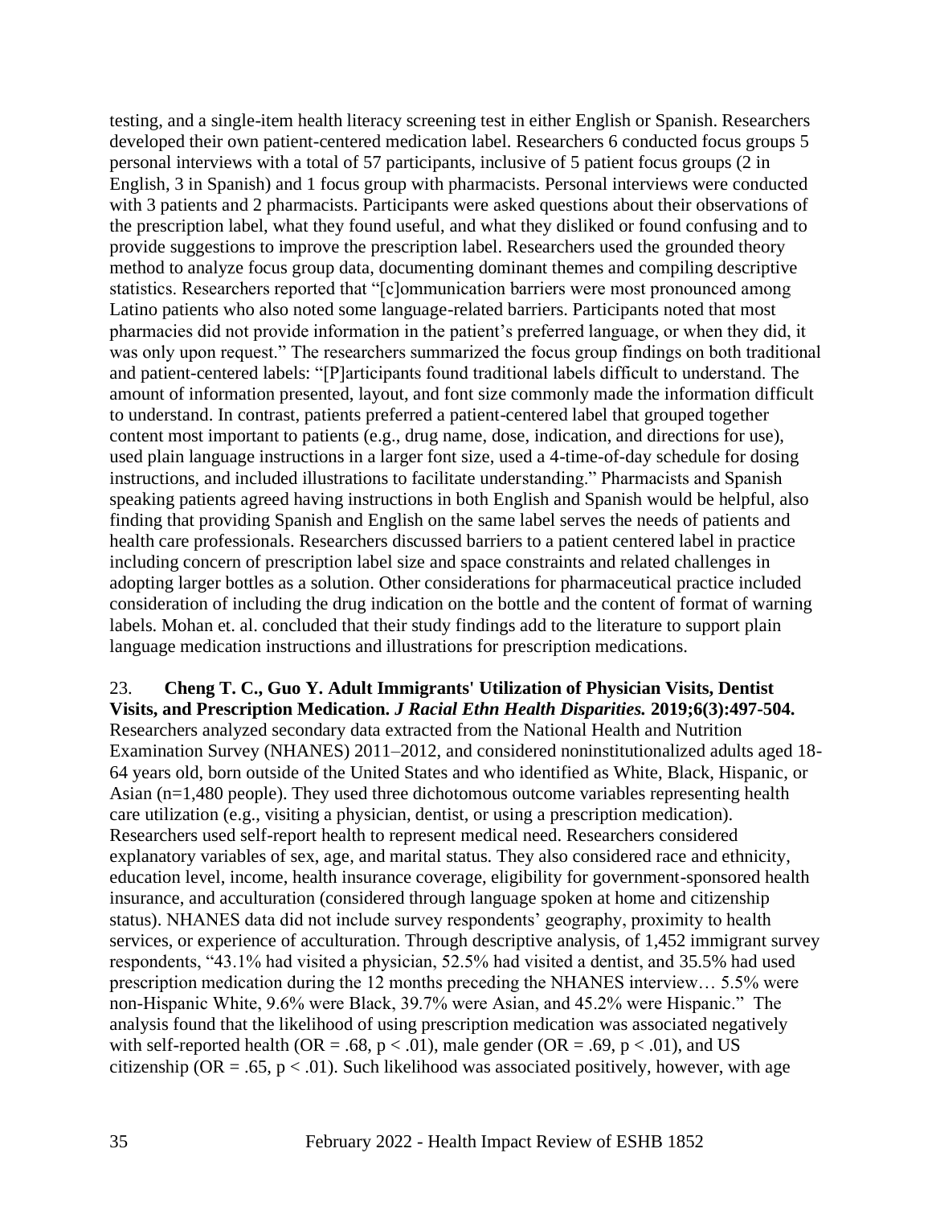testing, and a single-item health literacy screening test in either English or Spanish. Researchers developed their own patient-centered medication label. Researchers 6 conducted focus groups 5 personal interviews with a total of 57 participants, inclusive of 5 patient focus groups (2 in English, 3 in Spanish) and 1 focus group with pharmacists. Personal interviews were conducted with 3 patients and 2 pharmacists. Participants were asked questions about their observations of the prescription label, what they found useful, and what they disliked or found confusing and to provide suggestions to improve the prescription label. Researchers used the grounded theory method to analyze focus group data, documenting dominant themes and compiling descriptive statistics. Researchers reported that "[c]ommunication barriers were most pronounced among Latino patients who also noted some language-related barriers. Participants noted that most pharmacies did not provide information in the patient's preferred language, or when they did, it was only upon request." The researchers summarized the focus group findings on both traditional and patient-centered labels: "[P]articipants found traditional labels difficult to understand. The amount of information presented, layout, and font size commonly made the information difficult to understand. In contrast, patients preferred a patient-centered label that grouped together content most important to patients (e.g., drug name, dose, indication, and directions for use), used plain language instructions in a larger font size, used a 4-time-of-day schedule for dosing instructions, and included illustrations to facilitate understanding." Pharmacists and Spanish speaking patients agreed having instructions in both English and Spanish would be helpful, also finding that providing Spanish and English on the same label serves the needs of patients and health care professionals. Researchers discussed barriers to a patient centered label in practice including concern of prescription label size and space constraints and related challenges in adopting larger bottles as a solution. Other considerations for pharmaceutical practice included consideration of including the drug indication on the bottle and the content of format of warning labels. Mohan et. al. concluded that their study findings add to the literature to support plain language medication instructions and illustrations for prescription medications.

23. **Cheng T. C., Guo Y. Adult Immigrants' Utilization of Physician Visits, Dentist Visits, and Prescription Medication.** ***J Racial Ethn Health Disparities.*** **2019;6(3):497-504.** Researchers analyzed secondary data extracted from the National Health and Nutrition Examination Survey (NHANES) 2011–2012, and considered noninstitutionalized adults aged 18-64 years old, born outside of the United States and who identified as White, Black, Hispanic, or Asian (n=1,480 people). They used three dichotomous outcome variables representing health care utilization (e.g., visiting a physician, dentist, or using a prescription medication). Researchers used self-report health to represent medical need. Researchers considered explanatory variables of sex, age, and marital status. They also considered race and ethnicity, education level, income, health insurance coverage, eligibility for government-sponsored health insurance, and acculturation (considered through language spoken at home and citizenship status). NHANES data did not include survey respondents' geography, proximity to health services, or experience of acculturation. Through descriptive analysis, of 1,452 immigrant survey respondents, "43.1% had visited a physician, 52.5% had visited a dentist, and 35.5% had used prescription medication during the 12 months preceding the NHANES interview… 5.5% were non-Hispanic White, 9.6% were Black, 39.7% were Asian, and 45.2% were Hispanic." The analysis found that the likelihood of using prescription medication was associated negatively with self-reported health (OR = .68, $p < .01$), male gender (OR = .69, $p < .01$), and US citizenship (OR = .65, $p < .01$). Such likelihood was associated positively, however, with age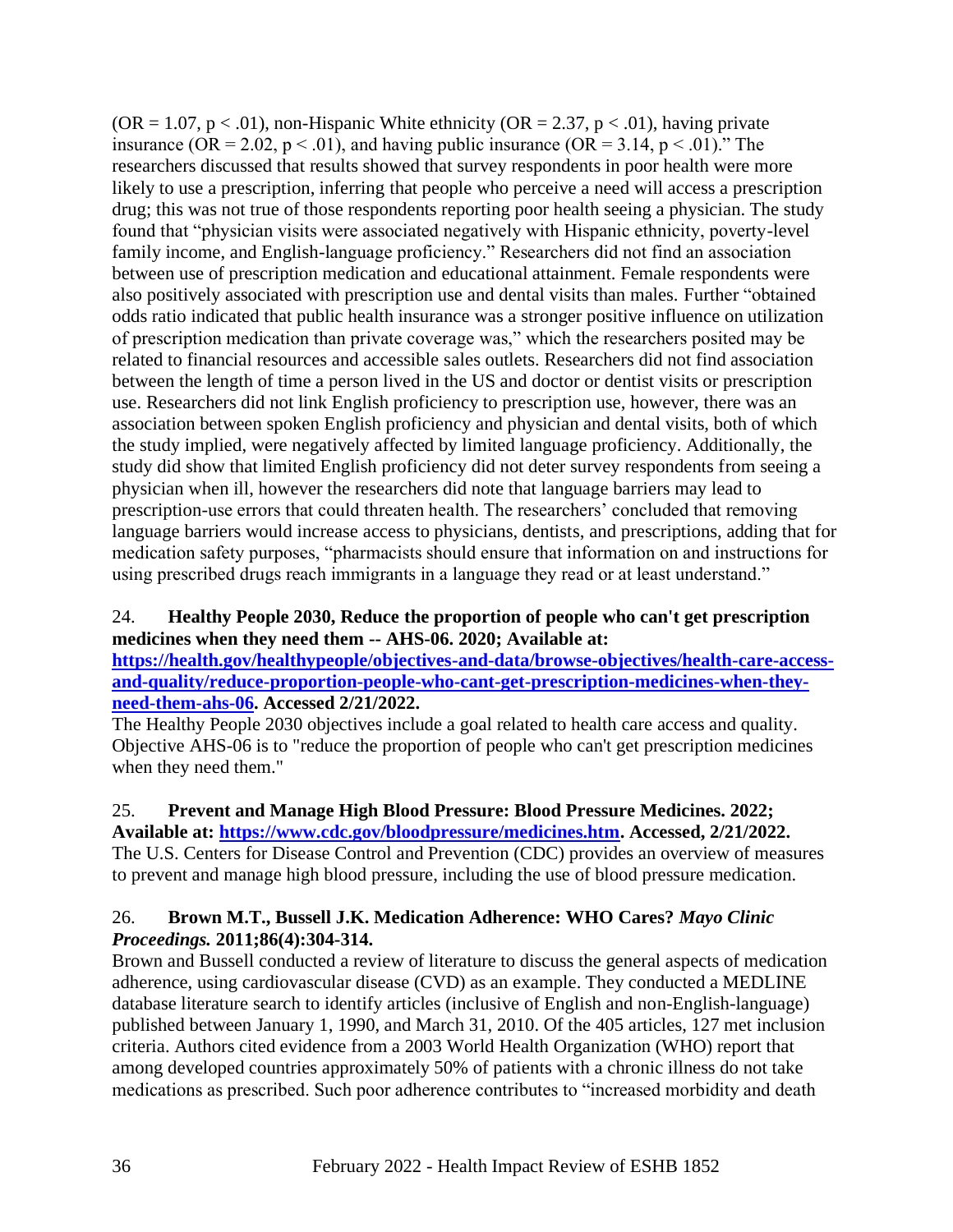(OR = 1.07, $p < .01$), non-Hispanic White ethnicity (OR = 2.37, $p < .01$), having private insurance (OR = 2.02, $p < .01$), and having public insurance (OR = 3.14, $p < .01$)." The researchers discussed that results showed that survey respondents in poor health were more likely to use a prescription, inferring that people who perceive a need will access a prescription drug; this was not true of those respondents reporting poor health seeing a physician. The study found that "physician visits were associated negatively with Hispanic ethnicity, poverty-level family income, and English-language proficiency." Researchers did not find an association between use of prescription medication and educational attainment. Female respondents were also positively associated with prescription use and dental visits than males. Further "obtained odds ratio indicated that public health insurance was a stronger positive influence on utilization of prescription medication than private coverage was," which the researchers posited may be related to financial resources and accessible sales outlets. Researchers did not find association between the length of time a person lived in the US and doctor or dentist visits or prescription use. Researchers did not link English proficiency to prescription use, however, there was an association between spoken English proficiency and physician and dental visits, both of which the study implied, were negatively affected by limited language proficiency. Additionally, the study did show that limited English proficiency did not deter survey respondents from seeing a physician when ill, however the researchers did note that language barriers may lead to prescription-use errors that could threaten health. The researchers' concluded that removing language barriers would increase access to physicians, dentists, and prescriptions, adding that for medication safety purposes, "pharmacists should ensure that information on and instructions for using prescribed drugs reach immigrants in a language they read or at least understand."

24. **Healthy People 2030, Reduce the proportion of people who can't get prescription medicines when they need them -- AHS-06. 2020; Available at: [https://health.gov/healthypeople/objectives-and-data/browse-objectives/health-care-access-and-quality/reduce-proportion-people-who-cant-get-prescription-medicines-when-they-need-them-ahs-06](https://health.gov/healthypeople/objectives-and-data/browse-objectives/health-care-access-and-quality/reduce-proportion-people-who-cant-get-prescription-medicines-when-they-need-them-ahs-06). Accessed 2/21/2022.**

The Healthy People 2030 objectives include a goal related to health care access and quality. Objective AHS-06 is to "reduce the proportion of people who can't get prescription medicines when they need them."

25. **Prevent and Manage High Blood Pressure: Blood Pressure Medicines. 2022; Available at: [https://www.cdc.gov/bloodpressure/medicines.htm](https://www.cdc.gov/bloodpressure/medicines.htm). Accessed, 2/21/2022.**

The U.S. Centers for Disease Control and Prevention (CDC) provides an overview of measures to prevent and manage high blood pressure, including the use of blood pressure medication.

26. **Brown M.T., Bussell J.K. Medication Adherence: WHO Cares? *Mayo Clinic Proceedings.* 2011;86(4):304-314.**

Brown and Bussell conducted a review of literature to discuss the general aspects of medication adherence, using cardiovascular disease (CVD) as an example. They conducted a MEDLINE database literature search to identify articles (inclusive of English and non-English-language) published between January 1, 1990, and March 31, 2010. Of the 405 articles, 127 met inclusion criteria. Authors cited evidence from a 2003 World Health Organization (WHO) report that among developed countries approximately 50% of patients with a chronic illness do not take medications as prescribed. Such poor adherence contributes to "increased morbidity and death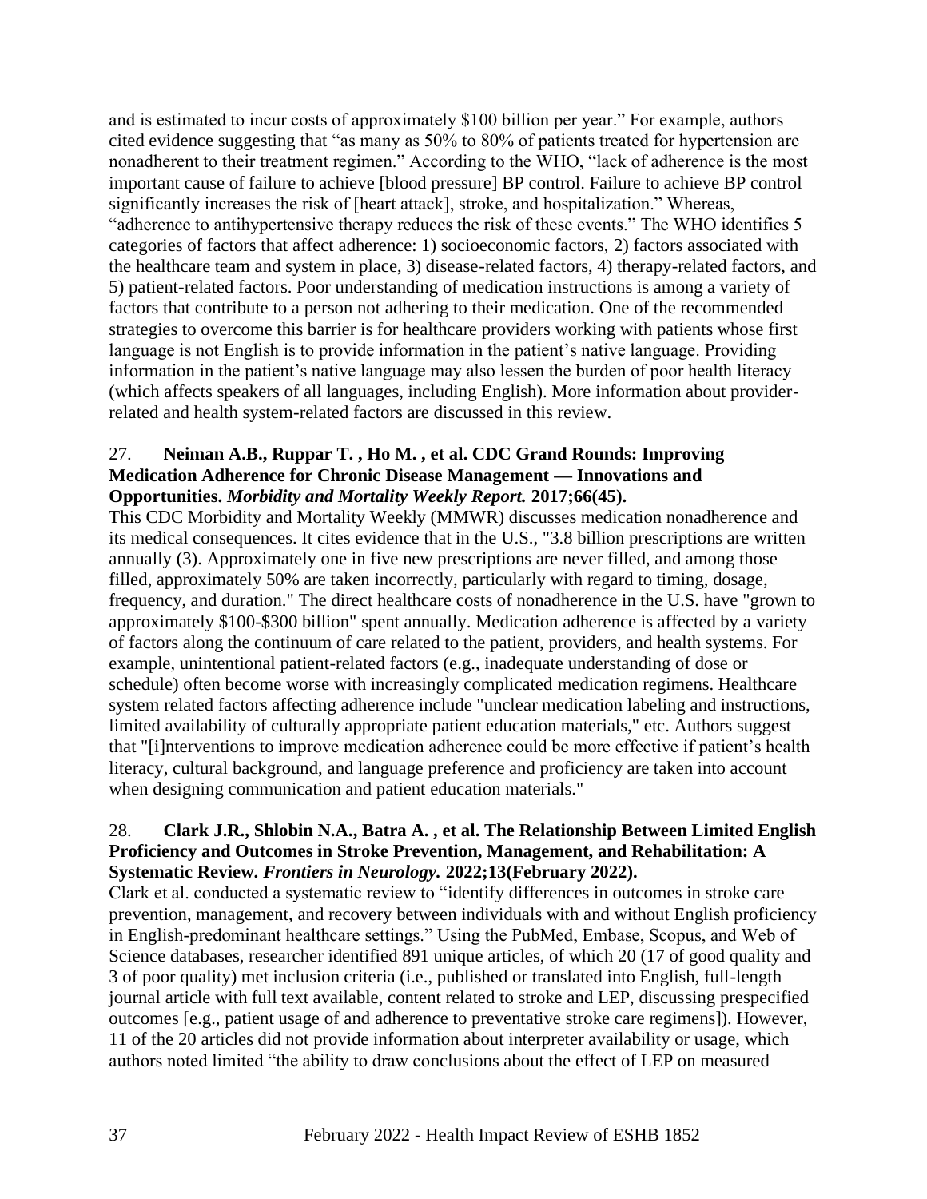and is estimated to incur costs of approximately $100 billion per year." For example, authors cited evidence suggesting that "as many as 50% to 80% of patients treated for hypertension are nonadherent to their treatment regimen." According to the WHO, "lack of adherence is the most important cause of failure to achieve [blood pressure] BP control. Failure to achieve BP control significantly increases the risk of [heart attack], stroke, and hospitalization." Whereas, "adherence to antihypertensive therapy reduces the risk of these events." The WHO identifies 5 categories of factors that affect adherence: 1) socioeconomic factors, 2) factors associated with the healthcare team and system in place, 3) disease-related factors, 4) therapy-related factors, and 5) patient-related factors. Poor understanding of medication instructions is among a variety of factors that contribute to a person not adhering to their medication. One of the recommended strategies to overcome this barrier is for healthcare providers working with patients whose first language is not English is to provide information in the patient's native language. Providing information in the patient's native language may also lessen the burden of poor health literacy (which affects speakers of all languages, including English). More information about provider-related and health system-related factors are discussed in this review.

27. **Neiman A.B., Ruppar T. , Ho M. , et al. CDC Grand Rounds: Improving Medication Adherence for Chronic Disease Management — Innovations and Opportunities. *Morbidity and Mortality Weekly Report.* 2017;66(45).**

This CDC Morbidity and Mortality Weekly (MMWR) discusses medication nonadherence and its medical consequences. It cites evidence that in the U.S., "3.8 billion prescriptions are written annually (3). Approximately one in five new prescriptions are never filled, and among those filled, approximately 50% are taken incorrectly, particularly with regard to timing, dosage, frequency, and duration." The direct healthcare costs of nonadherence in the U.S. have "grown to approximately $100-$300 billion" spent annually. Medication adherence is affected by a variety of factors along the continuum of care related to the patient, providers, and health systems. For example, unintentional patient-related factors (e.g., inadequate understanding of dose or schedule) often become worse with increasingly complicated medication regimens. Healthcare system related factors affecting adherence include "unclear medication labeling and instructions, limited availability of culturally appropriate patient education materials," etc. Authors suggest that "[i]nterventions to improve medication adherence could be more effective if patient's health literacy, cultural background, and language preference and proficiency are taken into account when designing communication and patient education materials."

28. **Clark J.R., Shlobin N.A., Batra A. , et al. The Relationship Between Limited English Proficiency and Outcomes in Stroke Prevention, Management, and Rehabilitation: A Systematic Review. *Frontiers in Neurology.* 2022;13(February 2022).**

Clark et al. conducted a systematic review to "identify differences in outcomes in stroke care prevention, management, and recovery between individuals with and without English proficiency in English-predominant healthcare settings." Using the PubMed, Embase, Scopus, and Web of Science databases, researcher identified 891 unique articles, of which 20 (17 of good quality and 3 of poor quality) met inclusion criteria (i.e., published or translated into English, full-length journal article with full text available, content related to stroke and LEP, discussing prespecified outcomes [e.g., patient usage of and adherence to preventative stroke care regimens]). However, 11 of the 20 articles did not provide information about interpreter availability or usage, which authors noted limited "the ability to draw conclusions about the effect of LEP on measured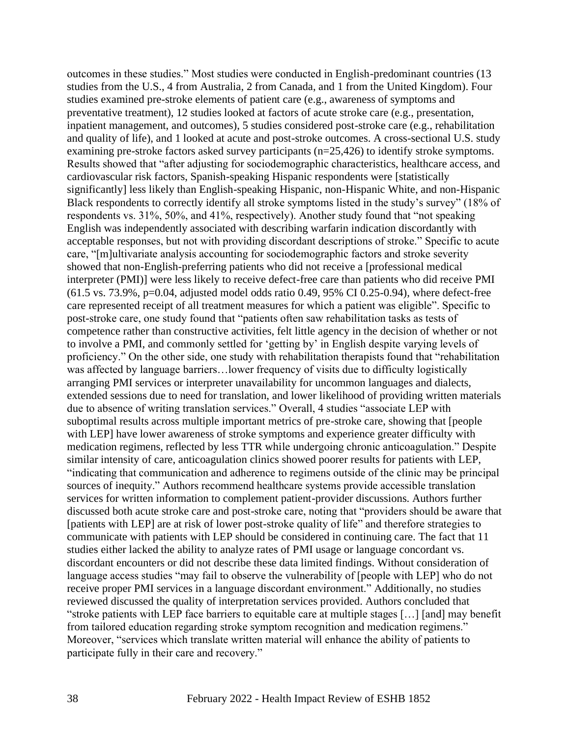outcomes in these studies." Most studies were conducted in English-predominant countries (13 studies from the U.S., 4 from Australia, 2 from Canada, and 1 from the United Kingdom). Four studies examined pre-stroke elements of patient care (e.g., awareness of symptoms and preventative treatment), 12 studies looked at factors of acute stroke care (e.g., presentation, inpatient management, and outcomes), 5 studies considered post-stroke care (e.g., rehabilitation and quality of life), and 1 looked at acute and post-stroke outcomes. A cross-sectional U.S. study examining pre-stroke factors asked survey participants (n=25,426) to identify stroke symptoms. Results showed that "after adjusting for sociodemographic characteristics, healthcare access, and cardiovascular risk factors, Spanish-speaking Hispanic respondents were [statistically significantly] less likely than English-speaking Hispanic, non-Hispanic White, and non-Hispanic Black respondents to correctly identify all stroke symptoms listed in the study's survey" (18% of respondents vs. 31%, 50%, and 41%, respectively). Another study found that "not speaking English was independently associated with describing warfarin indication discordantly with acceptable responses, but not with providing discordant descriptions of stroke." Specific to acute care, "[m]ultivariate analysis accounting for sociodemographic factors and stroke severity showed that non-English-preferring patients who did not receive a [professional medical interpreter (PMI)] were less likely to receive defect-free care than patients who did receive PMI (61.5 vs. 73.9%, p=0.04, adjusted model odds ratio 0.49, 95% CI 0.25-0.94), where defect-free care represented receipt of all treatment measures for which a patient was eligible". Specific to post-stroke care, one study found that "patients often saw rehabilitation tasks as tests of competence rather than constructive activities, felt little agency in the decision of whether or not to involve a PMI, and commonly settled for 'getting by' in English despite varying levels of proficiency." On the other side, one study with rehabilitation therapists found that "rehabilitation was affected by language barriers…lower frequency of visits due to difficulty logistically arranging PMI services or interpreter unavailability for uncommon languages and dialects, extended sessions due to need for translation, and lower likelihood of providing written materials due to absence of writing translation services." Overall, 4 studies "associate LEP with suboptimal results across multiple important metrics of pre-stroke care, showing that [people with LEP] have lower awareness of stroke symptoms and experience greater difficulty with medication regimens, reflected by less TTR while undergoing chronic anticoagulation." Despite similar intensity of care, anticoagulation clinics showed poorer results for patients with LEP, "indicating that communication and adherence to regimens outside of the clinic may be principal sources of inequity." Authors recommend healthcare systems provide accessible translation services for written information to complement patient-provider discussions. Authors further discussed both acute stroke care and post-stroke care, noting that "providers should be aware that [patients with LEP] are at risk of lower post-stroke quality of life" and therefore strategies to communicate with patients with LEP should be considered in continuing care. The fact that 11 studies either lacked the ability to analyze rates of PMI usage or language concordant vs. discordant encounters or did not describe these data limited findings. Without consideration of language access studies "may fail to observe the vulnerability of [people with LEP] who do not receive proper PMI services in a language discordant environment." Additionally, no studies reviewed discussed the quality of interpretation services provided. Authors concluded that "stroke patients with LEP face barriers to equitable care at multiple stages […] [and] may benefit from tailored education regarding stroke symptom recognition and medication regimens." Moreover, "services which translate written material will enhance the ability of patients to participate fully in their care and recovery."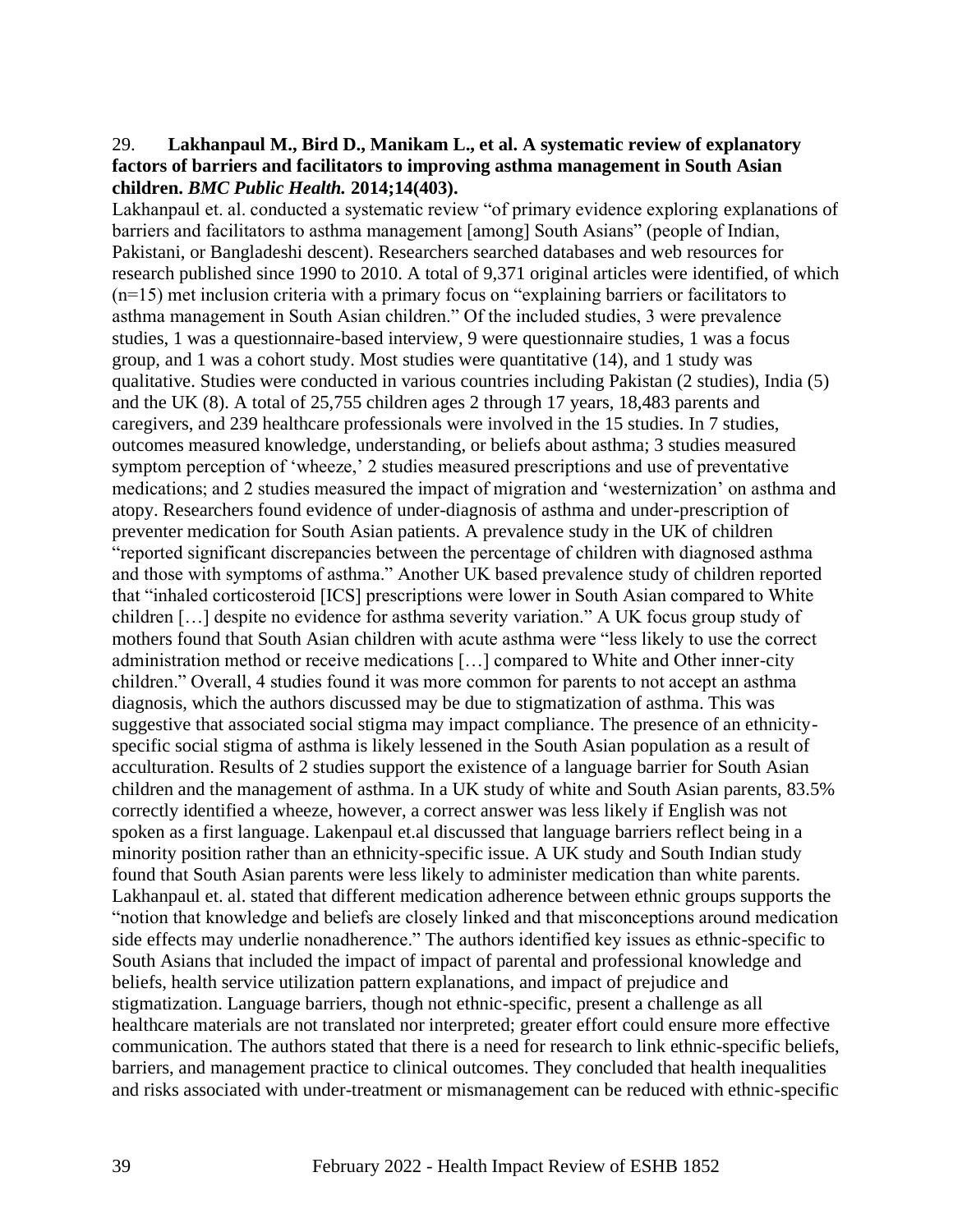29. **Lakhanpaul M., Bird D., Manikam L., et al. A systematic review of explanatory factors of barriers and facilitators to improving asthma management in South Asian children.** ***BMC Public Health.*** **2014;14(403).**

Lakhanpaul et. al. conducted a systematic review "of primary evidence exploring explanations of barriers and facilitators to asthma management [among] South Asians" (people of Indian, Pakistani, or Bangladeshi descent). Researchers searched databases and web resources for research published since 1990 to 2010. A total of 9,371 original articles were identified, of which (n=15) met inclusion criteria with a primary focus on "explaining barriers or facilitators to asthma management in South Asian children." Of the included studies, 3 were prevalence studies, 1 was a questionnaire-based interview, 9 were questionnaire studies, 1 was a focus group, and 1 was a cohort study. Most studies were quantitative (14), and 1 study was qualitative. Studies were conducted in various countries including Pakistan (2 studies), India (5) and the UK (8). A total of 25,755 children ages 2 through 17 years, 18,483 parents and caregivers, and 239 healthcare professionals were involved in the 15 studies. In 7 studies, outcomes measured knowledge, understanding, or beliefs about asthma; 3 studies measured symptom perception of 'wheeze,' 2 studies measured prescriptions and use of preventative medications; and 2 studies measured the impact of migration and 'westernization' on asthma and atopy. Researchers found evidence of under-diagnosis of asthma and under-prescription of preventer medication for South Asian patients. A prevalence study in the UK of children "reported significant discrepancies between the percentage of children with diagnosed asthma and those with symptoms of asthma." Another UK based prevalence study of children reported that "inhaled corticosteroid [ICS] prescriptions were lower in South Asian compared to White children […] despite no evidence for asthma severity variation." A UK focus group study of mothers found that South Asian children with acute asthma were "less likely to use the correct administration method or receive medications […] compared to White and Other inner-city children." Overall, 4 studies found it was more common for parents to not accept an asthma diagnosis, which the authors discussed may be due to stigmatization of asthma. This was suggestive that associated social stigma may impact compliance. The presence of an ethnicity-specific social stigma of asthma is likely lessened in the South Asian population as a result of acculturation. Results of 2 studies support the existence of a language barrier for South Asian children and the management of asthma. In a UK study of white and South Asian parents, 83.5% correctly identified a wheeze, however, a correct answer was less likely if English was not spoken as a first language. Lakenpaul et.al discussed that language barriers reflect being in a minority position rather than an ethnicity-specific issue. A UK study and South Indian study found that South Asian parents were less likely to administer medication than white parents. Lakhanpaul et. al. stated that different medication adherence between ethnic groups supports the "notion that knowledge and beliefs are closely linked and that misconceptions around medication side effects may underlie nonadherence." The authors identified key issues as ethnic-specific to South Asians that included the impact of impact of parental and professional knowledge and beliefs, health service utilization pattern explanations, and impact of prejudice and stigmatization. Language barriers, though not ethnic-specific, present a challenge as all healthcare materials are not translated nor interpreted; greater effort could ensure more effective communication. The authors stated that there is a need for research to link ethnic-specific beliefs, barriers, and management practice to clinical outcomes. They concluded that health inequalities and risks associated with under-treatment or mismanagement can be reduced with ethnic-specific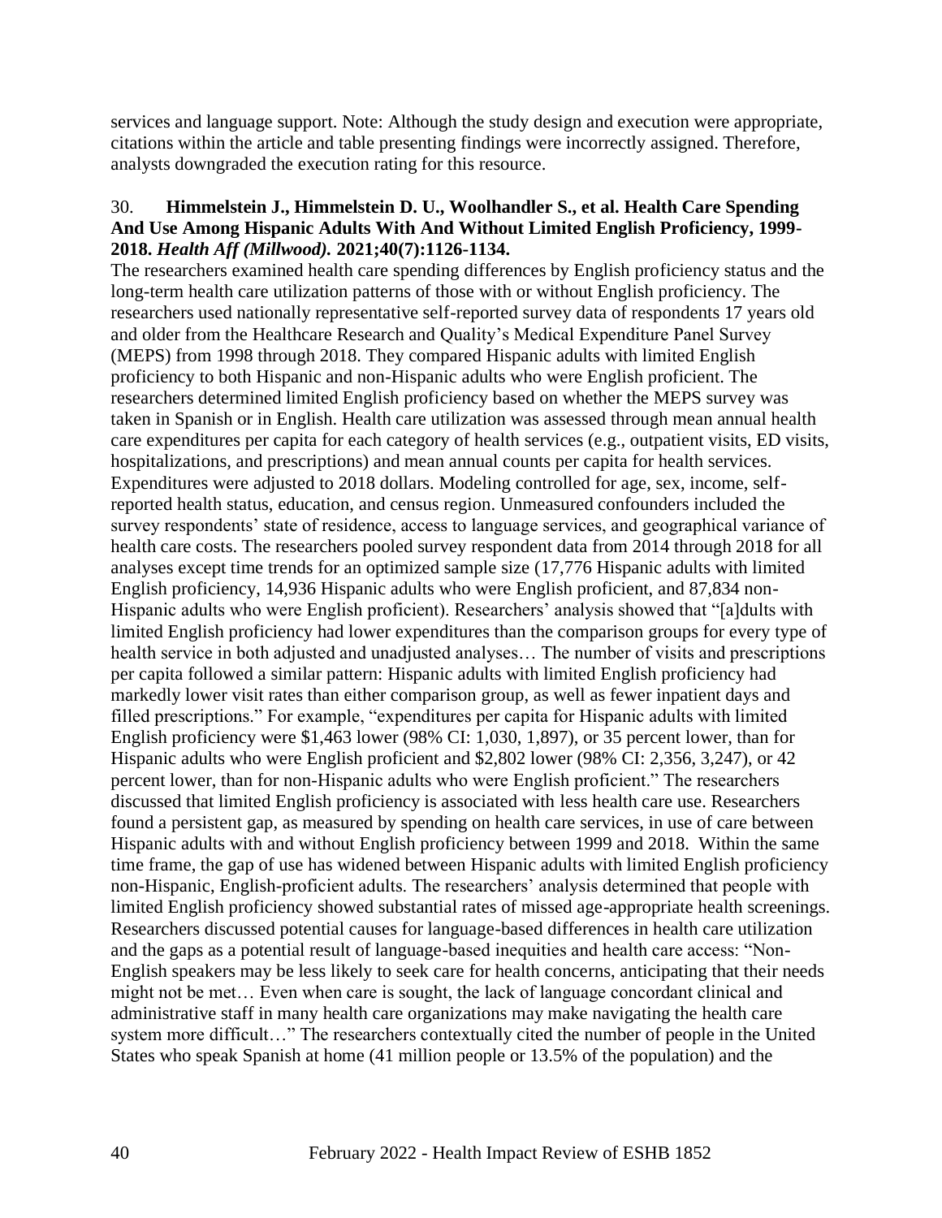services and language support. Note: Although the study design and execution were appropriate, citations within the article and table presenting findings were incorrectly assigned. Therefore, analysts downgraded the execution rating for this resource.

30. **Himmelstein J., Himmelstein D. U., Woolhandler S., et al. Health Care Spending And Use Among Hispanic Adults With And Without Limited English Proficiency, 1999-2018. *Health Aff (Millwood).* 2021;40(7):1126-1134.**

The researchers examined health care spending differences by English proficiency status and the long-term health care utilization patterns of those with or without English proficiency. The researchers used nationally representative self-reported survey data of respondents 17 years old and older from the Healthcare Research and Quality's Medical Expenditure Panel Survey (MEPS) from 1998 through 2018. They compared Hispanic adults with limited English proficiency to both Hispanic and non-Hispanic adults who were English proficient. The researchers determined limited English proficiency based on whether the MEPS survey was taken in Spanish or in English. Health care utilization was assessed through mean annual health care expenditures per capita for each category of health services (e.g., outpatient visits, ED visits, hospitalizations, and prescriptions) and mean annual counts per capita for health services. Expenditures were adjusted to 2018 dollars. Modeling controlled for age, sex, income, self-reported health status, education, and census region. Unmeasured confounders included the survey respondents' state of residence, access to language services, and geographical variance of health care costs. The researchers pooled survey respondent data from 2014 through 2018 for all analyses except time trends for an optimized sample size (17,776 Hispanic adults with limited English proficiency, 14,936 Hispanic adults who were English proficient, and 87,834 non-Hispanic adults who were English proficient). Researchers' analysis showed that "[a]dults with limited English proficiency had lower expenditures than the comparison groups for every type of health service in both adjusted and unadjusted analyses… The number of visits and prescriptions per capita followed a similar pattern: Hispanic adults with limited English proficiency had markedly lower visit rates than either comparison group, as well as fewer inpatient days and filled prescriptions." For example, "expenditures per capita for Hispanic adults with limited English proficiency were $1,463 lower (98% CI: 1,030, 1,897), or 35 percent lower, than for Hispanic adults who were English proficient and $2,802 lower (98% CI: 2,356, 3,247), or 42 percent lower, than for non-Hispanic adults who were English proficient." The researchers discussed that limited English proficiency is associated with less health care use. Researchers found a persistent gap, as measured by spending on health care services, in use of care between Hispanic adults with and without English proficiency between 1999 and 2018. Within the same time frame, the gap of use has widened between Hispanic adults with limited English proficiency non-Hispanic, English-proficient adults. The researchers' analysis determined that people with limited English proficiency showed substantial rates of missed age-appropriate health screenings. Researchers discussed potential causes for language-based differences in health care utilization and the gaps as a potential result of language-based inequities and health care access: "Non-English speakers may be less likely to seek care for health concerns, anticipating that their needs might not be met… Even when care is sought, the lack of language concordant clinical and administrative staff in many health care organizations may make navigating the health care system more difficult…" The researchers contextually cited the number of people in the United States who speak Spanish at home (41 million people or 13.5% of the population) and the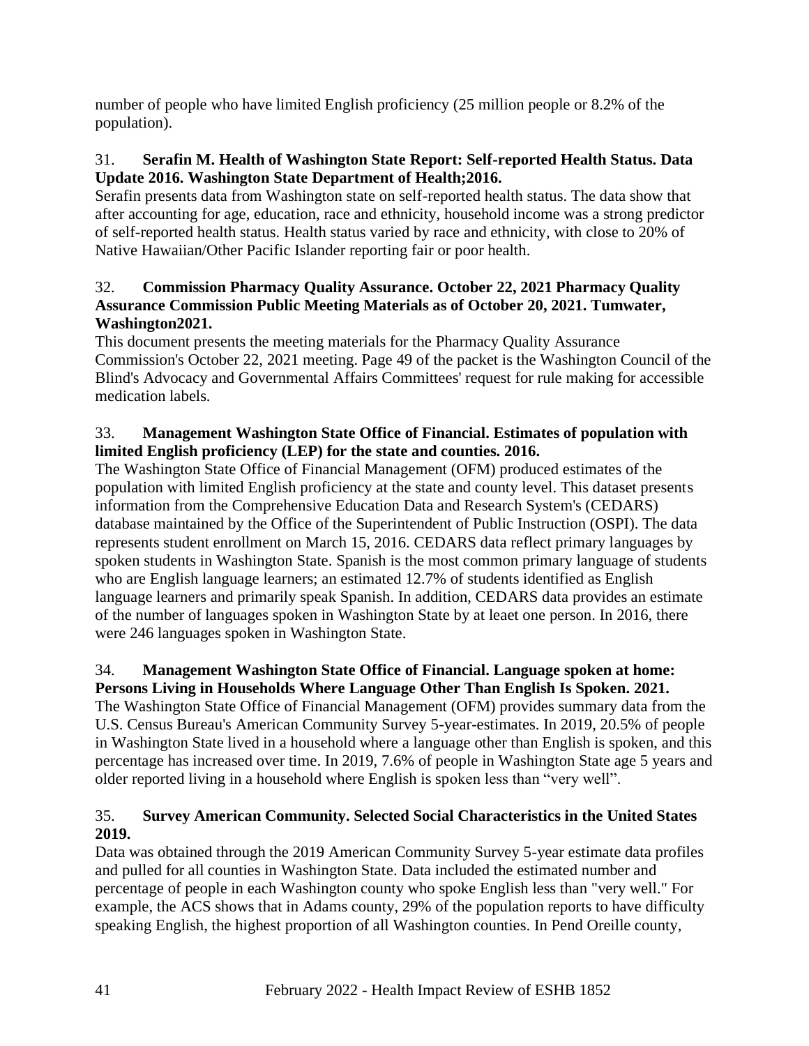number of people who have limited English proficiency (25 million people or 8.2% of the population).

31. **Serafin M. Health of Washington State Report: Self-reported Health Status. Data Update 2016. Washington State Department of Health;2016.**
Serafin presents data from Washington state on self-reported health status. The data show that after accounting for age, education, race and ethnicity, household income was a strong predictor of self-reported health status. Health status varied by race and ethnicity, with close to 20% of Native Hawaiian/Other Pacific Islander reporting fair or poor health.

32. **Commission Pharmacy Quality Assurance. October 22, 2021 Pharmacy Quality Assurance Commission Public Meeting Materials as of October 20, 2021. Tumwater, Washington2021.**
This document presents the meeting materials for the Pharmacy Quality Assurance Commission's October 22, 2021 meeting. Page 49 of the packet is the Washington Council of the Blind's Advocacy and Governmental Affairs Committees' request for rule making for accessible medication labels.

33. **Management Washington State Office of Financial. Estimates of population with limited English proficiency (LEP) for the state and counties. 2016.**
The Washington State Office of Financial Management (OFM) produced estimates of the population with limited English proficiency at the state and county level. This dataset presents information from the Comprehensive Education Data and Research System's (CEDARS) database maintained by the Office of the Superintendent of Public Instruction (OSPI). The data represents student enrollment on March 15, 2016. CEDARS data reflect primary languages by spoken students in Washington State. Spanish is the most common primary language of students who are English language learners; an estimated 12.7% of students identified as English language learners and primarily speak Spanish. In addition, CEDARS data provides an estimate of the number of languages spoken in Washington State by at leaet one person. In 2016, there were 246 languages spoken in Washington State.

34. **Management Washington State Office of Financial. Language spoken at home: Persons Living in Households Where Language Other Than English Is Spoken. 2021.**
The Washington State Office of Financial Management (OFM) provides summary data from the U.S. Census Bureau's American Community Survey 5-year-estimates. In 2019, 20.5% of people in Washington State lived in a household where a language other than English is spoken, and this percentage has increased over time. In 2019, 7.6% of people in Washington State age 5 years and older reported living in a household where English is spoken less than "very well".

35. **Survey American Community. Selected Social Characteristics in the United States 2019.**
Data was obtained through the 2019 American Community Survey 5-year estimate data profiles and pulled for all counties in Washington State. Data included the estimated number and percentage of people in each Washington county who spoke English less than "very well." For example, the ACS shows that in Adams county, 29% of the population reports to have difficulty speaking English, the highest proportion of all Washington counties. In Pend Oreille county,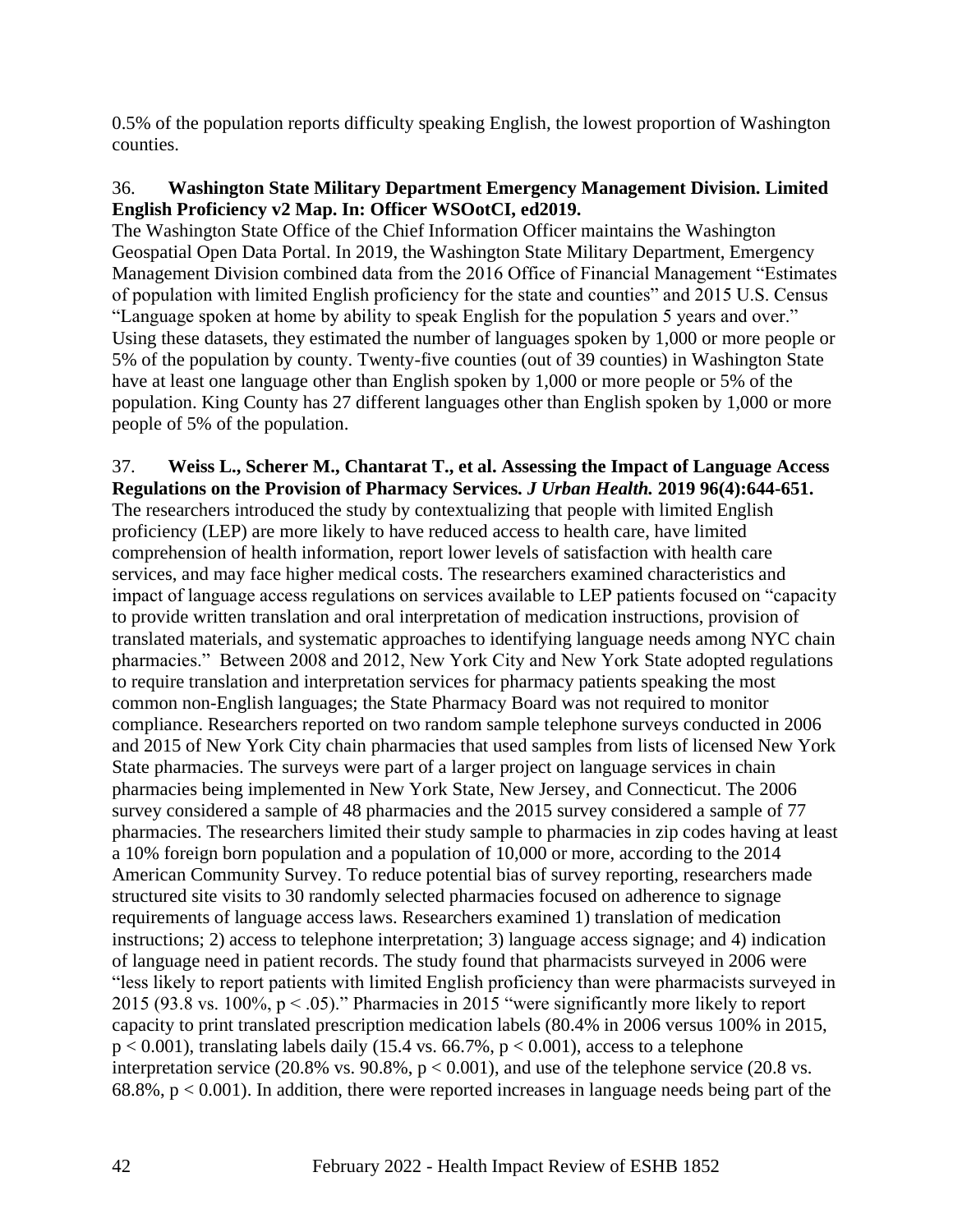0.5% of the population reports difficulty speaking English, the lowest proportion of Washington counties.

36. **Washington State Military Department Emergency Management Division. Limited English Proficiency v2 Map. In: Officer WSOotCI, ed2019.**
The Washington State Office of the Chief Information Officer maintains the Washington Geospatial Open Data Portal. In 2019, the Washington State Military Department, Emergency Management Division combined data from the 2016 Office of Financial Management "Estimates of population with limited English proficiency for the state and counties" and 2015 U.S. Census "Language spoken at home by ability to speak English for the population 5 years and over." Using these datasets, they estimated the number of languages spoken by 1,000 or more people or 5% of the population by county. Twenty-five counties (out of 39 counties) in Washington State have at least one language other than English spoken by 1,000 or more people or 5% of the population. King County has 27 different languages other than English spoken by 1,000 or more people of 5% of the population.

37. **Weiss L., Scherer M., Chantarat T., et al. Assessing the Impact of Language Access Regulations on the Provision of Pharmacy Services. *J Urban Health.* 2019 96(4):644-651.**
The researchers introduced the study by contextualizing that people with limited English proficiency (LEP) are more likely to have reduced access to health care, have limited comprehension of health information, report lower levels of satisfaction with health care services, and may face higher medical costs. The researchers examined characteristics and impact of language access regulations on services available to LEP patients focused on "capacity to provide written translation and oral interpretation of medication instructions, provision of translated materials, and systematic approaches to identifying language needs among NYC chain pharmacies." Between 2008 and 2012, New York City and New York State adopted regulations to require translation and interpretation services for pharmacy patients speaking the most common non-English languages; the State Pharmacy Board was not required to monitor compliance. Researchers reported on two random sample telephone surveys conducted in 2006 and 2015 of New York City chain pharmacies that used samples from lists of licensed New York State pharmacies. The surveys were part of a larger project on language services in chain pharmacies being implemented in New York State, New Jersey, and Connecticut. The 2006 survey considered a sample of 48 pharmacies and the 2015 survey considered a sample of 77 pharmacies. The researchers limited their study sample to pharmacies in zip codes having at least a 10% foreign born population and a population of 10,000 or more, according to the 2014 American Community Survey. To reduce potential bias of survey reporting, researchers made structured site visits to 30 randomly selected pharmacies focused on adherence to signage requirements of language access laws. Researchers examined 1) translation of medication instructions; 2) access to telephone interpretation; 3) language access signage; and 4) indication of language need in patient records. The study found that pharmacists surveyed in 2006 were "less likely to report patients with limited English proficiency than were pharmacists surveyed in 2015 (93.8 vs. 100%, $p < .05$)." Pharmacies in 2015 "were significantly more likely to report capacity to print translated prescription medication labels (80.4% in 2006 versus 100% in 2015, $p < 0.001$), translating labels daily (15.4 vs. 66.7%, $p < 0.001$), access to a telephone interpretation service (20.8% vs. 90.8%, $p < 0.001$), and use of the telephone service (20.8 vs. 68.8%, $p < 0.001$). In addition, there were reported increases in language needs being part of the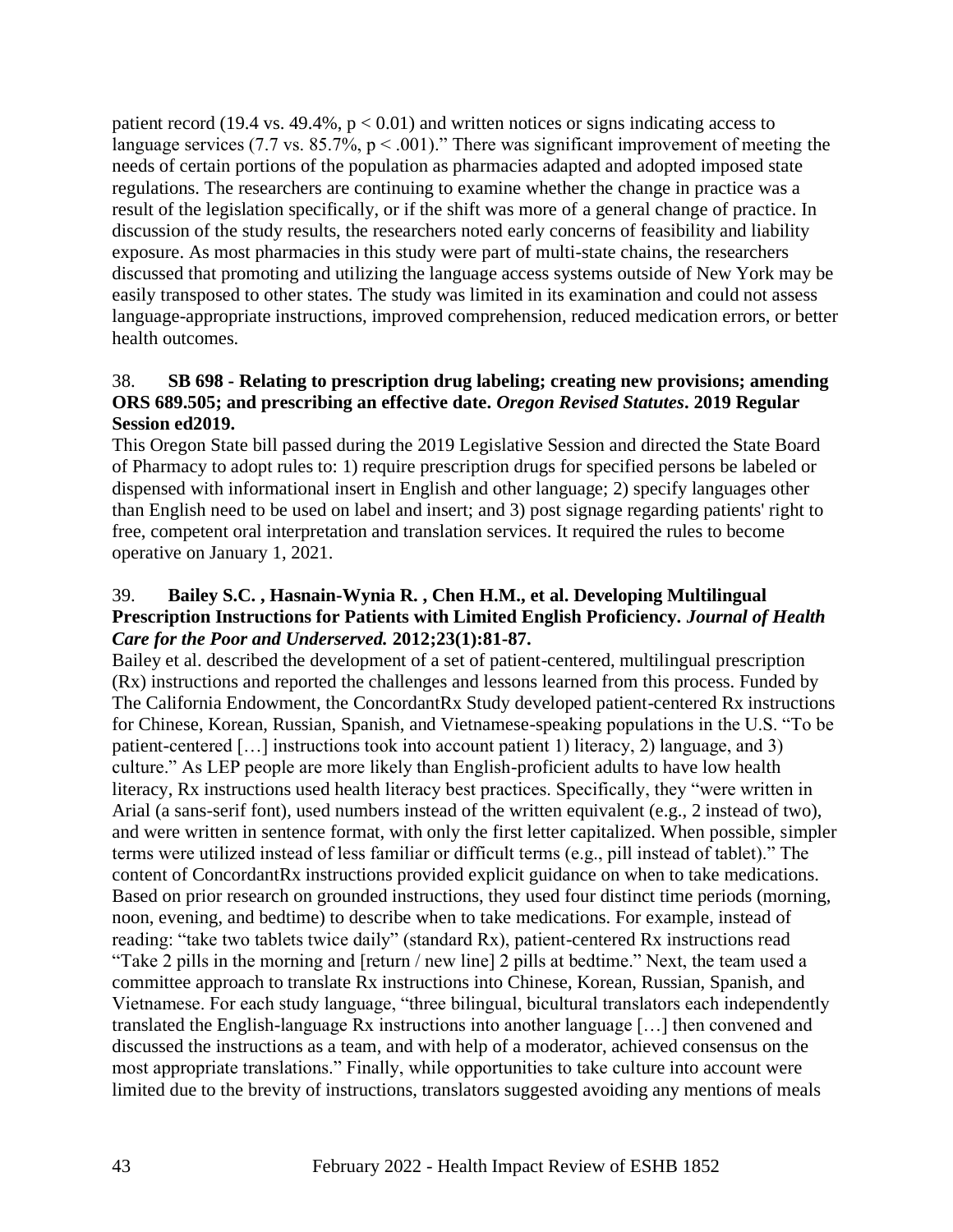patient record (19.4 vs. 49.4%, $p < 0.01$) and written notices or signs indicating access to language services (7.7 vs. 85.7%, $p < .001$)." There was significant improvement of meeting the needs of certain portions of the population as pharmacies adapted and adopted imposed state regulations. The researchers are continuing to examine whether the change in practice was a result of the legislation specifically, or if the shift was more of a general change of practice. In discussion of the study results, the researchers noted early concerns of feasibility and liability exposure. As most pharmacies in this study were part of multi-state chains, the researchers discussed that promoting and utilizing the language access systems outside of New York may be easily transposed to other states. The study was limited in its examination and could not assess language-appropriate instructions, improved comprehension, reduced medication errors, or better health outcomes.

38. **SB 698 - Relating to prescription drug labeling; creating new provisions; amending ORS 689.505; and prescribing an effective date.** ***Oregon Revised Statutes*****. 2019 Regular Session ed2019.**

This Oregon State bill passed during the 2019 Legislative Session and directed the State Board of Pharmacy to adopt rules to: 1) require prescription drugs for specified persons be labeled or dispensed with informational insert in English and other language; 2) specify languages other than English need to be used on label and insert; and 3) post signage regarding patients' right to free, competent oral interpretation and translation services. It required the rules to become operative on January 1, 2021.

39. **Bailey S.C. , Hasnain-Wynia R. , Chen H.M., et al. Developing Multilingual Prescription Instructions for Patients with Limited English Proficiency.** ***Journal of Health Care for the Poor and Underserved.*** **2012;23(1):81-87.**

Bailey et al. described the development of a set of patient-centered, multilingual prescription (Rx) instructions and reported the challenges and lessons learned from this process. Funded by The California Endowment, the ConcordantRx Study developed patient-centered Rx instructions for Chinese, Korean, Russian, Spanish, and Vietnamese-speaking populations in the U.S. "To be patient-centered […] instructions took into account patient 1) literacy, 2) language, and 3) culture." As LEP people are more likely than English-proficient adults to have low health literacy, Rx instructions used health literacy best practices. Specifically, they "were written in Arial (a sans-serif font), used numbers instead of the written equivalent (e.g., 2 instead of two), and were written in sentence format, with only the first letter capitalized. When possible, simpler terms were utilized instead of less familiar or difficult terms (e.g., pill instead of tablet)." The content of ConcordantRx instructions provided explicit guidance on when to take medications. Based on prior research on grounded instructions, they used four distinct time periods (morning, noon, evening, and bedtime) to describe when to take medications. For example, instead of reading: "take two tablets twice daily" (standard Rx), patient-centered Rx instructions read "Take 2 pills in the morning and [return / new line] 2 pills at bedtime." Next, the team used a committee approach to translate Rx instructions into Chinese, Korean, Russian, Spanish, and Vietnamese. For each study language, "three bilingual, bicultural translators each independently translated the English-language Rx instructions into another language […] then convened and discussed the instructions as a team, and with help of a moderator, achieved consensus on the most appropriate translations." Finally, while opportunities to take culture into account were limited due to the brevity of instructions, translators suggested avoiding any mentions of meals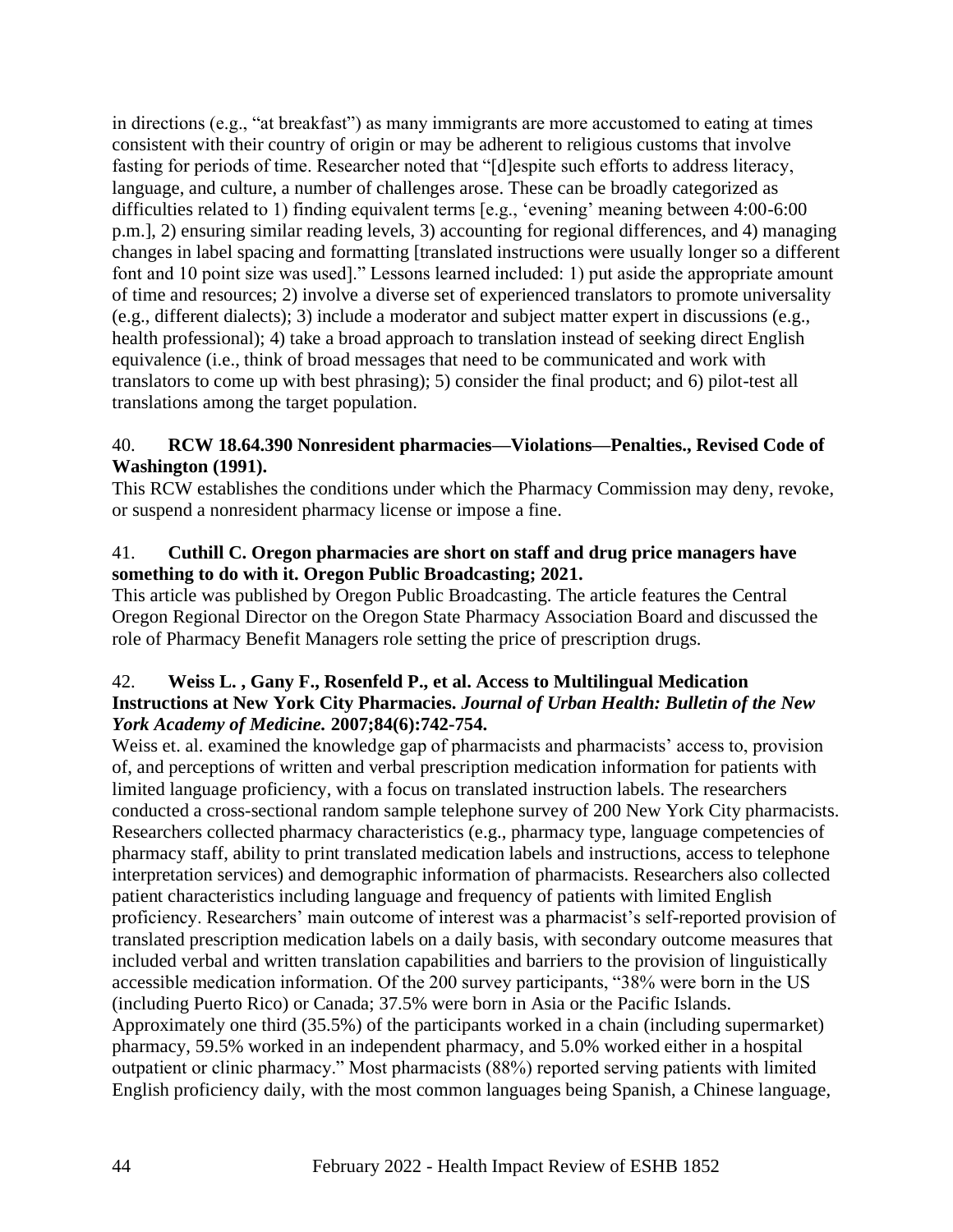in directions (e.g., "at breakfast") as many immigrants are more accustomed to eating at times consistent with their country of origin or may be adherent to religious customs that involve fasting for periods of time. Researcher noted that "[d]espite such efforts to address literacy, language, and culture, a number of challenges arose. These can be broadly categorized as difficulties related to 1) finding equivalent terms [e.g., 'evening' meaning between 4:00-6:00 p.m.], 2) ensuring similar reading levels, 3) accounting for regional differences, and 4) managing changes in label spacing and formatting [translated instructions were usually longer so a different font and 10 point size was used]." Lessons learned included: 1) put aside the appropriate amount of time and resources; 2) involve a diverse set of experienced translators to promote universality (e.g., different dialects); 3) include a moderator and subject matter expert in discussions (e.g., health professional); 4) take a broad approach to translation instead of seeking direct English equivalence (i.e., think of broad messages that need to be communicated and work with translators to come up with best phrasing); 5) consider the final product; and 6) pilot-test all translations among the target population.

40. **RCW 18.64.390 Nonresident pharmacies—Violations—Penalties., Revised Code of Washington (1991).**

This RCW establishes the conditions under which the Pharmacy Commission may deny, revoke, or suspend a nonresident pharmacy license or impose a fine.

41. **Cuthill C. Oregon pharmacies are short on staff and drug price managers have something to do with it. Oregon Public Broadcasting; 2021.**

This article was published by Oregon Public Broadcasting. The article features the Central Oregon Regional Director on the Oregon State Pharmacy Association Board and discussed the role of Pharmacy Benefit Managers role setting the price of prescription drugs.

42. **Weiss L. , Gany F., Rosenfeld P., et al. Access to Multilingual Medication Instructions at New York City Pharmacies. *Journal of Urban Health: Bulletin of the New York Academy of Medicine.* 2007;84(6):742-754.**

Weiss et. al. examined the knowledge gap of pharmacists and pharmacists' access to, provision of, and perceptions of written and verbal prescription medication information for patients with limited language proficiency, with a focus on translated instruction labels. The researchers conducted a cross-sectional random sample telephone survey of 200 New York City pharmacists. Researchers collected pharmacy characteristics (e.g., pharmacy type, language competencies of pharmacy staff, ability to print translated medication labels and instructions, access to telephone interpretation services) and demographic information of pharmacists. Researchers also collected patient characteristics including language and frequency of patients with limited English proficiency. Researchers' main outcome of interest was a pharmacist's self-reported provision of translated prescription medication labels on a daily basis, with secondary outcome measures that included verbal and written translation capabilities and barriers to the provision of linguistically accessible medication information. Of the 200 survey participants, "38% were born in the US (including Puerto Rico) or Canada; 37.5% were born in Asia or the Pacific Islands. Approximately one third (35.5%) of the participants worked in a chain (including supermarket) pharmacy, 59.5% worked in an independent pharmacy, and 5.0% worked either in a hospital outpatient or clinic pharmacy." Most pharmacists (88%) reported serving patients with limited English proficiency daily, with the most common languages being Spanish, a Chinese language,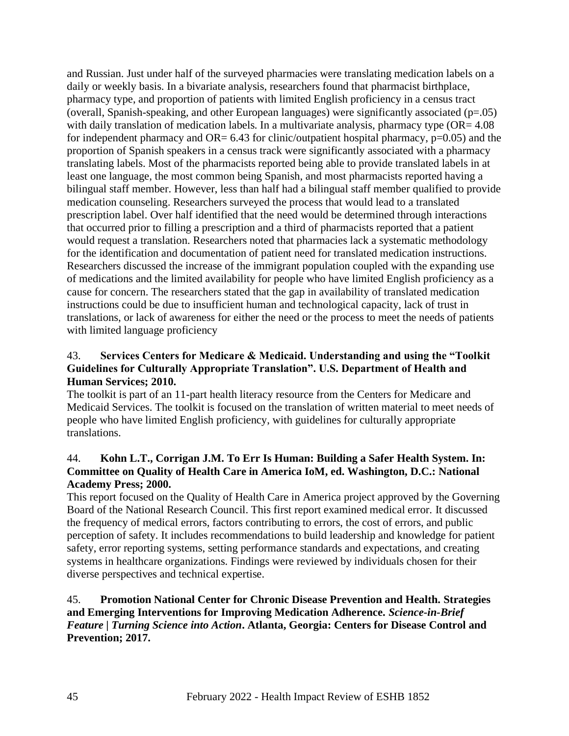and Russian. Just under half of the surveyed pharmacies were translating medication labels on a daily or weekly basis. In a bivariate analysis, researchers found that pharmacist birthplace, pharmacy type, and proportion of patients with limited English proficiency in a census tract (overall, Spanish-speaking, and other European languages) were significantly associated ($p=.05$) with daily translation of medication labels. In a multivariate analysis, pharmacy type (OR= 4.08 for independent pharmacy and OR= 6.43 for clinic/outpatient hospital pharmacy, $p=0.05$) and the proportion of Spanish speakers in a census track were significantly associated with a pharmacy translating labels. Most of the pharmacists reported being able to provide translated labels in at least one language, the most common being Spanish, and most pharmacists reported having a bilingual staff member. However, less than half had a bilingual staff member qualified to provide medication counseling. Researchers surveyed the process that would lead to a translated prescription label. Over half identified that the need would be determined through interactions that occurred prior to filling a prescription and a third of pharmacists reported that a patient would request a translation. Researchers noted that pharmacies lack a systematic methodology for the identification and documentation of patient need for translated medication instructions. Researchers discussed the increase of the immigrant population coupled with the expanding use of medications and the limited availability for people who have limited English proficiency as a cause for concern. The researchers stated that the gap in availability of translated medication instructions could be due to insufficient human and technological capacity, lack of trust in translations, or lack of awareness for either the need or the process to meet the needs of patients with limited language proficiency

43. **Services Centers for Medicare & Medicaid. Understanding and using the "Toolkit Guidelines for Culturally Appropriate Translation". U.S. Department of Health and Human Services; 2010.**

The toolkit is part of an 11-part health literacy resource from the Centers for Medicare and Medicaid Services. The toolkit is focused on the translation of written material to meet needs of people who have limited English proficiency, with guidelines for culturally appropriate translations.

44. **Kohn L.T., Corrigan J.M. To Err Is Human: Building a Safer Health System. In: Committee on Quality of Health Care in America IoM, ed. Washington, D.C.: National Academy Press; 2000.**

This report focused on the Quality of Health Care in America project approved by the Governing Board of the National Research Council. This first report examined medical error. It discussed the frequency of medical errors, factors contributing to errors, the cost of errors, and public perception of safety. It includes recommendations to build leadership and knowledge for patient safety, error reporting systems, setting performance standards and expectations, and creating systems in healthcare organizations. Findings were reviewed by individuals chosen for their diverse perspectives and technical expertise.

45. **Promotion National Center for Chronic Disease Prevention and Health. Strategies and Emerging Interventions for Improving Medication Adherence. *Science-in-Brief Feature | Turning Science into Action*. Atlanta, Georgia: Centers for Disease Control and Prevention; 2017.**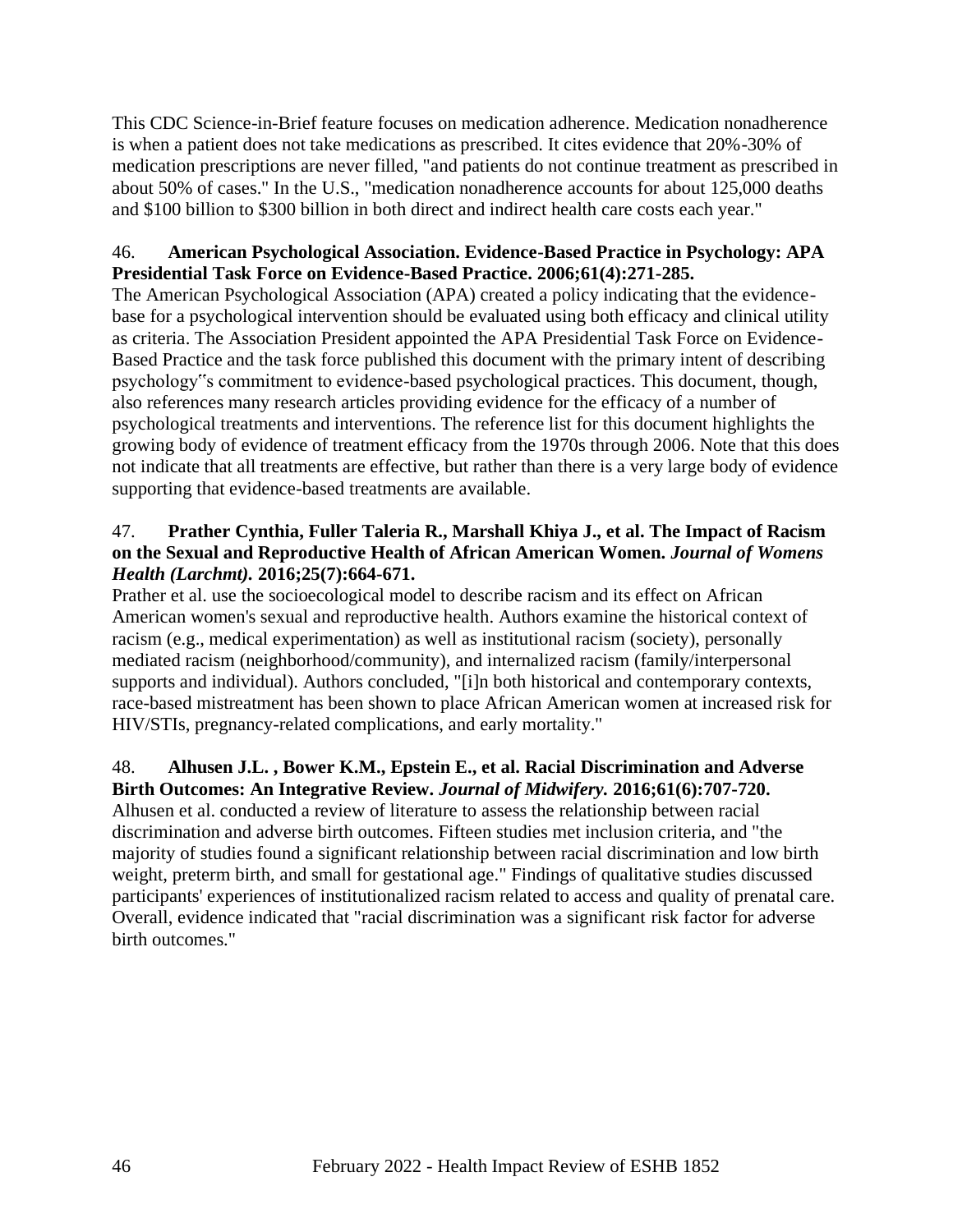This CDC Science-in-Brief feature focuses on medication adherence. Medication nonadherence is when a patient does not take medications as prescribed. It cites evidence that 20%-30% of medication prescriptions are never filled, "and patients do not continue treatment as prescribed in about 50% of cases." In the U.S., "medication nonadherence accounts for about 125,000 deaths and $100 billion to $300 billion in both direct and indirect health care costs each year."

46. **American Psychological Association. Evidence-Based Practice in Psychology: APA Presidential Task Force on Evidence-Based Practice. 2006;61(4):271-285.**
The American Psychological Association (APA) created a policy indicating that the evidence-base for a psychological intervention should be evaluated using both efficacy and clinical utility as criteria. The Association President appointed the APA Presidential Task Force on Evidence-Based Practice and the task force published this document with the primary intent of describing psychology‟s commitment to evidence-based psychological practices. This document, though, also references many research articles providing evidence for the efficacy of a number of psychological treatments and interventions. The reference list for this document highlights the growing body of evidence of treatment efficacy from the 1970s through 2006. Note that this does not indicate that all treatments are effective, but rather than there is a very large body of evidence supporting that evidence-based treatments are available.

47. **Prather Cynthia, Fuller Taleria R., Marshall Khiya J., et al. The Impact of Racism on the Sexual and Reproductive Health of African American Women. *Journal of Womens Health (Larchmt)*. 2016;25(7):664-671.**
Prather et al. use the socioecological model to describe racism and its effect on African American women's sexual and reproductive health. Authors examine the historical context of racism (e.g., medical experimentation) as well as institutional racism (society), personally mediated racism (neighborhood/community), and internalized racism (family/interpersonal supports and individual). Authors concluded, "[i]n both historical and contemporary contexts, race-based mistreatment has been shown to place African American women at increased risk for HIV/STIs, pregnancy-related complications, and early mortality."

48. **Alhusen J.L. , Bower K.M., Epstein E., et al. Racial Discrimination and Adverse Birth Outcomes: An Integrative Review. *Journal of Midwifery.* 2016;61(6):707-720.**
Alhusen et al. conducted a review of literature to assess the relationship between racial discrimination and adverse birth outcomes. Fifteen studies met inclusion criteria, and "the majority of studies found a significant relationship between racial discrimination and low birth weight, preterm birth, and small for gestational age." Findings of qualitative studies discussed participants' experiences of institutionalized racism related to access and quality of prenatal care. Overall, evidence indicated that "racial discrimination was a significant risk factor for adverse birth outcomes."